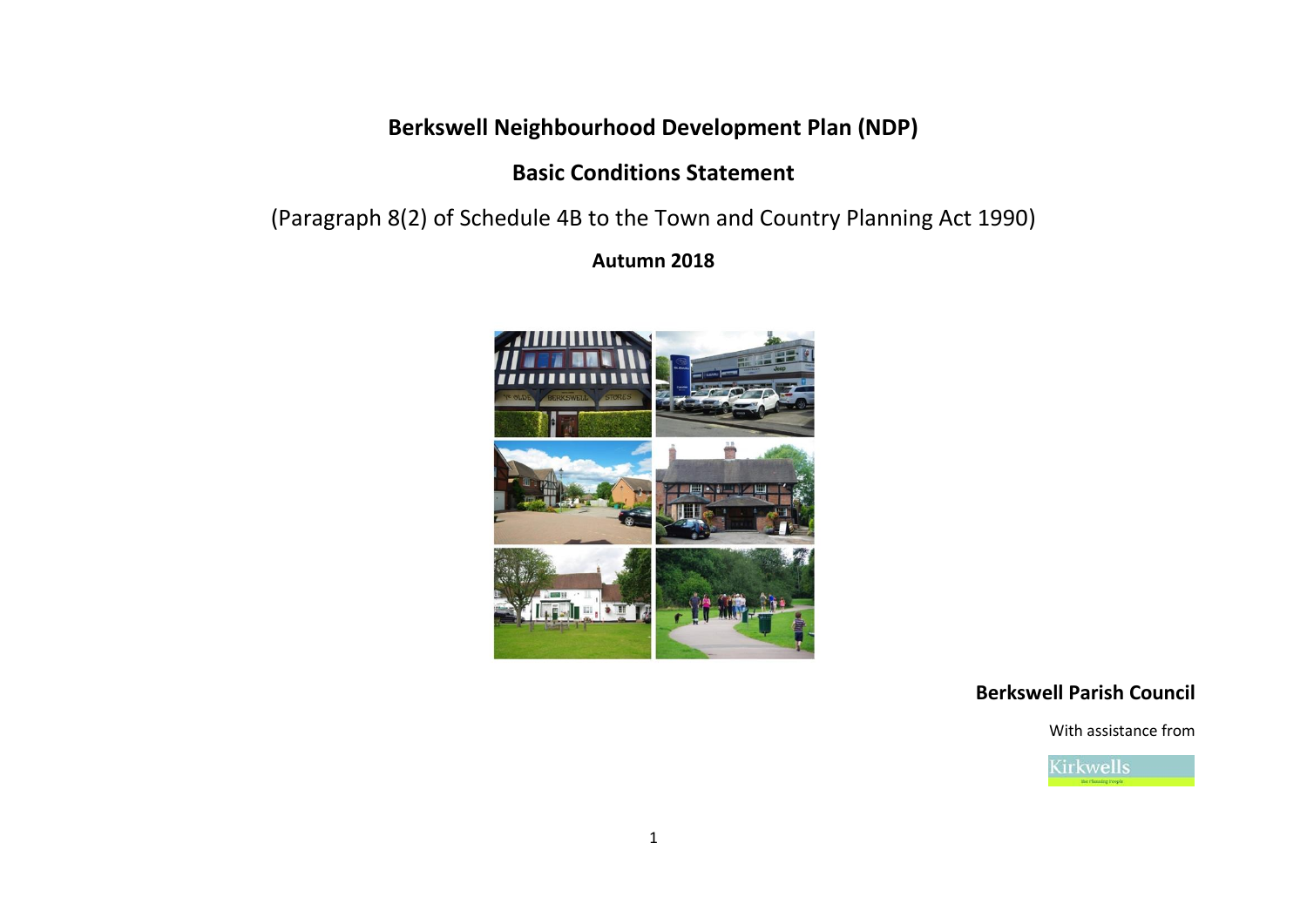# Berkswell Neighbourhood Development Plan (NDP)

## Basic Conditions Statement

(Paragraph 8(2) of Schedule 4B to the Town and Country Planning Act 1990)

**Autumn 2018**

**Berkswell Parish Council**

With assistance from

Kirkwells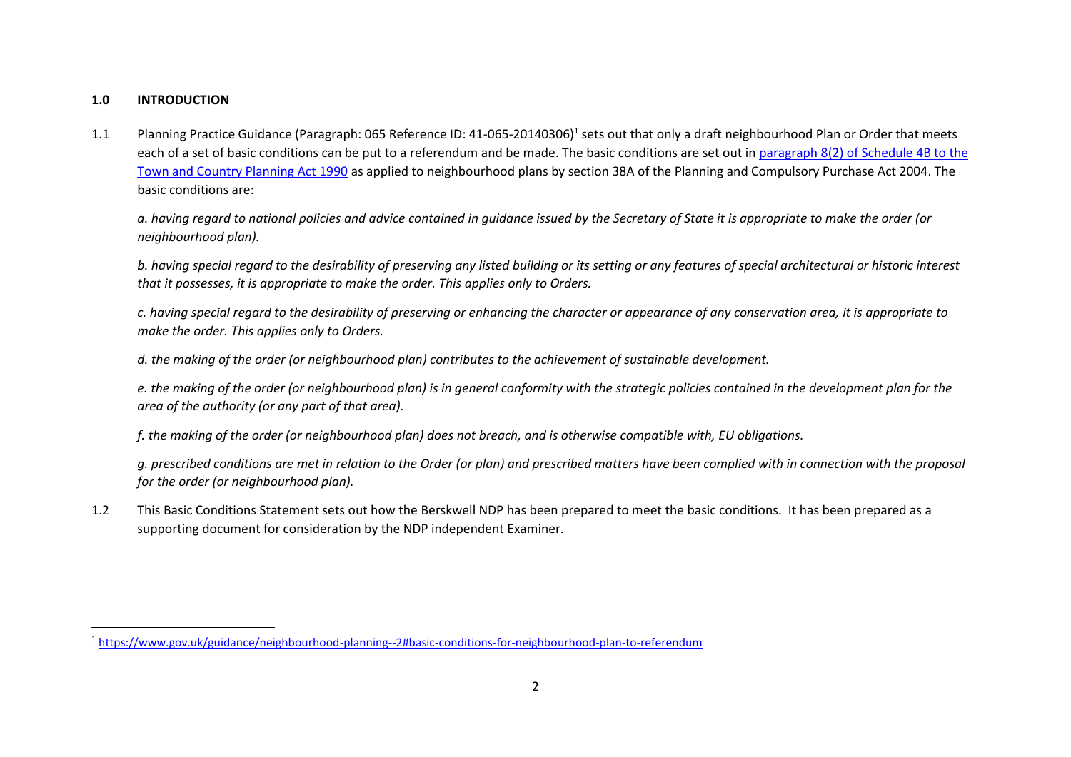## 1.0 INTRODUCTION

1.1 Planning Practice Guidance (Paragraph: 065 Reference ID: 41-065-20140306)[1] sets out that only a draft neighbourhood Plan or Order that meets each of a set of basic conditions can be put to a referendum and be made. The basic conditions are set out in [paragraph 8(2) of Schedule 4B to the Town and Country Planning Act 1990] as applied to neighbourhood plans by section 38A of the Planning and Compulsory Purchase Act 2004. The basic conditions are:

*a. having regard to national policies and advice contained in guidance issued by the Secretary of State it is appropriate to make the order (or neighbourhood plan).*

*b. having special regard to the desirability of preserving any listed building or its setting or any features of special architectural or historic interest that it possesses, it is appropriate to make the order. This applies only to Orders.*

*c. having special regard to the desirability of preserving or enhancing the character or appearance of any conservation area, it is appropriate to make the order. This applies only to Orders.*

*d. the making of the order (or neighbourhood plan) contributes to the achievement of sustainable development.*

*e. the making of the order (or neighbourhood plan) is in general conformity with the strategic policies contained in the development plan for the area of the authority (or any part of that area).*

*f. the making of the order (or neighbourhood plan) does not breach, and is otherwise compatible with, EU obligations.*

*g. prescribed conditions are met in relation to the Order (or plan) and prescribed matters have been complied with in connection with the proposal for the order (or neighbourhood plan).*

1.2 This Basic Conditions Statement sets out how the Berskwell NDP has been prepared to meet the basic conditions. It has been prepared as a supporting document for consideration by the NDP independent Examiner.

---

[1] https://www.gov.uk/guidance/neighbourhood-planning--2#basic-conditions-for-neighbourhood-plan-to-referendum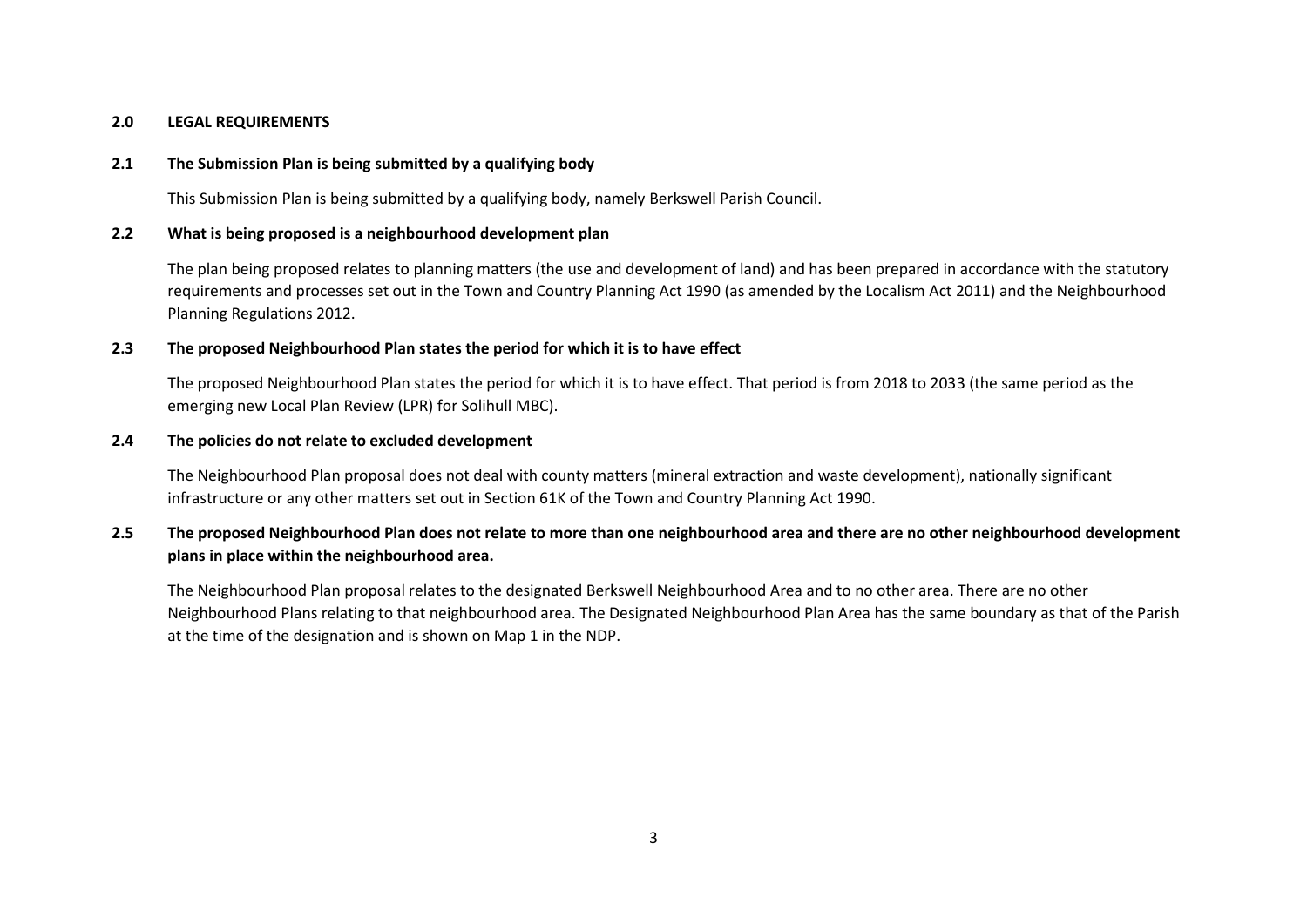## 2.0 LEGAL REQUIREMENTS

### 2.1 The Submission Plan is being submitted by a qualifying body

This Submission Plan is being submitted by a qualifying body, namely Berkswell Parish Council.

### 2.2 What is being proposed is a neighbourhood development plan

The plan being proposed relates to planning matters (the use and development of land) and has been prepared in accordance with the statutory requirements and processes set out in the Town and Country Planning Act 1990 (as amended by the Localism Act 2011) and the Neighbourhood Planning Regulations 2012.

### 2.3 The proposed Neighbourhood Plan states the period for which it is to have effect

The proposed Neighbourhood Plan states the period for which it is to have effect. That period is from 2018 to 2033 (the same period as the emerging new Local Plan Review (LPR) for Solihull MBC).

### 2.4 The policies do not relate to excluded development

The Neighbourhood Plan proposal does not deal with county matters (mineral extraction and waste development), nationally significant infrastructure or any other matters set out in Section 61K of the Town and Country Planning Act 1990.

### 2.5 The proposed Neighbourhood Plan does not relate to more than one neighbourhood area and there are no other neighbourhood development plans in place within the neighbourhood area.

The Neighbourhood Plan proposal relates to the designated Berkswell Neighbourhood Area and to no other area. There are no other Neighbourhood Plans relating to that neighbourhood area. The Designated Neighbourhood Plan Area has the same boundary as that of the Parish at the time of the designation and is shown on Map 1 in the NDP.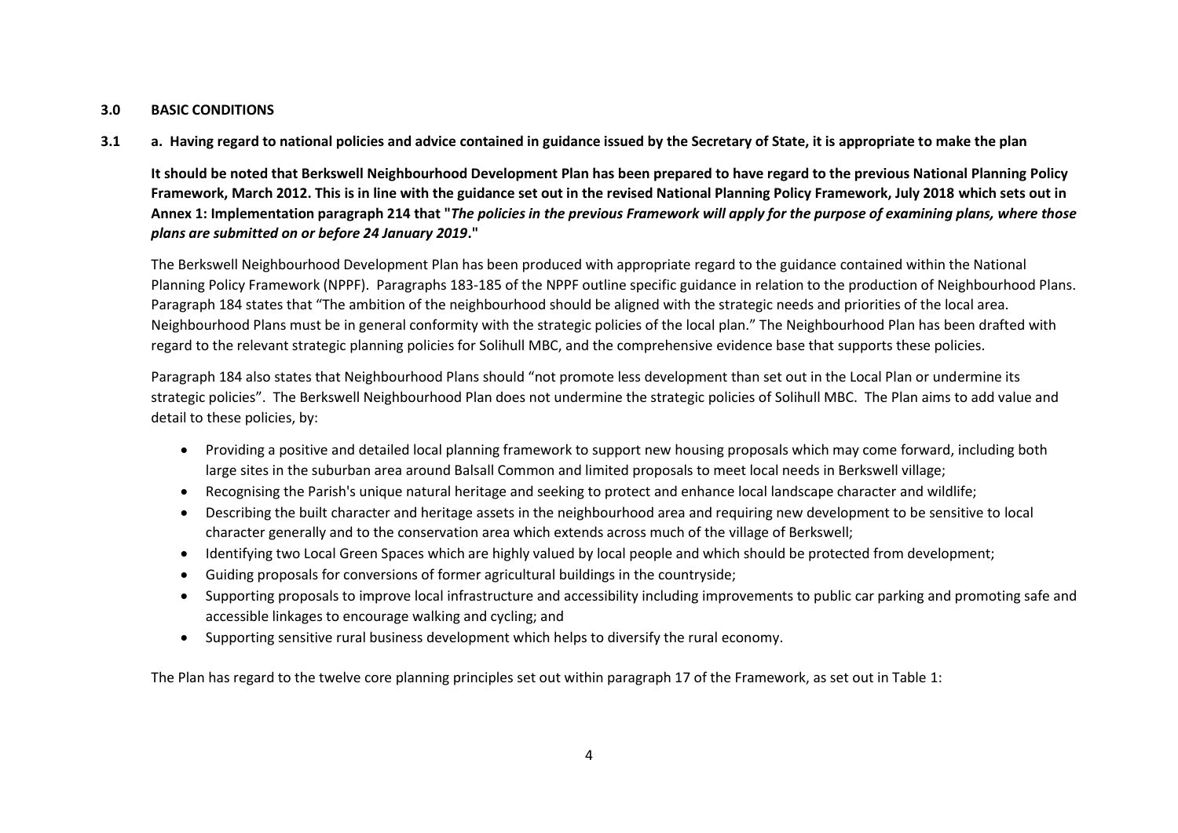## 3.0 BASIC CONDITIONS

### 3.1 a. Having regard to national policies and advice contained in guidance issued by the Secretary of State, it is appropriate to make the plan

**It should be noted that Berkswell Neighbourhood Development Plan has been prepared to have regard to the previous National Planning Policy Framework, March 2012. This is in line with the guidance set out in the revised National Planning Policy Framework, July 2018 which sets out in Annex 1: Implementation paragraph 214 that "*The policies in the previous Framework will apply for the purpose of examining plans, where those plans are submitted on or before 24 January 2019*."**

The Berkswell Neighbourhood Development Plan has been produced with appropriate regard to the guidance contained within the National Planning Policy Framework (NPPF). Paragraphs 183-185 of the NPPF outline specific guidance in relation to the production of Neighbourhood Plans. Paragraph 184 states that "The ambition of the neighbourhood should be aligned with the strategic needs and priorities of the local area. Neighbourhood Plans must be in general conformity with the strategic policies of the local plan." The Neighbourhood Plan has been drafted with regard to the relevant strategic planning policies for Solihull MBC, and the comprehensive evidence base that supports these policies.

Paragraph 184 also states that Neighbourhood Plans should "not promote less development than set out in the Local Plan or undermine its strategic policies". The Berkswell Neighbourhood Plan does not undermine the strategic policies of Solihull MBC. The Plan aims to add value and detail to these policies, by:

- Providing a positive and detailed local planning framework to support new housing proposals which may come forward, including both large sites in the suburban area around Balsall Common and limited proposals to meet local needs in Berkswell village;
- Recognising the Parish's unique natural heritage and seeking to protect and enhance local landscape character and wildlife;
- Describing the built character and heritage assets in the neighbourhood area and requiring new development to be sensitive to local character generally and to the conservation area which extends across much of the village of Berkswell;
- Identifying two Local Green Spaces which are highly valued by local people and which should be protected from development;
- Guiding proposals for conversions of former agricultural buildings in the countryside;
- Supporting proposals to improve local infrastructure and accessibility including improvements to public car parking and promoting safe and accessible linkages to encourage walking and cycling; and
- Supporting sensitive rural business development which helps to diversify the rural economy.

The Plan has regard to the twelve core planning principles set out within paragraph 17 of the Framework, as set out in Table 1: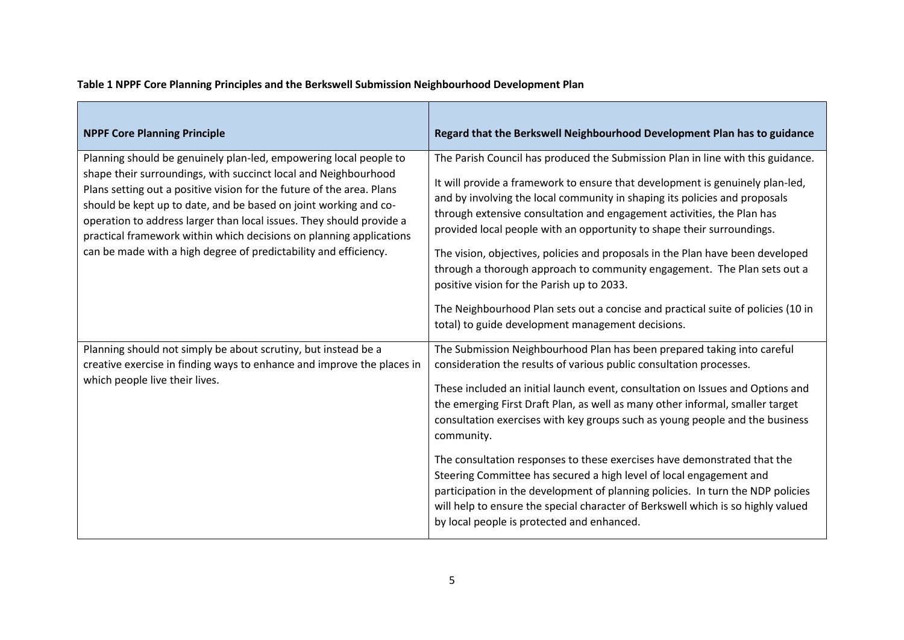**Table 1 NPPF Core Planning Principles and the Berkswell Submission Neighbourhood Development Plan**

| NPPF Core Planning Principle | Regard that the Berkswell Neighbourhood Development Plan has to guidance |
|---|---|
| Planning should be genuinely plan-led, empowering local people to shape their surroundings, with succinct local and Neighbourhood Plans setting out a positive vision for the future of the area. Plans should be kept up to date, and be based on joint working and co-operation to address larger than local issues. They should provide a practical framework within which decisions on planning applications can be made with a high degree of predictability and efficiency. | The Parish Council has produced the Submission Plan in line with this guidance.<br><br>It will provide a framework to ensure that development is genuinely plan-led, and by involving the local community in shaping its policies and proposals through extensive consultation and engagement activities, the Plan has provided local people with an opportunity to shape their surroundings.<br><br>The vision, objectives, policies and proposals in the Plan have been developed through a thorough approach to community engagement. The Plan sets out a positive vision for the Parish up to 2033.<br><br>The Neighbourhood Plan sets out a concise and practical suite of policies (10 in total) to guide development management decisions. |
| Planning should not simply be about scrutiny, but instead be a creative exercise in finding ways to enhance and improve the places in which people live their lives. | The Submission Neighbourhood Plan has been prepared taking into careful consideration the results of various public consultation processes.<br><br>These included an initial launch event, consultation on Issues and Options and the emerging First Draft Plan, as well as many other informal, smaller target consultation exercises with key groups such as young people and the business community.<br><br>The consultation responses to these exercises have demonstrated that the Steering Committee has secured a high level of local engagement and participation in the development of planning policies. In turn the NDP policies will help to ensure the special character of Berkswell which is so highly valued by local people is protected and enhanced. |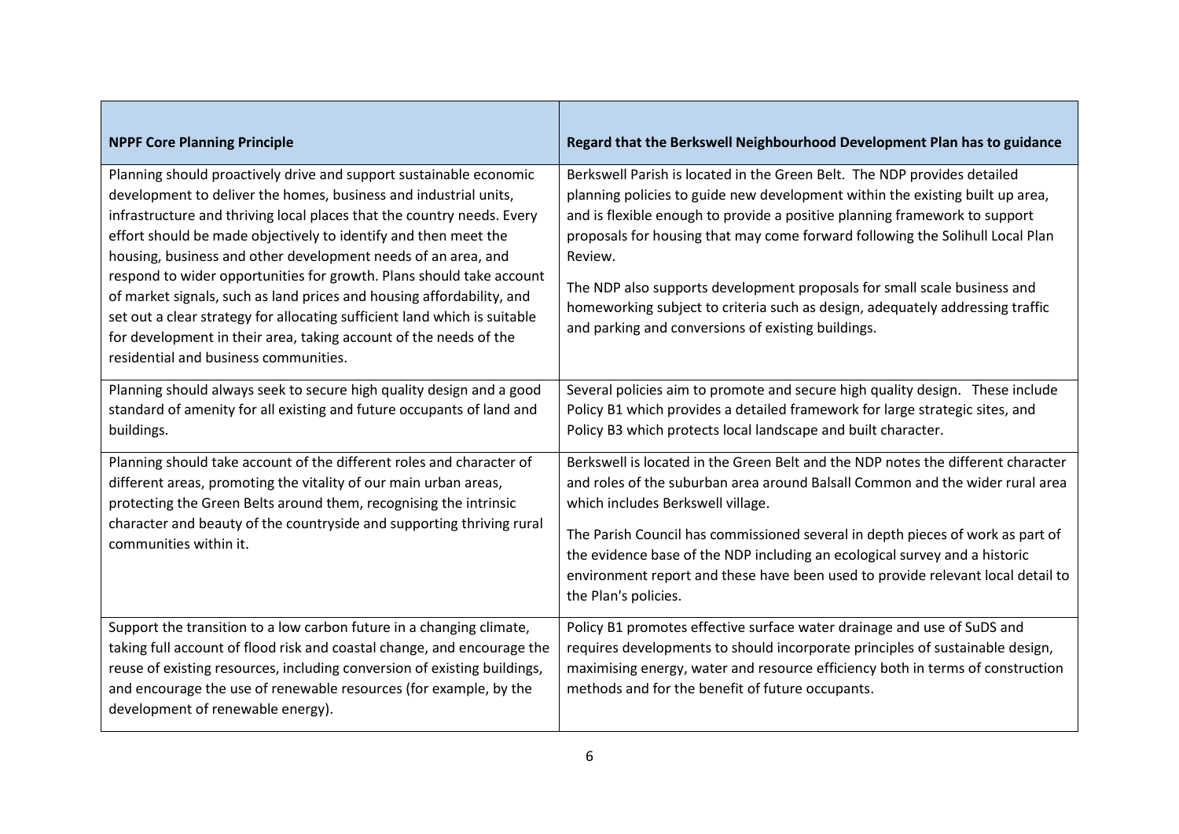| NPPF Core Planning Principle | Regard that the Berkswell Neighbourhood Development Plan has to guidance |
|---|---|
| Planning should proactively drive and support sustainable economic development to deliver the homes, business and industrial units, infrastructure and thriving local places that the country needs. Every effort should be made objectively to identify and then meet the housing, business and other development needs of an area, and respond to wider opportunities for growth. Plans should take account of market signals, such as land prices and housing affordability, and set out a clear strategy for allocating sufficient land which is suitable for development in their area, taking account of the needs of the residential and business communities. | Berkswell Parish is located in the Green Belt. The NDP provides detailed planning policies to guide new development within the existing built up area, and is flexible enough to provide a positive planning framework to support proposals for housing that may come forward following the Solihull Local Plan Review.<br><br>The NDP also supports development proposals for small scale business and homeworking subject to criteria such as design, adequately addressing traffic and parking and conversions of existing buildings. |
| Planning should always seek to secure high quality design and a good standard of amenity for all existing and future occupants of land and buildings. | Several policies aim to promote and secure high quality design. These include Policy B1 which provides a detailed framework for large strategic sites, and Policy B3 which protects local landscape and built character. |
| Planning should take account of the different roles and character of different areas, promoting the vitality of our main urban areas, protecting the Green Belts around them, recognising the intrinsic character and beauty of the countryside and supporting thriving rural communities within it. | Berkswell is located in the Green Belt and the NDP notes the different character and roles of the suburban area around Balsall Common and the wider rural area which includes Berkswell village.<br><br>The Parish Council has commissioned several in depth pieces of work as part of the evidence base of the NDP including an ecological survey and a historic environment report and these have been used to provide relevant local detail to the Plan's policies. |
| Support the transition to a low carbon future in a changing climate, taking full account of flood risk and coastal change, and encourage the reuse of existing resources, including conversion of existing buildings, and encourage the use of renewable resources (for example, by the development of renewable energy). | Policy B1 promotes effective surface water drainage and use of SuDS and requires developments to should incorporate principles of sustainable design, maximising energy, water and resource efficiency both in terms of construction methods and for the benefit of future occupants. |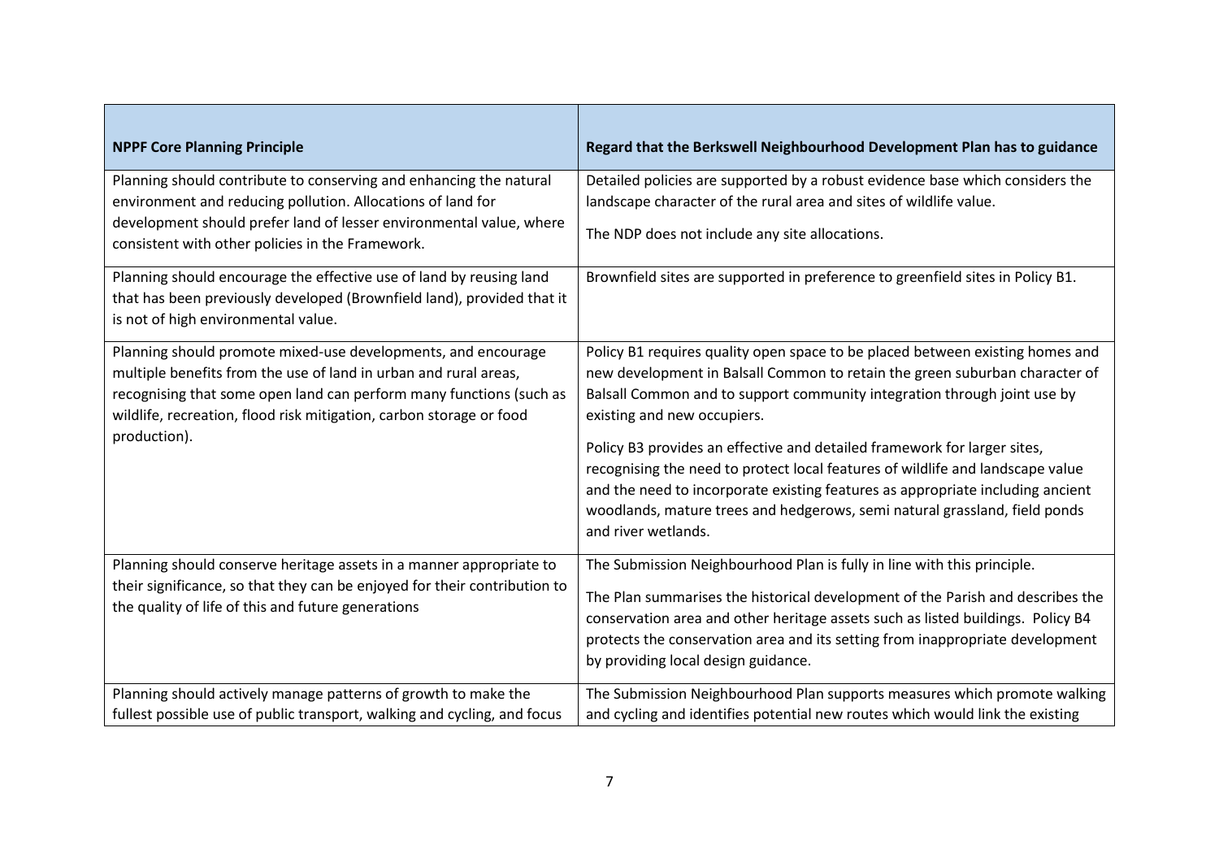| NPPF Core Planning Principle | Regard that the Berkswell Neighbourhood Development Plan has to guidance |
| --- | --- |
| Planning should contribute to conserving and enhancing the natural environment and reducing pollution. Allocations of land for development should prefer land of lesser environmental value, where consistent with other policies in the Framework. | Detailed policies are supported by a robust evidence base which considers the landscape character of the rural area and sites of wildlife value.<br><br>The NDP does not include any site allocations. |
| Planning should encourage the effective use of land by reusing land that has been previously developed (Brownfield land), provided that it is not of high environmental value. | Brownfield sites are supported in preference to greenfield sites in Policy B1. |
| Planning should promote mixed-use developments, and encourage multiple benefits from the use of land in urban and rural areas, recognising that some open land can perform many functions (such as wildlife, recreation, flood risk mitigation, carbon storage or food production). | Policy B1 requires quality open space to be placed between existing homes and new development in Balsall Common to retain the green suburban character of Balsall Common and to support community integration through joint use by existing and new occupiers.<br><br>Policy B3 provides an effective and detailed framework for larger sites, recognising the need to protect local features of wildlife and landscape value and the need to incorporate existing features as appropriate including ancient woodlands, mature trees and hedgerows, semi natural grassland, field ponds and river wetlands. |
| Planning should conserve heritage assets in a manner appropriate to their significance, so that they can be enjoyed for their contribution to the quality of life of this and future generations | The Submission Neighbourhood Plan is fully in line with this principle.<br><br>The Plan summarises the historical development of the Parish and describes the conservation area and other heritage assets such as listed buildings. Policy B4 protects the conservation area and its setting from inappropriate development by providing local design guidance. |
| Planning should actively manage patterns of growth to make the fullest possible use of public transport, walking and cycling, and focus | The Submission Neighbourhood Plan supports measures which promote walking and cycling and identifies potential new routes which would link the existing |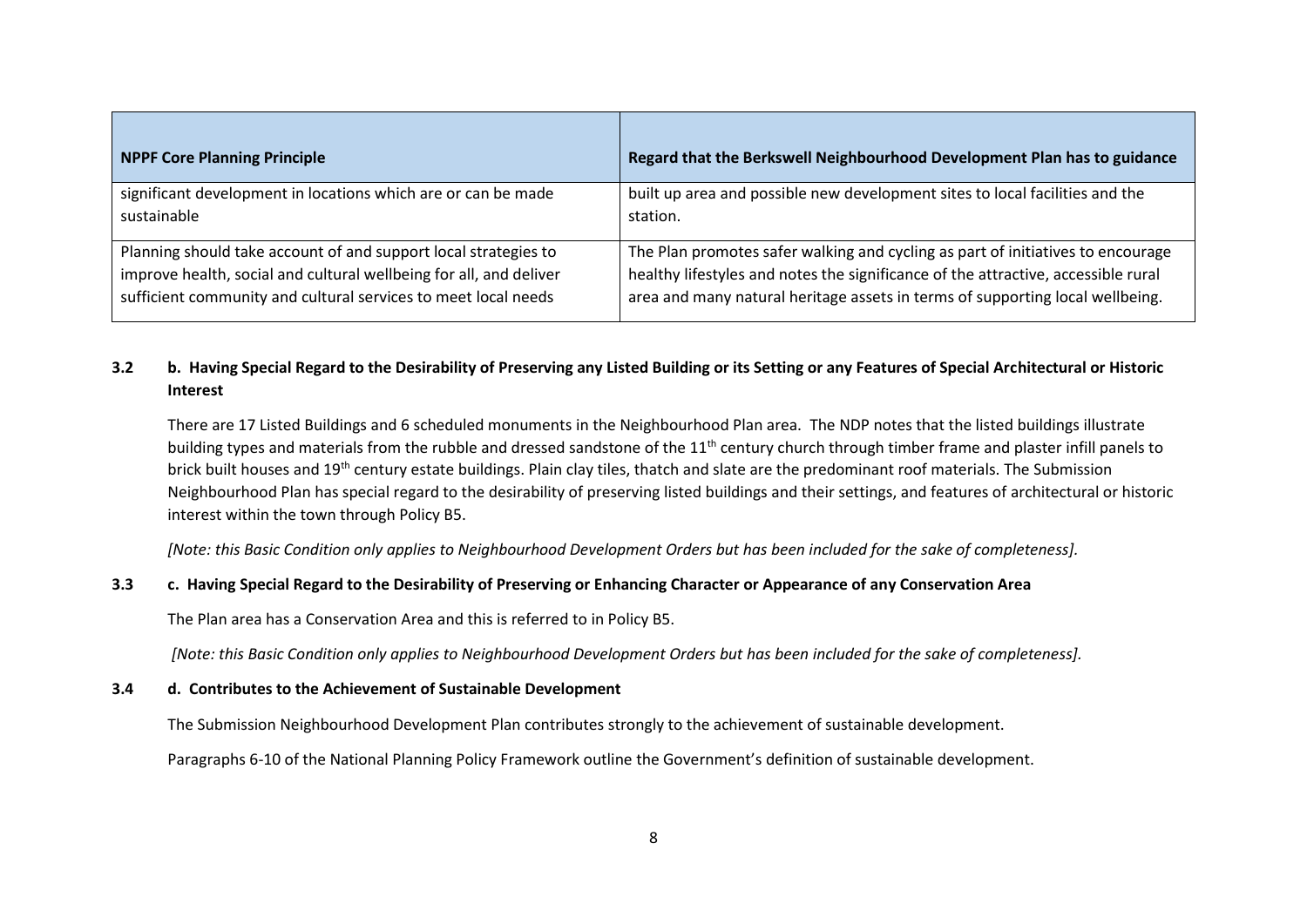| NPPF Core Planning Principle | Regard that the Berkswell Neighbourhood Development Plan has to guidance |
| --- | --- |
| significant development in locations which are or can be made sustainable | built up area and possible new development sites to local facilities and the station. |
| Planning should take account of and support local strategies to improve health, social and cultural wellbeing for all, and deliver sufficient community and cultural services to meet local needs | The Plan promotes safer walking and cycling as part of initiatives to encourage healthy lifestyles and notes the significance of the attractive, accessible rural area and many natural heritage assets in terms of supporting local wellbeing. |

**3.2 b. Having Special Regard to the Desirability of Preserving any Listed Building or its Setting or any Features of Special Architectural or Historic Interest**

There are 17 Listed Buildings and 6 scheduled monuments in the Neighbourhood Plan area. The NDP notes that the listed buildings illustrate building types and materials from the rubble and dressed sandstone of the 11th century church through timber frame and plaster infill panels to brick built houses and 19th century estate buildings. Plain clay tiles, thatch and slate are the predominant roof materials. The Submission Neighbourhood Plan has special regard to the desirability of preserving listed buildings and their settings, and features of architectural or historic interest within the town through Policy B5.

*[Note: this Basic Condition only applies to Neighbourhood Development Orders but has been included for the sake of completeness].*

**3.3 c. Having Special Regard to the Desirability of Preserving or Enhancing Character or Appearance of any Conservation Area**

The Plan area has a Conservation Area and this is referred to in Policy B5.

*[Note: this Basic Condition only applies to Neighbourhood Development Orders but has been included for the sake of completeness].*

**3.4 d. Contributes to the Achievement of Sustainable Development**

The Submission Neighbourhood Development Plan contributes strongly to the achievement of sustainable development.

Paragraphs 6-10 of the National Planning Policy Framework outline the Government's definition of sustainable development.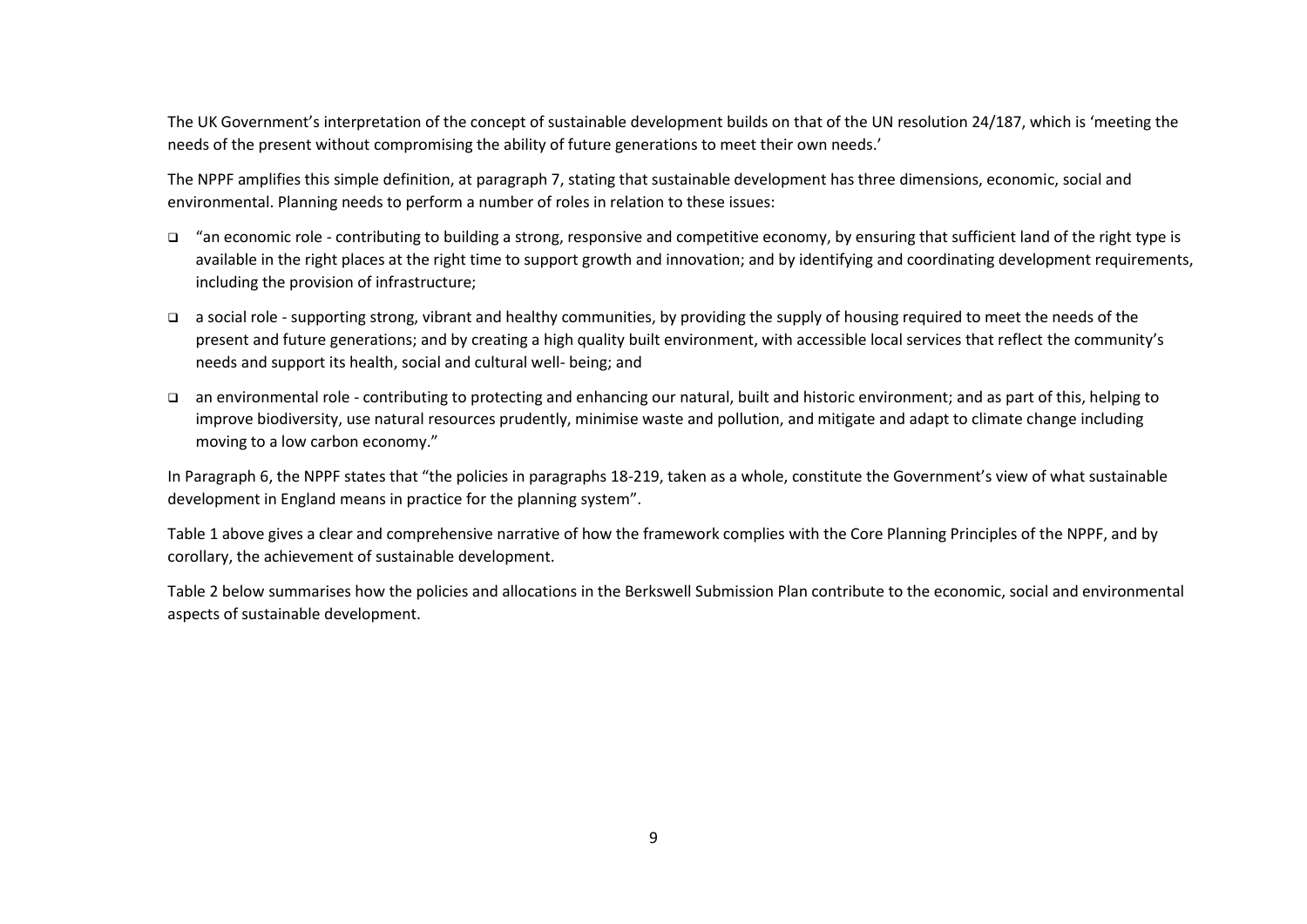The UK Government's interpretation of the concept of sustainable development builds on that of the UN resolution 24/187, which is 'meeting the needs of the present without compromising the ability of future generations to meet their own needs.'

The NPPF amplifies this simple definition, at paragraph 7, stating that sustainable development has three dimensions, economic, social and environmental. Planning needs to perform a number of roles in relation to these issues:

- "an economic role - contributing to building a strong, responsive and competitive economy, by ensuring that sufficient land of the right type is available in the right places at the right time to support growth and innovation; and by identifying and coordinating development requirements, including the provision of infrastructure;
- a social role - supporting strong, vibrant and healthy communities, by providing the supply of housing required to meet the needs of the present and future generations; and by creating a high quality built environment, with accessible local services that reflect the community's needs and support its health, social and cultural well- being; and
- an environmental role - contributing to protecting and enhancing our natural, built and historic environment; and as part of this, helping to improve biodiversity, use natural resources prudently, minimise waste and pollution, and mitigate and adapt to climate change including moving to a low carbon economy."

In Paragraph 6, the NPPF states that "the policies in paragraphs 18-219, taken as a whole, constitute the Government's view of what sustainable development in England means in practice for the planning system".

Table 1 above gives a clear and comprehensive narrative of how the framework complies with the Core Planning Principles of the NPPF, and by corollary, the achievement of sustainable development.

Table 2 below summarises how the policies and allocations in the Berkswell Submission Plan contribute to the economic, social and environmental aspects of sustainable development.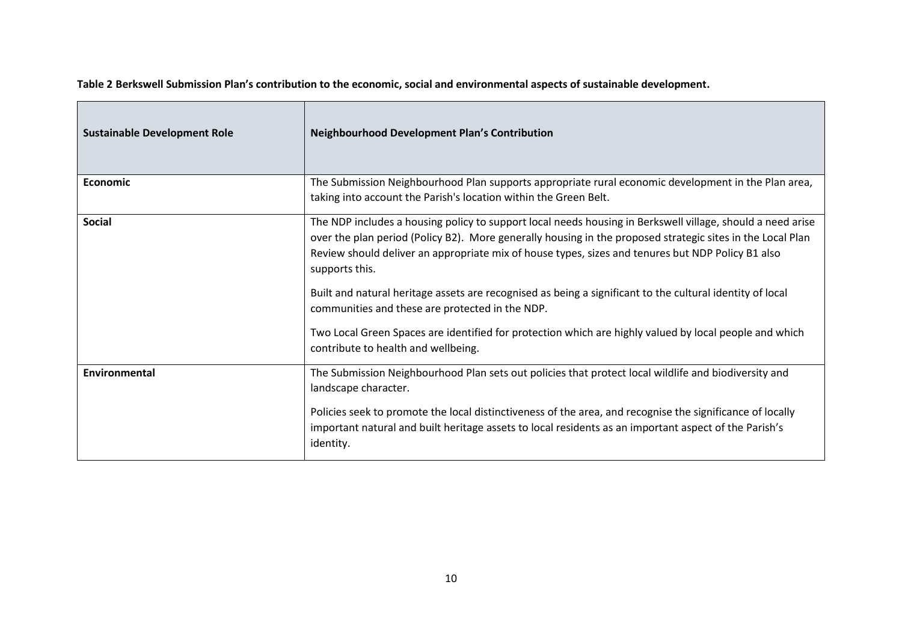**Table 2 Berkswell Submission Plan's contribution to the economic, social and environmental aspects of sustainable development.**

| Sustainable Development Role | Neighbourhood Development Plan's Contribution |
|---|---|
| **Economic** | The Submission Neighbourhood Plan supports appropriate rural economic development in the Plan area, taking into account the Parish's location within the Green Belt. |
| **Social** | The NDP includes a housing policy to support local needs housing in Berkswell village, should a need arise over the plan period (Policy B2). More generally housing in the proposed strategic sites in the Local Plan Review should deliver an appropriate mix of house types, sizes and tenures but NDP Policy B1 also supports this.<br><br>Built and natural heritage assets are recognised as being a significant to the cultural identity of local communities and these are protected in the NDP.<br><br>Two Local Green Spaces are identified for protection which are highly valued by local people and which contribute to health and wellbeing. |
| **Environmental** | The Submission Neighbourhood Plan sets out policies that protect local wildlife and biodiversity and landscape character.<br><br>Policies seek to promote the local distinctiveness of the area, and recognise the significance of locally important natural and built heritage assets to local residents as an important aspect of the Parish's identity. |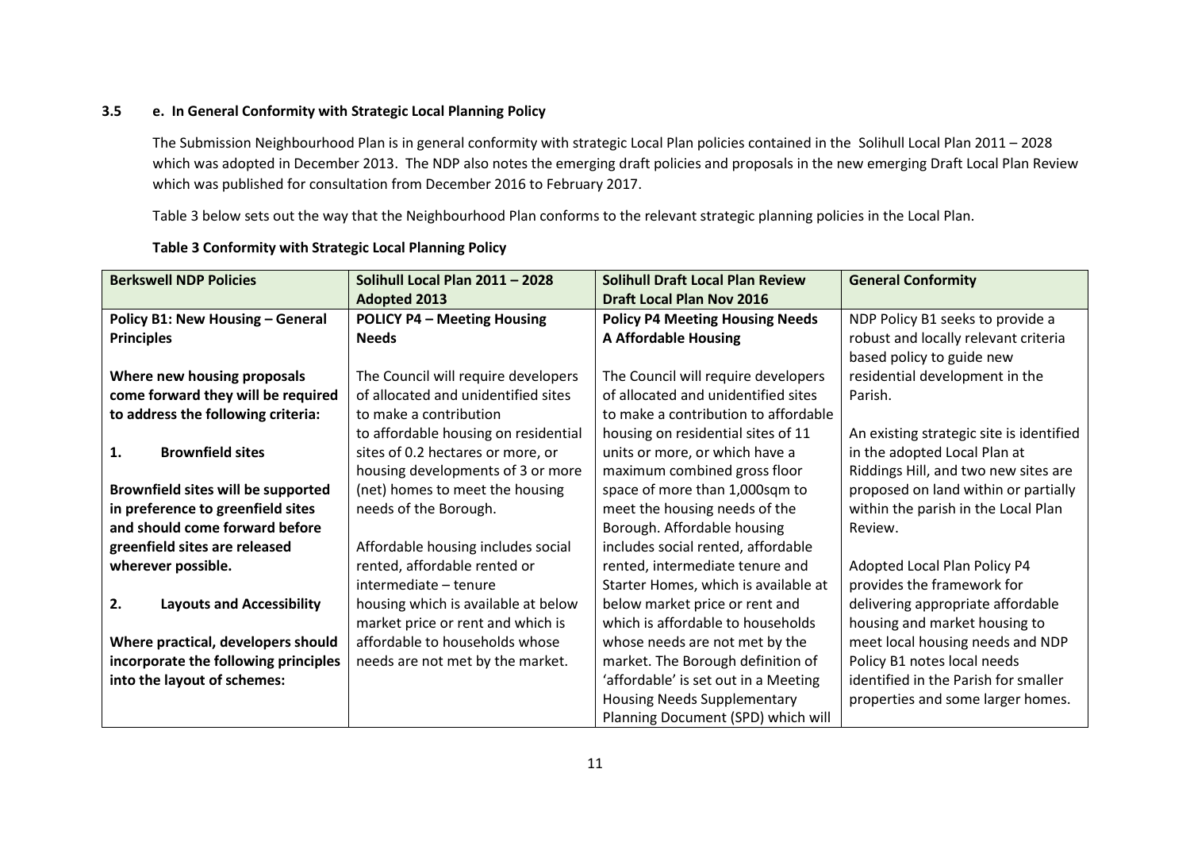### 3.5 e. In General Conformity with Strategic Local Planning Policy

The Submission Neighbourhood Plan is in general conformity with strategic Local Plan policies contained in the Solihull Local Plan 2011 – 2028 which was adopted in December 2013. The NDP also notes the emerging draft policies and proposals in the new emerging Draft Local Plan Review which was published for consultation from December 2016 to February 2017.

Table 3 below sets out the way that the Neighbourhood Plan conforms to the relevant strategic planning policies in the Local Plan.

**Table 3 Conformity with Strategic Local Planning Policy**

| Berkswell NDP Policies | Solihull Local Plan 2011 – 2028 Adopted 2013 | Solihull Draft Local Plan Review Draft Local Plan Nov 2016 | General Conformity |
|---|---|---|---|
| **Policy B1: New Housing – General Principles**<br><br>**Where new housing proposals come forward they will be required to address the following criteria:**<br><br>**1. Brownfield sites**<br><br>**Brownfield sites will be supported in preference to greenfield sites and should come forward before greenfield sites are released wherever possible.**<br><br>**2. Layouts and Accessibility**<br><br>**Where practical, developers should incorporate the following principles into the layout of schemes:** | **POLICY P4 – Meeting Housing Needs**<br><br>The Council will require developers of allocated and unidentified sites to make a contribution to affordable housing on residential sites of 0.2 hectares or more, or housing developments of 3 or more (net) homes to meet the housing needs of the Borough.<br><br>Affordable housing includes social rented, affordable rented or intermediate – tenure housing which is available at below market price or rent and which is affordable to households whose needs are not met by the market. | **Policy P4 Meeting Housing Needs A Affordable Housing**<br><br>The Council will require developers of allocated and unidentified sites to make a contribution to affordable housing on residential sites of 11 units or more, or which have a maximum combined gross floor space of more than 1,000sqm to meet the housing needs of the Borough. Affordable housing includes social rented, affordable rented, intermediate tenure and Starter Homes, which is available at below market price or rent and which is affordable to households whose needs are not met by the market. The Borough definition of 'affordable' is set out in a Meeting Housing Needs Supplementary Planning Document (SPD) which will | NDP Policy B1 seeks to provide a robust and locally relevant criteria based policy to guide new residential development in the Parish.<br><br>An existing strategic site is identified in the adopted Local Plan at Riddings Hill, and two new sites are proposed on land within or partially within the parish in the Local Plan Review.<br><br>Adopted Local Plan Policy P4 provides the framework for delivering appropriate affordable housing and market housing to meet local housing needs and NDP Policy B1 notes local needs identified in the Parish for smaller properties and some larger homes. |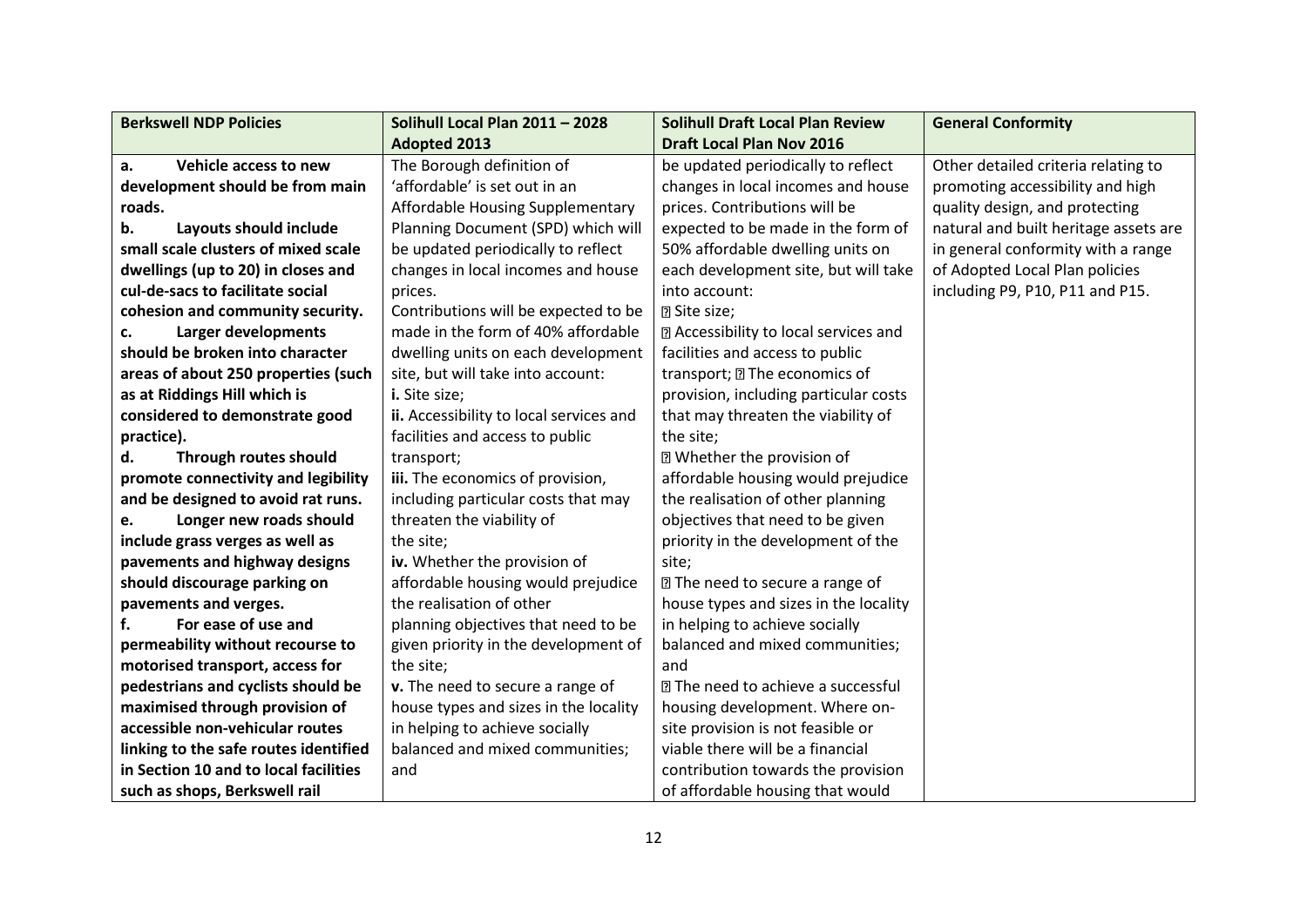| Berkswell NDP Policies | Solihull Local Plan 2011 – 2028 Adopted 2013 | Solihull Draft Local Plan Review Draft Local Plan Nov 2016 | General Conformity |
|---|---|---|---|
| **a. Vehicle access to new development should be from main roads.**<br>**b. Layouts should include small scale clusters of mixed scale dwellings (up to 20) in closes and cul-de-sacs to facilitate social cohesion and community security.**<br>**c. Larger developments should be broken into character areas of about 250 properties (such as at Riddings Hill which is considered to demonstrate good practice).**<br>**d. Through routes should promote connectivity and legibility and be designed to avoid rat runs.**<br>**e. Longer new roads should include grass verges as well as pavements and highway designs should discourage parking on pavements and verges.**<br>**f. For ease of use and permeability without recourse to motorised transport, access for pedestrians and cyclists should be maximised through provision of accessible non-vehicular routes linking to the safe routes identified in Section 10 and to local facilities such as shops, Berkswell rail** | The Borough definition of 'affordable' is set out in an Affordable Housing Supplementary Planning Document (SPD) which will be updated periodically to reflect changes in local incomes and house prices.<br>Contributions will be expected to be made in the form of 40% affordable dwelling units on each development site, but will take into account:<br>**i.** Site size;<br>**ii.** Accessibility to local services and facilities and access to public transport;<br>**iii.** The economics of provision, including particular costs that may threaten the viability of the site;<br>**iv.** Whether the provision of affordable housing would prejudice the realisation of other planning objectives that need to be given priority in the development of the site;<br>**v.** The need to secure a range of house types and sizes in the locality in helping to achieve socially balanced and mixed communities; and | be updated periodically to reflect changes in local incomes and house prices. Contributions will be expected to be made in the form of 50% affordable dwelling units on each development site, but will take into account:<br>• Site size;<br>• Accessibility to local services and facilities and access to public transport; • The economics of provision, including particular costs that may threaten the viability of the site;<br>• Whether the provision of affordable housing would prejudice the realisation of other planning objectives that need to be given priority in the development of the site;<br>• The need to secure a range of house types and sizes in the locality in helping to achieve socially balanced and mixed communities; and<br>• The need to achieve a successful housing development. Where on-site provision is not feasible or viable there will be a financial contribution towards the provision of affordable housing that would | Other detailed criteria relating to promoting accessibility and high quality design, and protecting natural and built heritage assets are in general conformity with a range of Adopted Local Plan policies including P9, P10, P11 and P15. |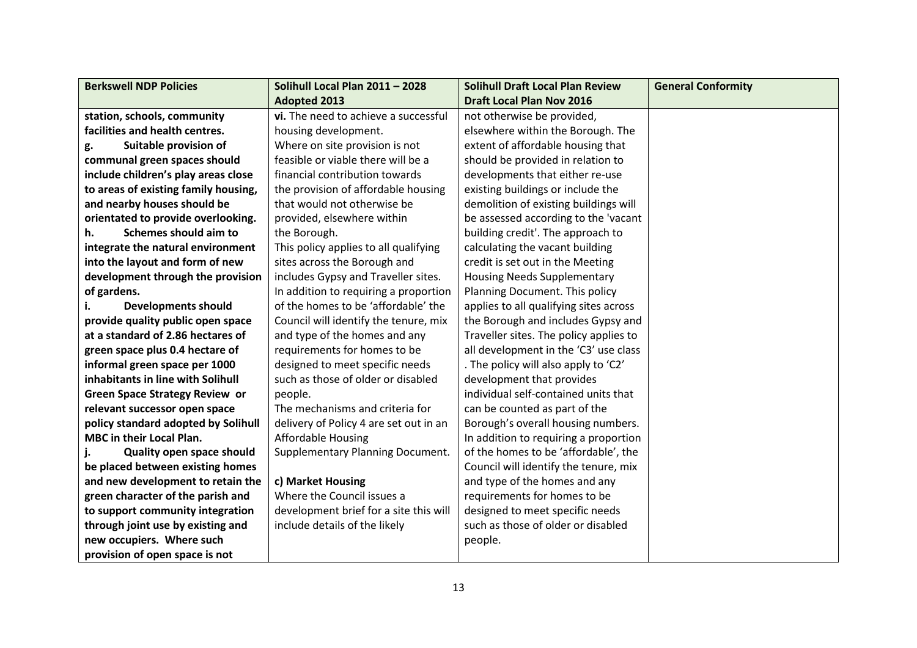| Berkswell NDP Policies | Solihull Local Plan 2011 – 2028 Adopted 2013 | Solihull Draft Local Plan Review Draft Local Plan Nov 2016 | General Conformity |
|---|---|---|---|
| **station, schools, community facilities and health centres.**<br>**g. Suitable provision of communal green spaces should include children's play areas close to areas of existing family housing, and nearby houses should be orientated to provide overlooking.**<br>**h. Schemes should aim to integrate the natural environment into the layout and form of new development through the provision of gardens.**<br>**i. Developments should provide quality public open space at a standard of 2.86 hectares of green space plus 0.4 hectare of informal green space per 1000 inhabitants in line with Solihull Green Space Strategy Review or relevant successor open space policy standard adopted by Solihull MBC in their Local Plan.**<br>**j. Quality open space should be placed between existing homes and new development to retain the green character of the parish and to support community integration through joint use by existing and new occupiers. Where such provision of open space is not** | **vi.** The need to achieve a successful housing development.<br>Where on site provision is not feasible or viable there will be a financial contribution towards the provision of affordable housing that would not otherwise be provided, elsewhere within the Borough.<br>This policy applies to all qualifying sites across the Borough and includes Gypsy and Traveller sites.<br>In addition to requiring a proportion of the homes to be 'affordable' the Council will identify the tenure, mix and type of the homes and any requirements for homes to be designed to meet specific needs such as those of older or disabled people.<br>The mechanisms and criteria for delivery of Policy 4 are set out in an Affordable Housing Supplementary Planning Document.<br><br>**c) Market Housing**<br>Where the Council issues a development brief for a site this will include details of the likely | not otherwise be provided, elsewhere within the Borough. The extent of affordable housing that should be provided in relation to developments that either re-use existing buildings or include the demolition of existing buildings will be assessed according to the 'vacant building credit'. The approach to calculating the vacant building credit is set out in the Meeting Housing Needs Supplementary Planning Document. This policy applies to all qualifying sites across the Borough and includes Gypsy and Traveller sites. The policy applies to all development in the 'C3' use class . The policy will also apply to 'C2' development that provides individual self-contained units that can be counted as part of the Borough's overall housing numbers. In addition to requiring a proportion of the homes to be 'affordable', the Council will identify the tenure, mix and type of the homes and any requirements for homes to be designed to meet specific needs such as those of older or disabled people. | |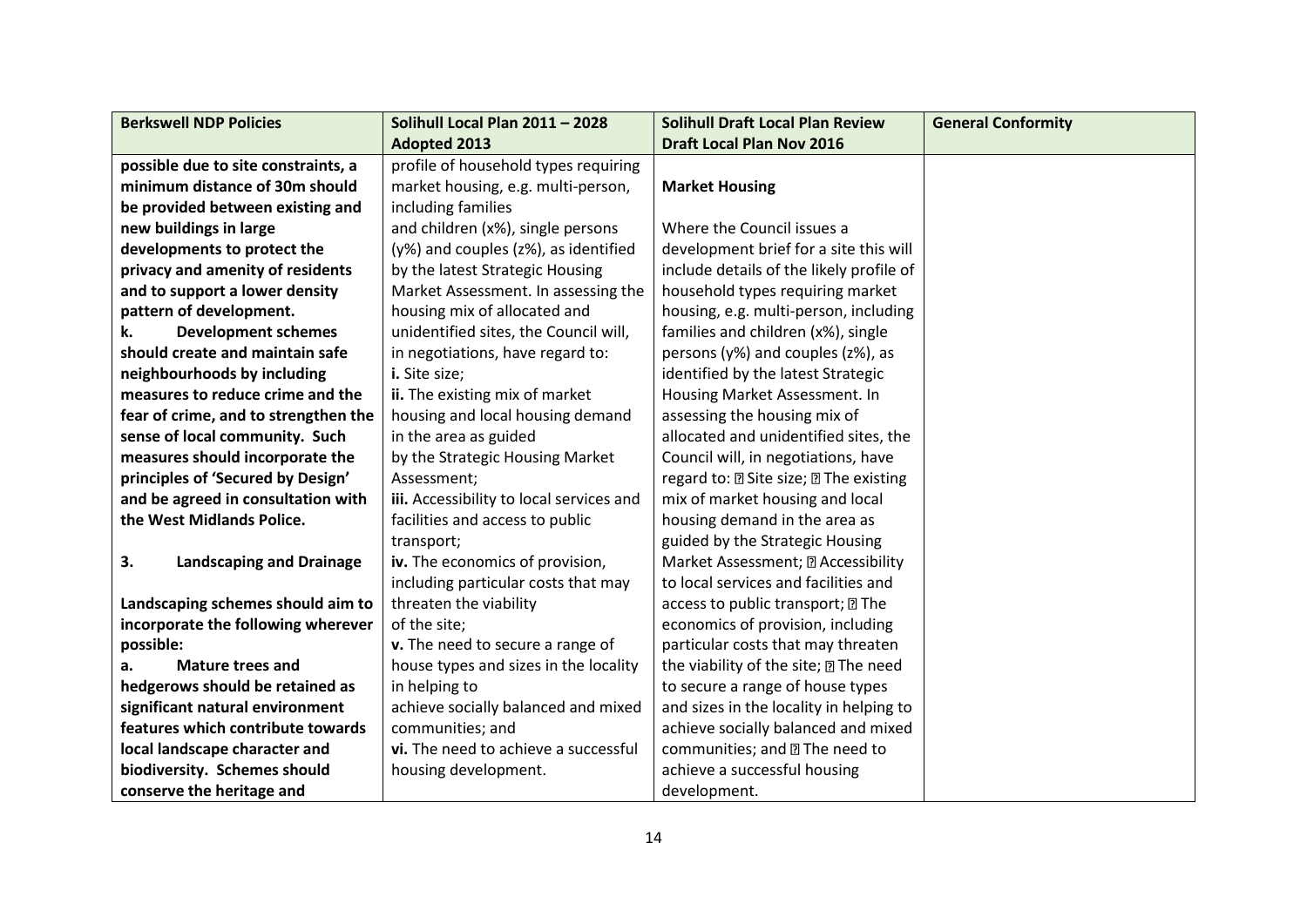| Berkswell NDP Policies | Solihull Local Plan 2011 – 2028 Adopted 2013 | Solihull Draft Local Plan Review Draft Local Plan Nov 2016 | General Conformity |
|---|---|---|---|
| **possible due to site constraints, a minimum distance of 30m should be provided between existing and new buildings in large developments to protect the privacy and amenity of residents and to support a lower density pattern of development.**<br>**k. Development schemes should create and maintain safe neighbourhoods by including measures to reduce crime and the fear of crime, and to strengthen the sense of local community. Such measures should incorporate the principles of 'Secured by Design' and be agreed in consultation with the West Midlands Police.**<br><br>**3. Landscaping and Drainage**<br><br>**Landscaping schemes should aim to incorporate the following wherever possible:**<br>**a. Mature trees and hedgerows should be retained as significant natural environment features which contribute towards local landscape character and biodiversity. Schemes should conserve the heritage and** | profile of household types requiring market housing, e.g. multi-person, including families and children (x%), single persons (y%) and couples (z%), as identified by the latest Strategic Housing Market Assessment. In assessing the housing mix of allocated and unidentified sites, the Council will, in negotiations, have regard to:<br>**i.** Site size;<br>**ii.** The existing mix of market housing and local housing demand in the area as guided by the Strategic Housing Market Assessment;<br>**iii.** Accessibility to local services and facilities and access to public transport;<br>**iv.** The economics of provision, including particular costs that may threaten the viability of the site;<br>**v.** The need to secure a range of house types and sizes in the locality in helping to achieve socially balanced and mixed communities; and<br>**vi.** The need to achieve a successful housing development. | **Market Housing**<br><br>Where the Council issues a development brief for a site this will include details of the likely profile of household types requiring market housing, e.g. multi-person, including families and children (x%), single persons (y%) and couples (z%), as identified by the latest Strategic Housing Market Assessment. In assessing the housing mix of allocated and unidentified sites, the Council will, in negotiations, have regard to: Site size; The existing mix of market housing and local housing demand in the area as guided by the Strategic Housing Market Assessment; Accessibility to local services and facilities and access to public transport; The economics of provision, including particular costs that may threaten the viability of the site; The need to secure a range of house types and sizes in the locality in helping to achieve socially balanced and mixed communities; and The need to achieve a successful housing development. | |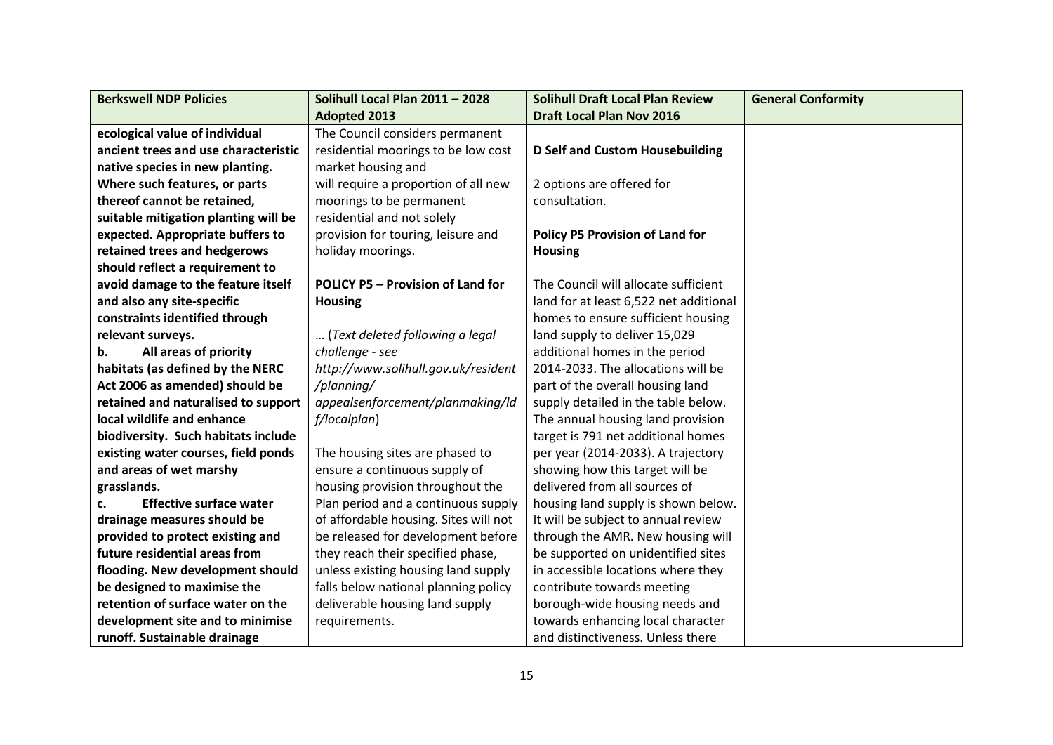| Berkswell NDP Policies | Solihull Local Plan 2011 – 2028 Adopted 2013 | Solihull Draft Local Plan Review Draft Local Plan Nov 2016 | General Conformity |
|---|---|---|---|
| **ecological value of individual ancient trees and use characteristic native species in new planting. Where such features, or parts thereof cannot be retained, suitable mitigation planting will be expected. Appropriate buffers to retained trees and hedgerows should reflect a requirement to avoid damage to the feature itself and also any site-specific constraints identified through relevant surveys.**<br>**b. All areas of priority habitats (as defined by the NERC Act 2006 as amended) should be retained and naturalised to support local wildlife and enhance biodiversity. Such habitats include existing water courses, field ponds and areas of wet marshy grasslands.**<br>**c. Effective surface water drainage measures should be provided to protect existing and future residential areas from flooding. New development should be designed to maximise the retention of surface water on the development site and to minimise runoff. Sustainable drainage** | The Council considers permanent residential moorings to be low cost market housing and will require a proportion of all new moorings to be permanent residential and not solely provision for touring, leisure and holiday moorings.<br><br>**POLICY P5 – Provision of Land for Housing**<br><br>… (*Text deleted following a legal challenge - see http://www.solihull.gov.uk/resident/planning/appealsenforcement/planmaking/ldf/localplan*)<br><br>The housing sites are phased to ensure a continuous supply of housing provision throughout the Plan period and a continuous supply of affordable housing. Sites will not be released for development before they reach their specified phase, unless existing housing land supply falls below national planning policy deliverable housing land supply requirements. | **D Self and Custom Housebuilding**<br><br>2 options are offered for consultation.<br><br>**Policy P5 Provision of Land for Housing**<br><br>The Council will allocate sufficient land for at least 6,522 net additional homes to ensure sufficient housing land supply to deliver 15,029 additional homes in the period 2014-2033. The allocations will be part of the overall housing land supply detailed in the table below. The annual housing land provision target is 791 net additional homes per year (2014-2033). A trajectory showing how this target will be delivered from all sources of housing land supply is shown below. It will be subject to annual review through the AMR. New housing will be supported on unidentified sites in accessible locations where they contribute towards meeting borough-wide housing needs and towards enhancing local character and distinctiveness. Unless there | |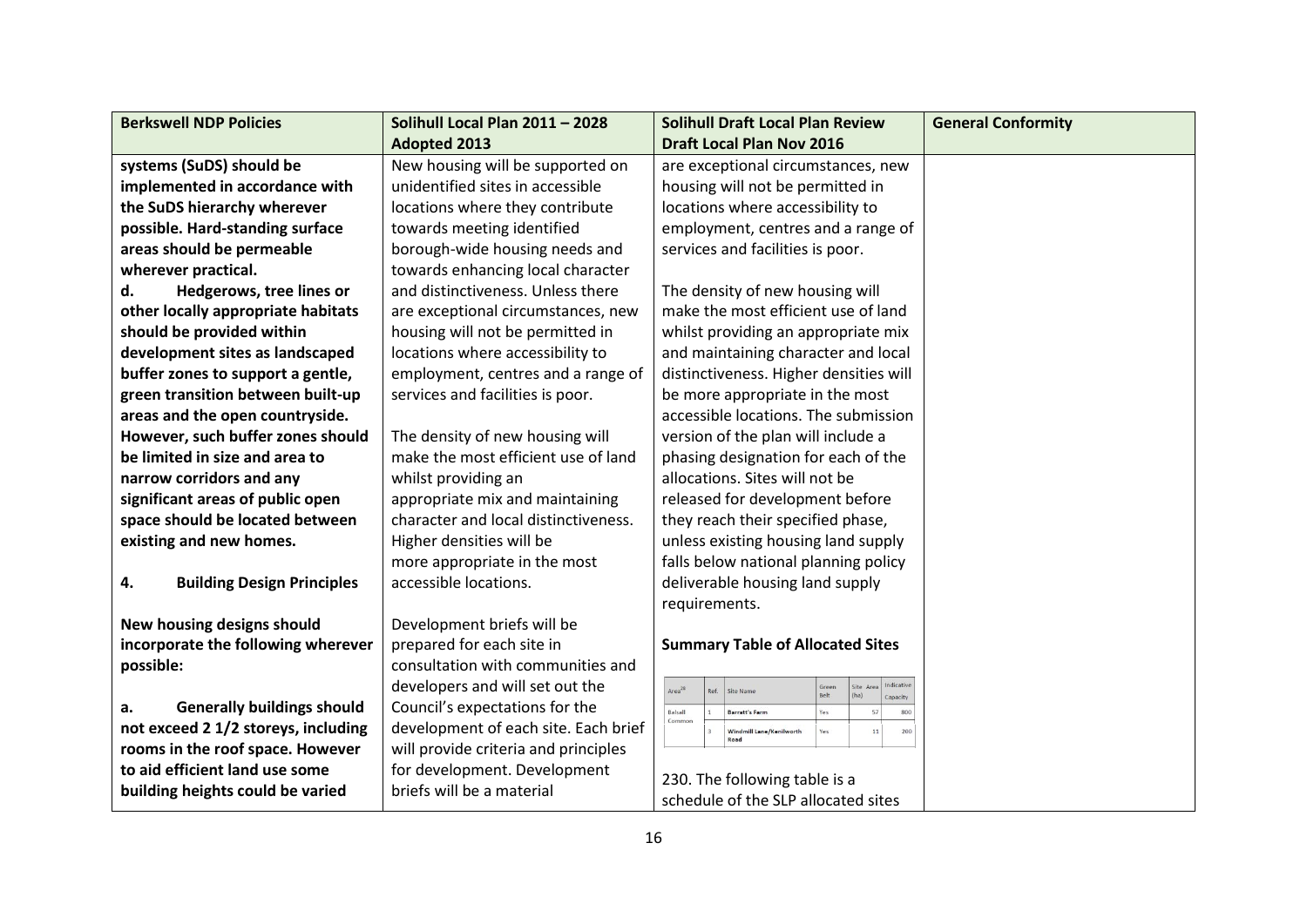| Berkswell NDP Policies | Solihull Local Plan 2011 – 2028 Adopted 2013 | Solihull Draft Local Plan Review Draft Local Plan Nov 2016 | General Conformity |
|---|---|---|---|
| **systems (SuDS) should be implemented in accordance with the SuDS hierarchy wherever possible. Hard-standing surface areas should be permeable wherever practical.**<br>**d. Hedgerows, tree lines or other locally appropriate habitats should be provided within development sites as landscaped buffer zones to support a gentle, green transition between built-up areas and the open countryside. However, such buffer zones should be limited in size and area to narrow corridors and any significant areas of public open space should be located between existing and new homes.**<br><br>**4. Building Design Principles**<br><br>**New housing designs should incorporate the following wherever possible:**<br><br>**a. Generally buildings should not exceed 2 1/2 storeys, including rooms in the roof space. However to aid efficient land use some building heights could be varied** | New housing will be supported on unidentified sites in accessible locations where they contribute towards meeting identified borough-wide housing needs and towards enhancing local character and distinctiveness. Unless there are exceptional circumstances, new housing will not be permitted in locations where accessibility to employment, centres and a range of services and facilities is poor.<br><br>The density of new housing will make the most efficient use of land whilst providing an appropriate mix and maintaining character and local distinctiveness. Higher densities will be more appropriate in the most accessible locations.<br><br>Development briefs will be prepared for each site in consultation with communities and developers and will set out the Council's expectations for the development of each site. Each brief will provide criteria and principles for development. Development briefs will be a material | are exceptional circumstances, new housing will not be permitted in locations where accessibility to employment, centres and a range of services and facilities is poor.<br><br>The density of new housing will make the most efficient use of land whilst providing an appropriate mix and maintaining character and local distinctiveness. Higher densities will be more appropriate in the most accessible locations. The submission version of the plan will include a phasing designation for each of the allocations. Sites will not be released for development before they reach their specified phase, unless existing housing land supply falls below national planning policy deliverable housing land supply requirements.<br><br>**Summary Table of Allocated Sites**<br><br>Area[28] \| Ref. \| Site Name \| Green Belt \| Site Area (ha) \| Indicative Capacity<br>Balsall Common \| 1 \| Barratt's Farm \| Yes \| 57 \| 800<br>\| 3 \| Windmill Lane/Kenilworth Road \| Yes \| 11 \| 200<br><br>230. The following table is a schedule of the SLP allocated sites | |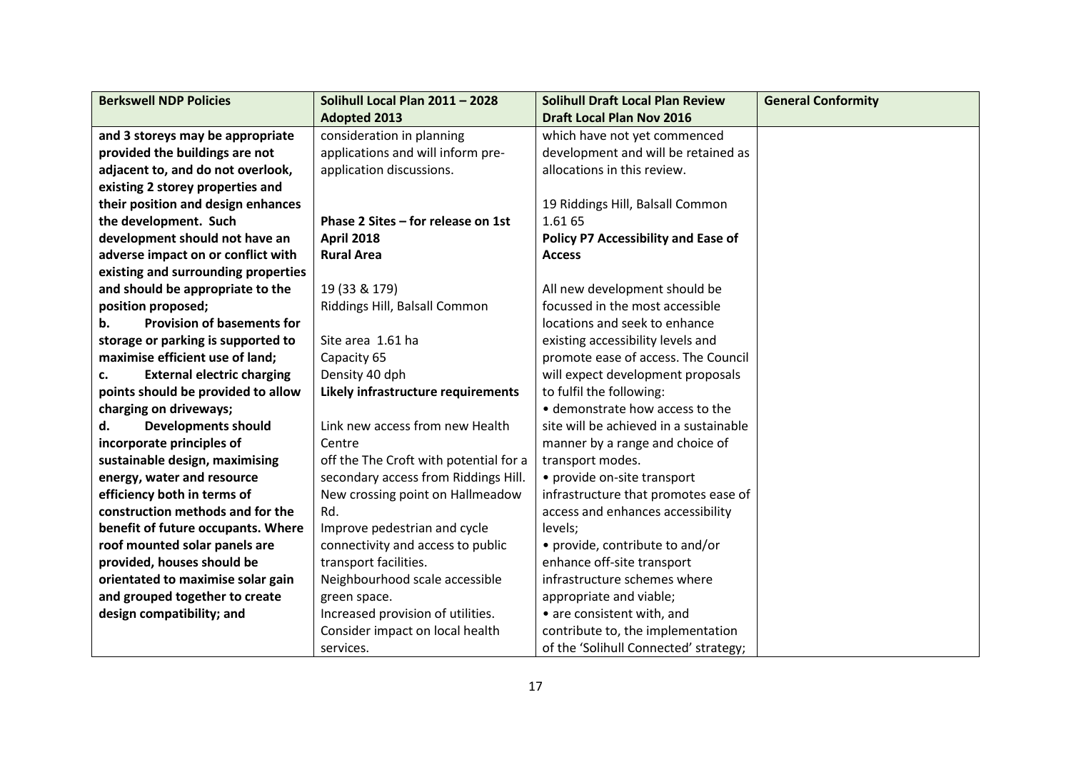| Berkswell NDP Policies | Solihull Local Plan 2011 – 2028 Adopted 2013 | Solihull Draft Local Plan Review Draft Local Plan Nov 2016 | General Conformity |
|---|---|---|---|
| **and 3 storeys may be appropriate provided the buildings are not adjacent to, and do not overlook, existing 2 storey properties and their position and design enhances the development. Such development should not have an adverse impact on or conflict with existing and surrounding properties and should be appropriate to the position proposed;**<br>**b. Provision of basements for storage or parking is supported to maximise efficient use of land;**<br>**c. External electric charging points should be provided to allow charging on driveways;**<br>**d. Developments should incorporate principles of sustainable design, maximising energy, water and resource efficiency both in terms of construction methods and for the benefit of future occupants. Where roof mounted solar panels are provided, houses should be orientated to maximise solar gain and grouped together to create design compatibility; and** | consideration in planning applications and will inform pre-application discussions.<br><br>**Phase 2 Sites – for release on 1st April 2018**<br>**Rural Area**<br><br>19 (33 & 179)<br>Riddings Hill, Balsall Common<br><br>Site area 1.61 ha<br>Capacity 65<br>Density 40 dph<br>**Likely infrastructure requirements**<br><br>Link new access from new Health Centre off the The Croft with potential for a secondary access from Riddings Hill.<br>New crossing point on Hallmeadow Rd.<br>Improve pedestrian and cycle connectivity and access to public transport facilities.<br>Neighbourhood scale accessible green space.<br>Increased provision of utilities.<br>Consider impact on local health services. | which have not yet commenced development and will be retained as allocations in this review.<br><br>19 Riddings Hill, Balsall Common 1.61 65<br>**Policy P7 Accessibility and Ease of Access**<br><br>All new development should be focussed in the most accessible locations and seek to enhance existing accessibility levels and promote ease of access. The Council will expect development proposals to fulfil the following:<br>• demonstrate how access to the site will be achieved in a sustainable manner by a range and choice of transport modes.<br>• provide on-site transport infrastructure that promotes ease of access and enhances accessibility levels;<br>• provide, contribute to and/or enhance off-site transport infrastructure schemes where appropriate and viable;<br>• are consistent with, and contribute to, the implementation of the 'Solihull Connected' strategy; | |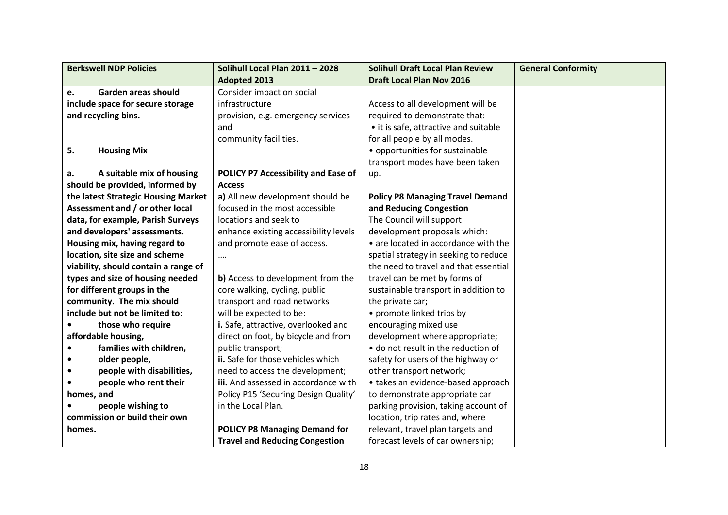| Berkswell NDP Policies | Solihull Local Plan 2011 – 2028 Adopted 2013 | Solihull Draft Local Plan Review Draft Local Plan Nov 2016 | General Conformity |
|---|---|---|---|
| **e. Garden areas should include space for secure storage and recycling bins.**<br><br>**5. Housing Mix**<br><br>**a. A suitable mix of housing should be provided, informed by the latest Strategic Housing Market Assessment and / or other local data, for example, Parish Surveys and developers' assessments. Housing mix, having regard to location, site size and scheme viability, should contain a range of types and size of housing needed for different groups in the community. The mix should include but not be limited to:**<br>• **those who require affordable housing,**<br>• **families with children,**<br>• **older people,**<br>• **people with disabilities,**<br>• **people who rent their homes, and**<br>• **people wishing to commission or build their own homes.** | Consider impact on social infrastructure provision, e.g. emergency services and community facilities.<br><br>**POLICY P7 Accessibility and Ease of Access**<br>**a)** All new development should be focused in the most accessible locations and seek to enhance existing accessibility levels and promote ease of access.<br>….<br><br>**b)** Access to development from the core walking, cycling, public transport and road networks will be expected to be:<br>**i.** Safe, attractive, overlooked and direct on foot, by bicycle and from public transport;<br>**ii.** Safe for those vehicles which need to access the development;<br>**iii.** And assessed in accordance with Policy P15 'Securing Design Quality' in the Local Plan.<br><br>**POLICY P8 Managing Demand for Travel and Reducing Congestion** | Access to all development will be required to demonstrate that:<br>• it is safe, attractive and suitable for all people by all modes.<br>• opportunities for sustainable transport modes have been taken up.<br><br>**Policy P8 Managing Travel Demand and Reducing Congestion**<br>The Council will support development proposals which:<br>• are located in accordance with the spatial strategy in seeking to reduce the need to travel and that essential travel can be met by forms of sustainable transport in addition to the private car;<br>• promote linked trips by encouraging mixed use development where appropriate;<br>• do not result in the reduction of safety for users of the highway or other transport network;<br>• takes an evidence-based approach to demonstrate appropriate car parking provision, taking account of location, trip rates and, where relevant, travel plan targets and forecast levels of car ownership; | |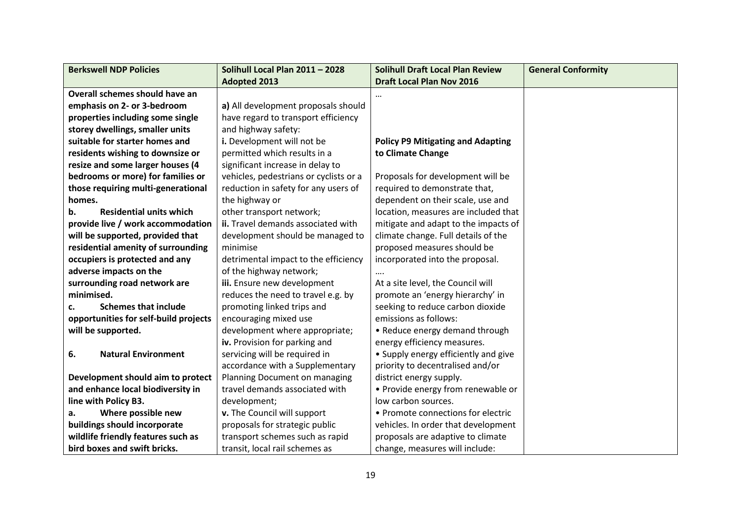| Berkswell NDP Policies | Solihull Local Plan 2011 – 2028 Adopted 2013 | Solihull Draft Local Plan Review Draft Local Plan Nov 2016 | General Conformity |
|---|---|---|---|
| **Overall schemes should have an emphasis on 2- or 3-bedroom properties including some single storey dwellings, smaller units suitable for starter homes and residents wishing to downsize or resize and some larger houses (4 bedrooms or more) for families or those requiring multi-generational homes.**<br>**b. Residential units which provide live / work accommodation will be supported, provided that residential amenity of surrounding occupiers is protected and any adverse impacts on the surrounding road network are minimised.**<br>**c. Schemes that include opportunities for self-build projects will be supported.**<br><br>**6. Natural Environment**<br><br>**Development should aim to protect and enhance local biodiversity in line with Policy B3.**<br>**a. Where possible new buildings should incorporate wildlife friendly features such as bird boxes and swift bricks.** | **a)** All development proposals should have regard to transport efficiency and highway safety:<br>**i.** Development will not be permitted which results in a significant increase in delay to vehicles, pedestrians or cyclists or a reduction in safety for any users of the highway or other transport network;<br>**ii.** Travel demands associated with development should be managed to minimise detrimental impact to the efficiency of the highway network;<br>**iii.** Ensure new development reduces the need to travel e.g. by promoting linked trips and encouraging mixed use development where appropriate;<br>**iv.** Provision for parking and servicing will be required in accordance with a Supplementary Planning Document on managing travel demands associated with development;<br>**v.** The Council will support proposals for strategic public transport schemes such as rapid transit, local rail schemes as | …<br><br>**Policy P9 Mitigating and Adapting to Climate Change**<br><br>Proposals for development will be required to demonstrate that, dependent on their scale, use and location, measures are included that mitigate and adapt to the impacts of climate change. Full details of the proposed measures should be incorporated into the proposal.<br>….<br>At a site level, the Council will promote an 'energy hierarchy' in seeking to reduce carbon dioxide emissions as follows:<br>• Reduce energy demand through energy efficiency measures.<br>• Supply energy efficiently and give priority to decentralised and/or district energy supply.<br>• Provide energy from renewable or low carbon sources.<br>• Promote connections for electric vehicles. In order that development proposals are adaptive to climate change, measures will include: | |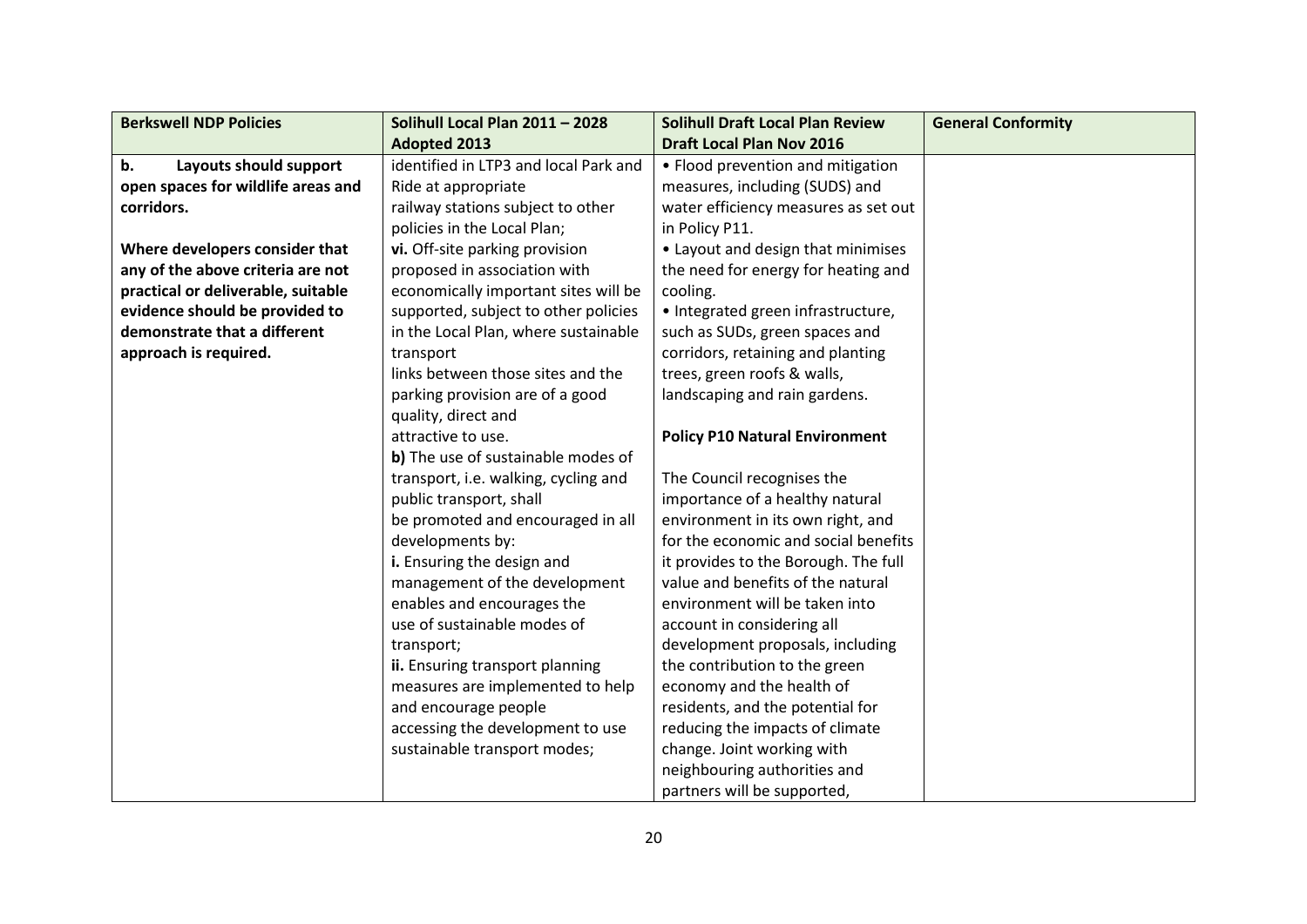| Berkswell NDP Policies | Solihull Local Plan 2011 – 2028 Adopted 2013 | Solihull Draft Local Plan Review Draft Local Plan Nov 2016 | General Conformity |
|---|---|---|---|
| **b. Layouts should support open spaces for wildlife areas and corridors.**<br><br>**Where developers consider that any of the above criteria are not practical or deliverable, suitable evidence should be provided to demonstrate that a different approach is required.** | identified in LTP3 and local Park and Ride at appropriate railway stations subject to other policies in the Local Plan;<br>**vi.** Off-site parking provision proposed in association with economically important sites will be supported, subject to other policies in the Local Plan, where sustainable transport links between those sites and the parking provision are of a good quality, direct and attractive to use.<br>**b)** The use of sustainable modes of transport, i.e. walking, cycling and public transport, shall be promoted and encouraged in all developments by:<br>**i.** Ensuring the design and management of the development enables and encourages the use of sustainable modes of transport;<br>**ii.** Ensuring transport planning measures are implemented to help and encourage people accessing the development to use sustainable transport modes; | • Flood prevention and mitigation measures, including (SUDS) and water efficiency measures as set out in Policy P11.<br>• Layout and design that minimises the need for energy for heating and cooling.<br>• Integrated green infrastructure, such as SUDs, green spaces and corridors, retaining and planting trees, green roofs & walls, landscaping and rain gardens.<br><br>**Policy P10 Natural Environment**<br><br>The Council recognises the importance of a healthy natural environment in its own right, and for the economic and social benefits it provides to the Borough. The full value and benefits of the natural environment will be taken into account in considering all development proposals, including the contribution to the green economy and the health of residents, and the potential for reducing the impacts of climate change. Joint working with neighbouring authorities and partners will be supported, | |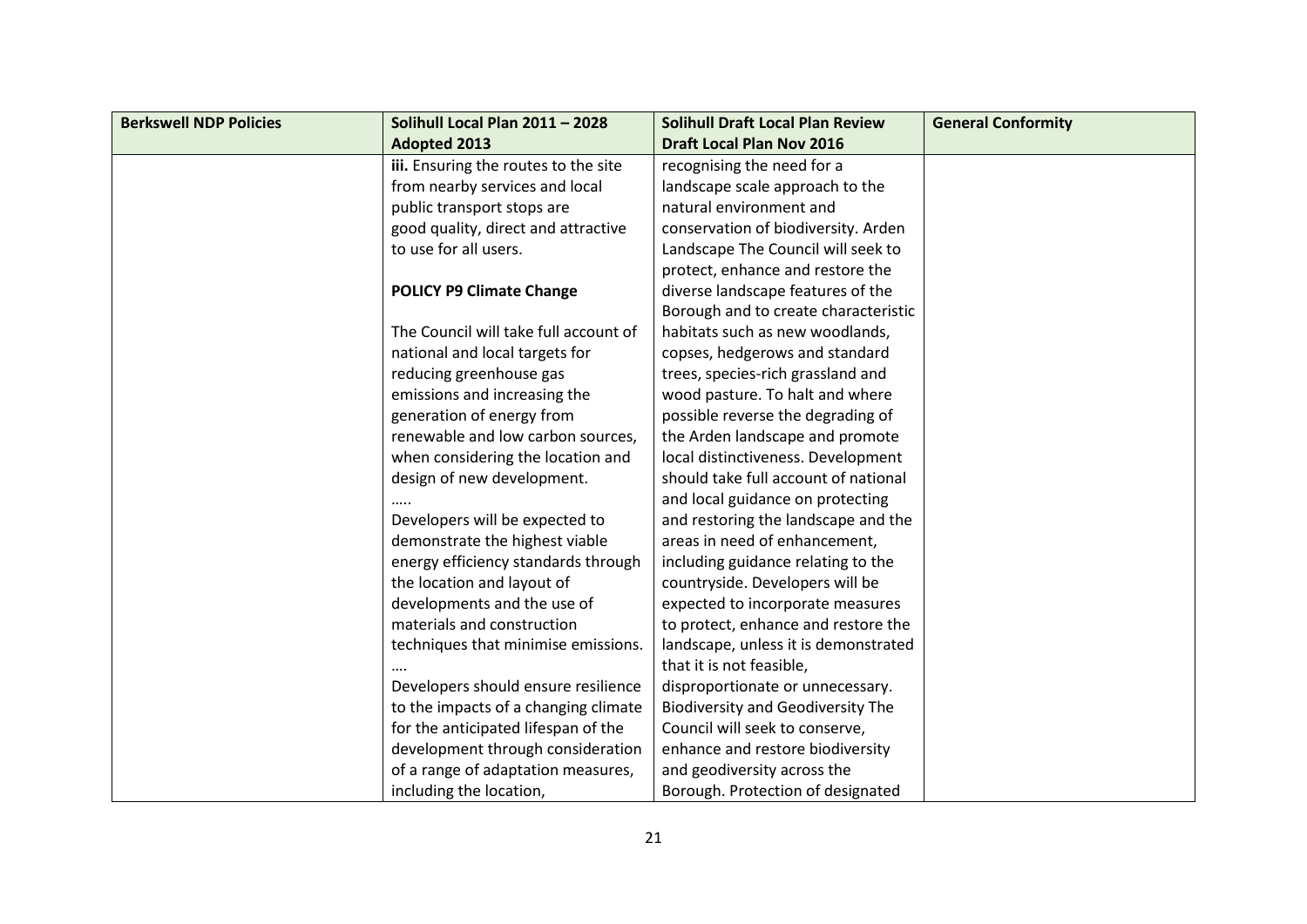| Berkswell NDP Policies | Solihull Local Plan 2011 – 2028 Adopted 2013 | Solihull Draft Local Plan Review Draft Local Plan Nov 2016 | General Conformity |
|---|---|---|---|
| | **iii.** Ensuring the routes to the site from nearby services and local public transport stops are good quality, direct and attractive to use for all users.<br><br>**POLICY P9 Climate Change**<br><br>The Council will take full account of national and local targets for reducing greenhouse gas emissions and increasing the generation of energy from renewable and low carbon sources, when considering the location and design of new development.<br>…..<br>Developers will be expected to demonstrate the highest viable energy efficiency standards through the location and layout of developments and the use of materials and construction techniques that minimise emissions.<br>….<br>Developers should ensure resilience to the impacts of a changing climate for the anticipated lifespan of the development through consideration of a range of adaptation measures, including the location, | recognising the need for a landscape scale approach to the natural environment and conservation of biodiversity. Arden Landscape The Council will seek to protect, enhance and restore the diverse landscape features of the Borough and to create characteristic habitats such as new woodlands, copses, hedgerows and standard trees, species-rich grassland and wood pasture. To halt and where possible reverse the degrading of the Arden landscape and promote local distinctiveness. Development should take full account of national and local guidance on protecting and restoring the landscape and the areas in need of enhancement, including guidance relating to the countryside. Developers will be expected to incorporate measures to protect, enhance and restore the landscape, unless it is demonstrated that it is not feasible, disproportionate or unnecessary. Biodiversity and Geodiversity The Council will seek to conserve, enhance and restore biodiversity and geodiversity across the Borough. Protection of designated | |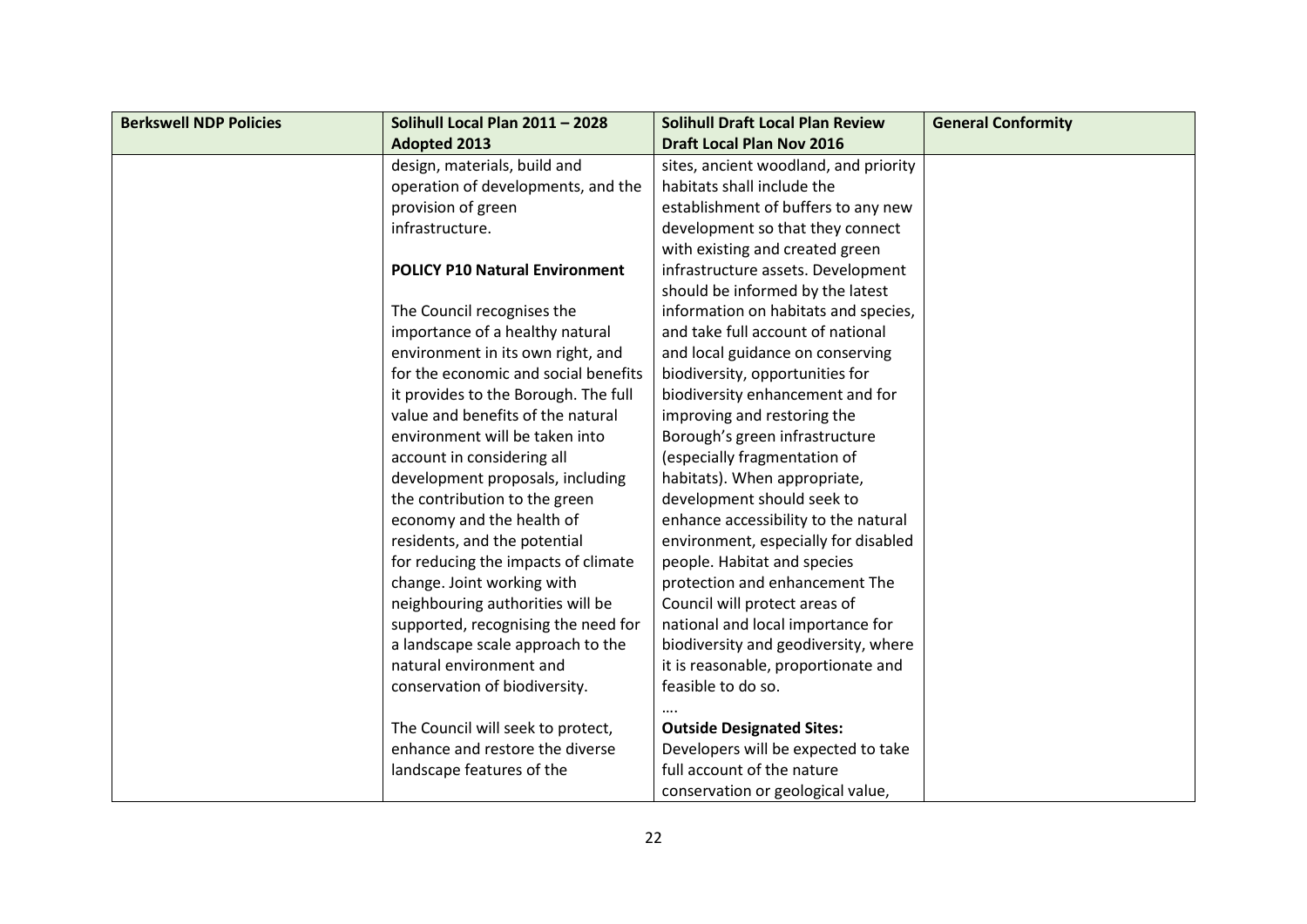| Berkswell NDP Policies | Solihull Local Plan 2011 – 2028 Adopted 2013 | Solihull Draft Local Plan Review Draft Local Plan Nov 2016 | General Conformity |
|---|---|---|---|
| | design, materials, build and operation of developments, and the provision of green infrastructure.<br><br>**POLICY P10 Natural Environment**<br><br>The Council recognises the importance of a healthy natural environment in its own right, and for the economic and social benefits it provides to the Borough. The full value and benefits of the natural environment will be taken into account in considering all development proposals, including the contribution to the green economy and the health of residents, and the potential for reducing the impacts of climate change. Joint working with neighbouring authorities will be supported, recognising the need for a landscape scale approach to the natural environment and conservation of biodiversity.<br><br>The Council will seek to protect, enhance and restore the diverse landscape features of the | sites, ancient woodland, and priority habitats shall include the establishment of buffers to any new development so that they connect with existing and created green infrastructure assets. Development should be informed by the latest information on habitats and species, and take full account of national and local guidance on conserving biodiversity, opportunities for biodiversity enhancement and for improving and restoring the Borough's green infrastructure (especially fragmentation of habitats). When appropriate, development should seek to enhance accessibility to the natural environment, especially for disabled people. Habitat and species protection and enhancement The Council will protect areas of national and local importance for biodiversity and geodiversity, where it is reasonable, proportionate and feasible to do so.<br>….<br>**Outside Designated Sites:**<br>Developers will be expected to take full account of the nature conservation or geological value, | |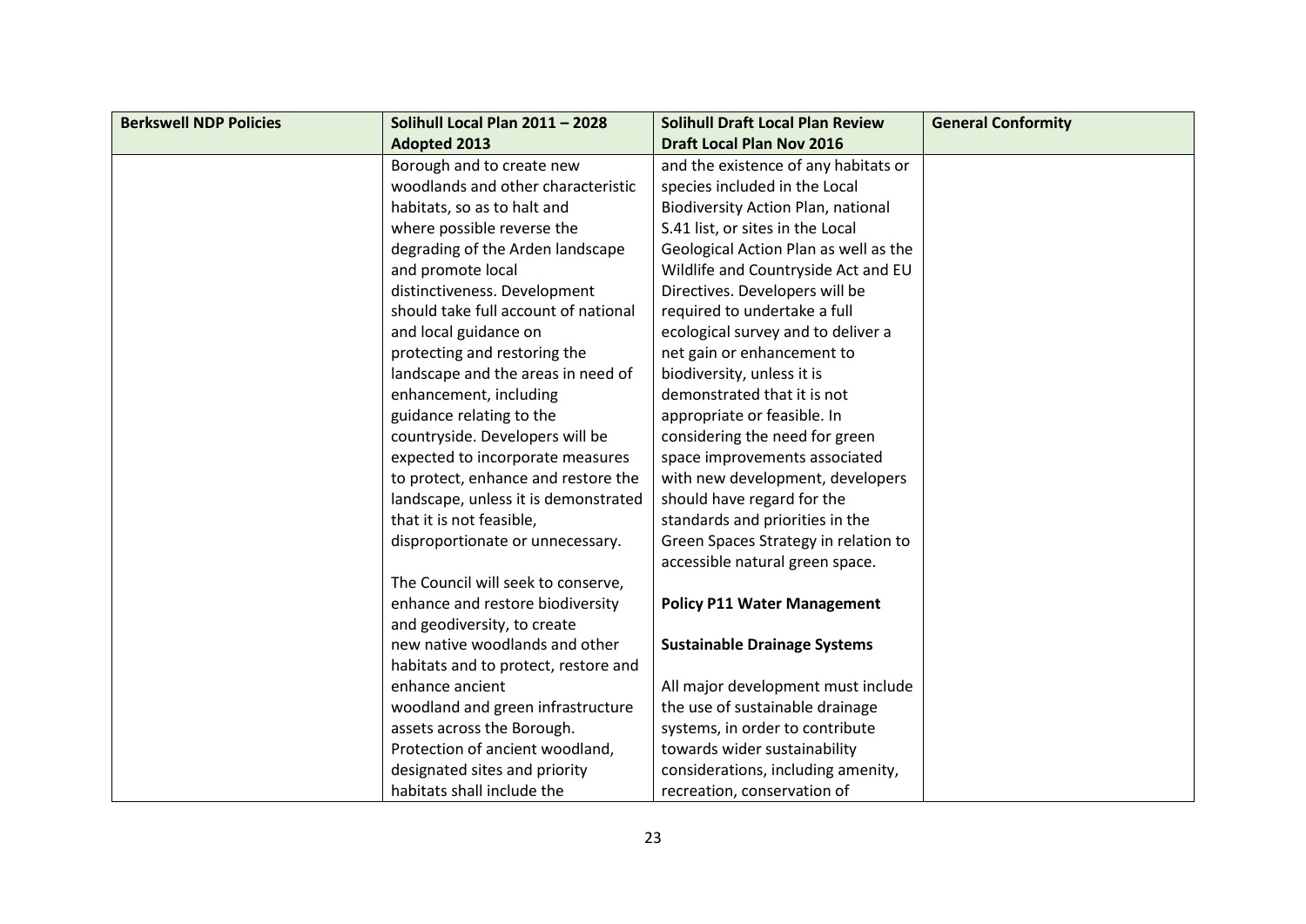| Berkswell NDP Policies | Solihull Local Plan 2011 – 2028 Adopted 2013 | Solihull Draft Local Plan Review Draft Local Plan Nov 2016 | General Conformity |
|---|---|---|---|
| | Borough and to create new woodlands and other characteristic habitats, so as to halt and where possible reverse the degrading of the Arden landscape and promote local distinctiveness. Development should take full account of national and local guidance on protecting and restoring the landscape and the areas in need of enhancement, including guidance relating to the countryside. Developers will be expected to incorporate measures to protect, enhance and restore the landscape, unless it is demonstrated that it is not feasible, disproportionate or unnecessary.<br><br>The Council will seek to conserve, enhance and restore biodiversity and geodiversity, to create new native woodlands and other habitats and to protect, restore and enhance ancient woodland and green infrastructure assets across the Borough. Protection of ancient woodland, designated sites and priority habitats shall include the | and the existence of any habitats or species included in the Local Biodiversity Action Plan, national S.41 list, or sites in the Local Geological Action Plan as well as the Wildlife and Countryside Act and EU Directives. Developers will be required to undertake a full ecological survey and to deliver a net gain or enhancement to biodiversity, unless it is demonstrated that it is not appropriate or feasible. In considering the need for green space improvements associated with new development, developers should have regard for the standards and priorities in the Green Spaces Strategy in relation to accessible natural green space.<br><br>**Policy P11 Water Management**<br><br>**Sustainable Drainage Systems**<br><br>All major development must include the use of sustainable drainage systems, in order to contribute towards wider sustainability considerations, including amenity, recreation, conservation of | |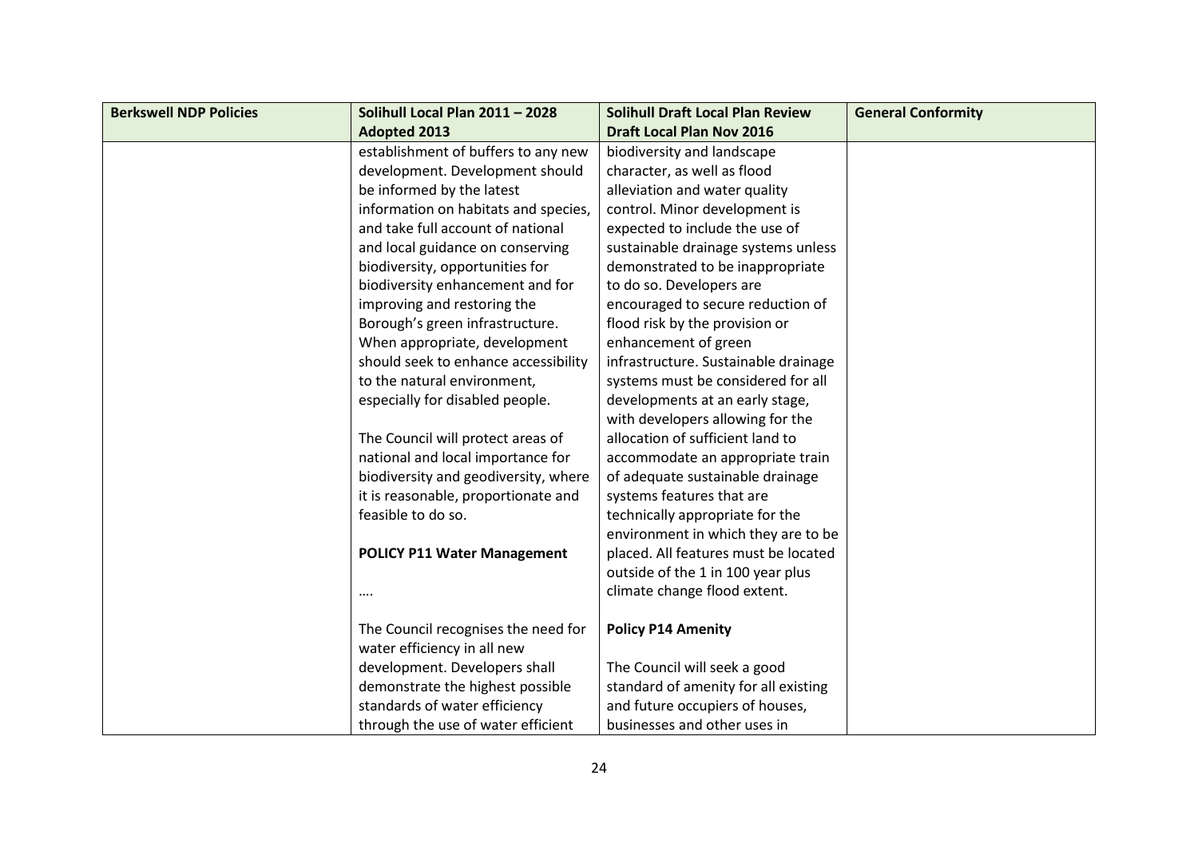| Berkswell NDP Policies | Solihull Local Plan 2011 – 2028 Adopted 2013 | Solihull Draft Local Plan Review Draft Local Plan Nov 2016 | General Conformity |
|---|---|---|---|
| | establishment of buffers to any new development. Development should be informed by the latest information on habitats and species, and take full account of national and local guidance on conserving biodiversity, opportunities for biodiversity enhancement and for improving and restoring the Borough's green infrastructure. When appropriate, development should seek to enhance accessibility to the natural environment, especially for disabled people.<br><br>The Council will protect areas of national and local importance for biodiversity and geodiversity, where it is reasonable, proportionate and feasible to do so.<br><br>**POLICY P11 Water Management**<br><br>….<br><br>The Council recognises the need for water efficiency in all new development. Developers shall demonstrate the highest possible standards of water efficiency through the use of water efficient | biodiversity and landscape character, as well as flood alleviation and water quality control. Minor development is expected to include the use of sustainable drainage systems unless demonstrated to be inappropriate to do so. Developers are encouraged to secure reduction of flood risk by the provision or enhancement of green infrastructure. Sustainable drainage systems must be considered for all developments at an early stage, with developers allowing for the allocation of sufficient land to accommodate an appropriate train of adequate sustainable drainage systems features that are technically appropriate for the environment in which they are to be placed. All features must be located outside of the 1 in 100 year plus climate change flood extent.<br><br>**Policy P14 Amenity**<br><br>The Council will seek a good standard of amenity for all existing and future occupiers of houses, businesses and other uses in | |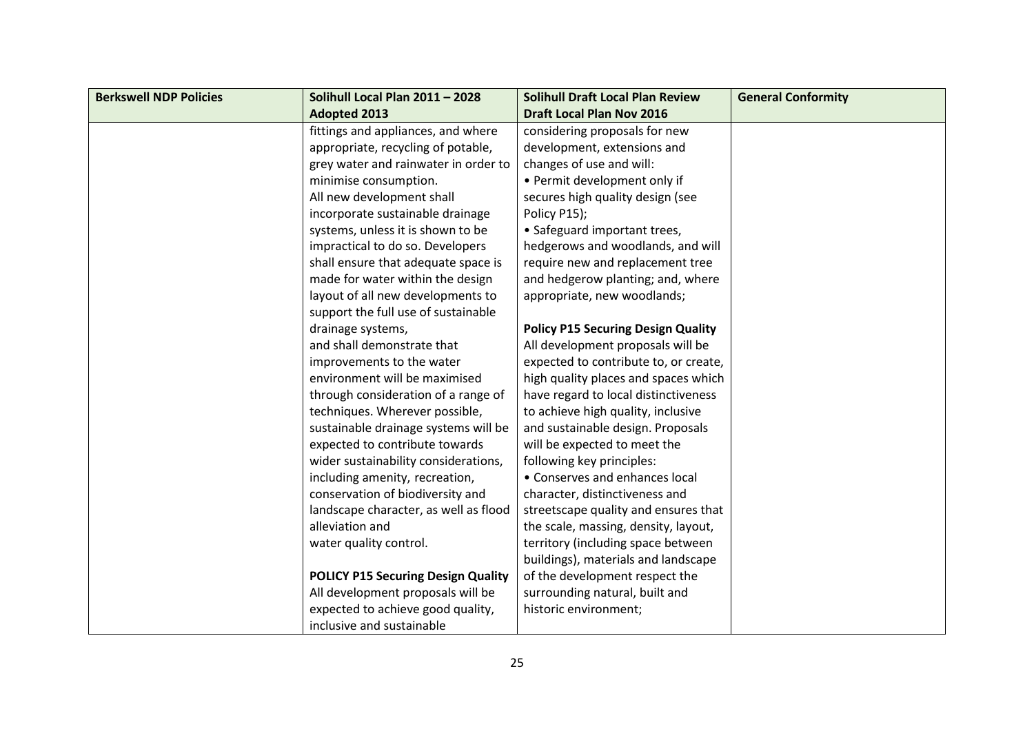| Berkswell NDP Policies | Solihull Local Plan 2011 – 2028 Adopted 2013 | Solihull Draft Local Plan Review Draft Local Plan Nov 2016 | General Conformity |
|---|---|---|---|
| | fittings and appliances, and where appropriate, recycling of potable, grey water and rainwater in order to minimise consumption.<br>All new development shall incorporate sustainable drainage systems, unless it is shown to be impractical to do so. Developers shall ensure that adequate space is made for water within the design layout of all new developments to support the full use of sustainable drainage systems,<br>and shall demonstrate that improvements to the water environment will be maximised through consideration of a range of techniques. Wherever possible, sustainable drainage systems will be expected to contribute towards wider sustainability considerations, including amenity, recreation, conservation of biodiversity and landscape character, as well as flood alleviation and<br>water quality control.<br><br>**POLICY P15 Securing Design Quality**<br>All development proposals will be expected to achieve good quality, inclusive and sustainable | considering proposals for new development, extensions and changes of use and will:<br>• Permit development only if secures high quality design (see Policy P15);<br>• Safeguard important trees, hedgerows and woodlands, and will require new and replacement tree and hedgerow planting; and, where appropriate, new woodlands;<br><br>**Policy P15 Securing Design Quality**<br>All development proposals will be expected to contribute to, or create, high quality places and spaces which have regard to local distinctiveness to achieve high quality, inclusive and sustainable design. Proposals will be expected to meet the following key principles:<br>• Conserves and enhances local character, distinctiveness and streetscape quality and ensures that the scale, massing, density, layout, territory (including space between buildings), materials and landscape of the development respect the surrounding natural, built and historic environment; | |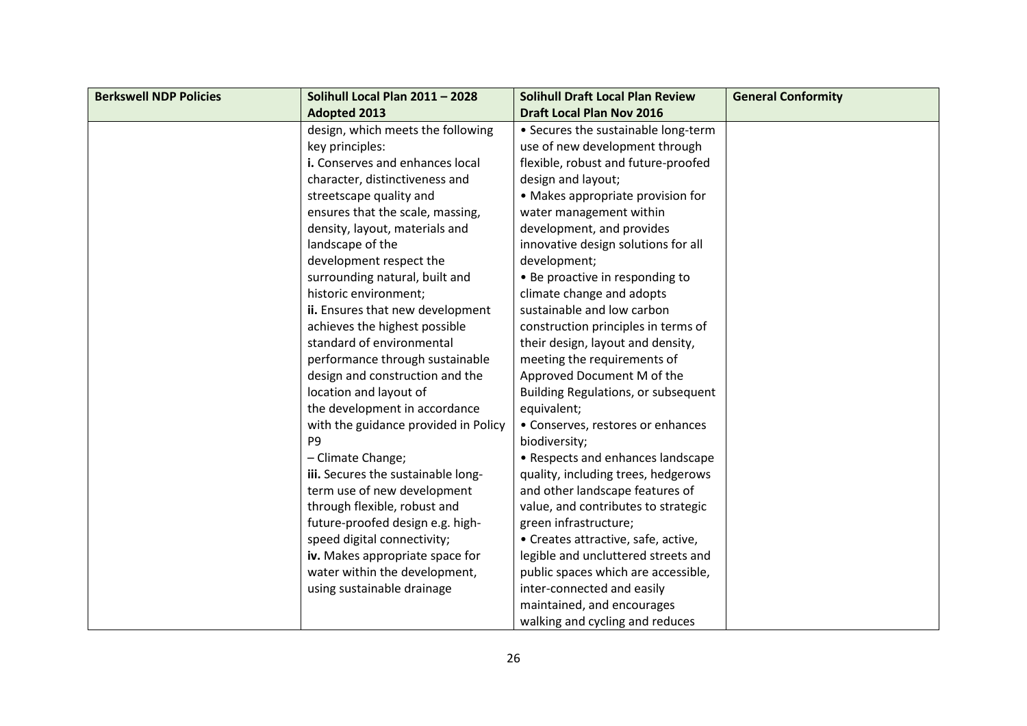| Berkswell NDP Policies | Solihull Local Plan 2011 – 2028 Adopted 2013 | Solihull Draft Local Plan Review Draft Local Plan Nov 2016 | General Conformity |
|---|---|---|---|
| | design, which meets the following key principles:<br>**i.** Conserves and enhances local character, distinctiveness and streetscape quality and ensures that the scale, massing, density, layout, materials and landscape of the development respect the surrounding natural, built and historic environment;<br>**ii.** Ensures that new development achieves the highest possible standard of environmental performance through sustainable design and construction and the location and layout of the development in accordance with the guidance provided in Policy P9 – Climate Change;<br>**iii.** Secures the sustainable long-term use of new development through flexible, robust and future-proofed design e.g. high-speed digital connectivity;<br>**iv.** Makes appropriate space for water within the development, using sustainable drainage | • Secures the sustainable long-term use of new development through flexible, robust and future-proofed design and layout;<br>• Makes appropriate provision for water management within development, and provides innovative design solutions for all development;<br>• Be proactive in responding to climate change and adopts sustainable and low carbon construction principles in terms of their design, layout and density, meeting the requirements of Approved Document M of the Building Regulations, or subsequent equivalent;<br>• Conserves, restores or enhances biodiversity;<br>• Respects and enhances landscape quality, including trees, hedgerows and other landscape features of value, and contributes to strategic green infrastructure;<br>• Creates attractive, safe, active, legible and uncluttered streets and public spaces which are accessible, inter-connected and easily maintained, and encourages walking and cycling and reduces | |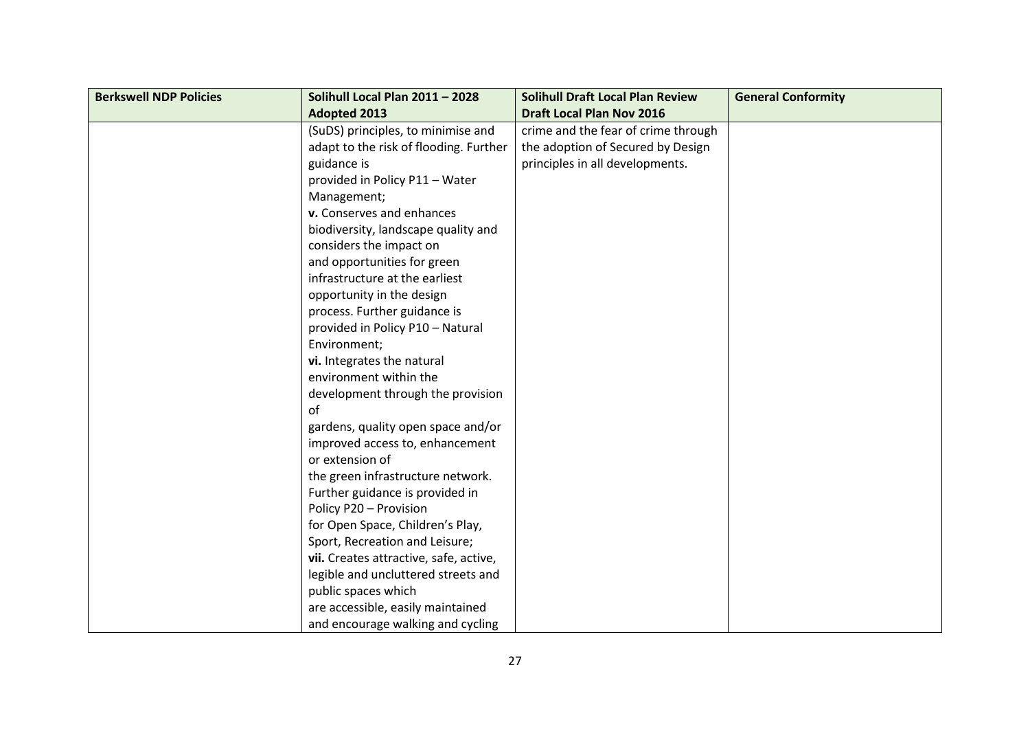| Berkswell NDP Policies | Solihull Local Plan 2011 – 2028 Adopted 2013 | Solihull Draft Local Plan Review Draft Local Plan Nov 2016 | General Conformity |
|---|---|---|---|
| | (SuDS) principles, to minimise and adapt to the risk of flooding. Further guidance is provided in Policy P11 – Water Management;<br>**v.** Conserves and enhances biodiversity, landscape quality and considers the impact on and opportunities for green infrastructure at the earliest opportunity in the design process. Further guidance is provided in Policy P10 – Natural Environment;<br>**vi.** Integrates the natural environment within the development through the provision of gardens, quality open space and/or improved access to, enhancement or extension of the green infrastructure network. Further guidance is provided in Policy P20 – Provision for Open Space, Children's Play, Sport, Recreation and Leisure;<br>**vii.** Creates attractive, safe, active, legible and uncluttered streets and public spaces which are accessible, easily maintained and encourage walking and cycling | crime and the fear of crime through the adoption of Secured by Design principles in all developments. | |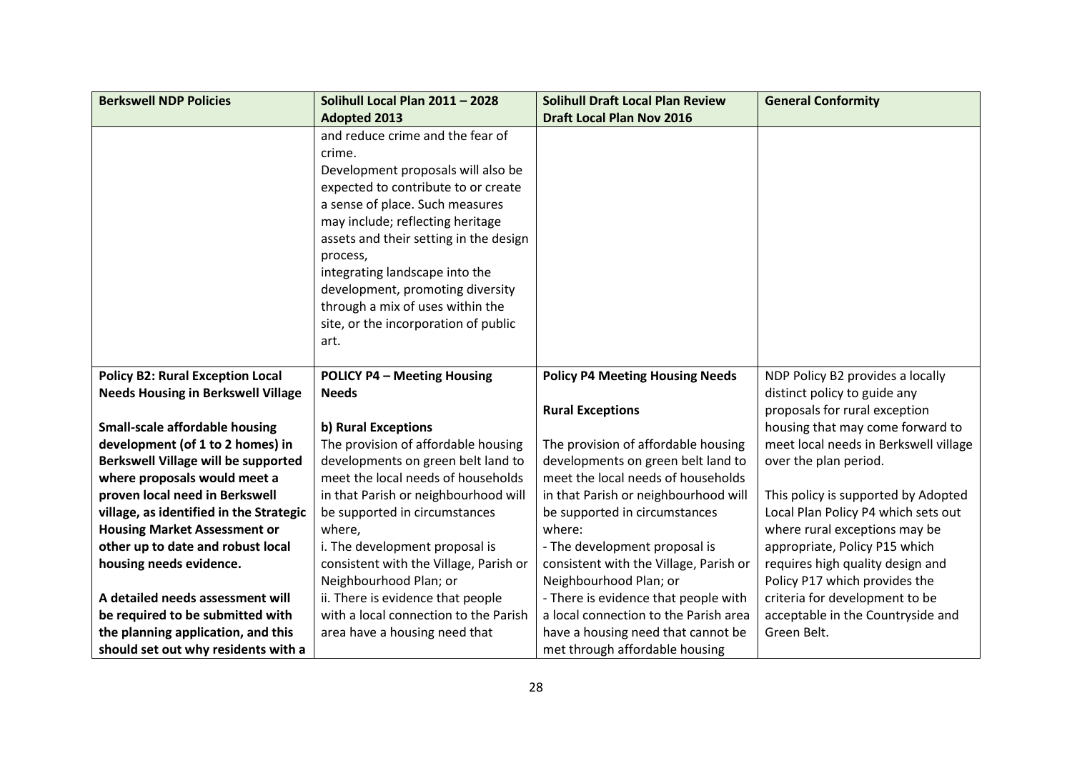| Berkswell NDP Policies | Solihull Local Plan 2011 – 2028 Adopted 2013 | Solihull Draft Local Plan Review Draft Local Plan Nov 2016 | General Conformity |
|---|---|---|---|
| | and reduce crime and the fear of crime.<br>Development proposals will also be expected to contribute to or create a sense of place. Such measures may include; reflecting heritage assets and their setting in the design process,<br>integrating landscape into the development, promoting diversity through a mix of uses within the site, or the incorporation of public art. | | |
| **Policy B2: Rural Exception Local Needs Housing in Berkswell Village**<br><br>**Small-scale affordable housing development (of 1 to 2 homes) in Berkswell Village will be supported where proposals would meet a proven local need in Berkswell village, as identified in the Strategic Housing Market Assessment or other up to date and robust local housing needs evidence.**<br><br>**A detailed needs assessment will be required to be submitted with the planning application, and this should set out why residents with a** | **POLICY P4 – Meeting Housing Needs**<br><br>**b) Rural Exceptions**<br>The provision of affordable housing developments on green belt land to meet the local needs of households in that Parish or neighbourhood will be supported in circumstances where,<br>i. The development proposal is consistent with the Village, Parish or Neighbourhood Plan; or<br>ii. There is evidence that people with a local connection to the Parish area have a housing need that | **Policy P4 Meeting Housing Needs**<br><br>**Rural Exceptions**<br><br>The provision of affordable housing developments on green belt land to meet the local needs of households in that Parish or neighbourhood will be supported in circumstances where:<br>- The development proposal is consistent with the Village, Parish or Neighbourhood Plan; or<br>- There is evidence that people with a local connection to the Parish area have a housing need that cannot be met through affordable housing | NDP Policy B2 provides a locally distinct policy to guide any proposals for rural exception housing that may come forward to meet local needs in Berkswell village over the plan period.<br><br>This policy is supported by Adopted Local Plan Policy P4 which sets out where rural exceptions may be appropriate, Policy P15 which requires high quality design and Policy P17 which provides the criteria for development to be acceptable in the Countryside and Green Belt. |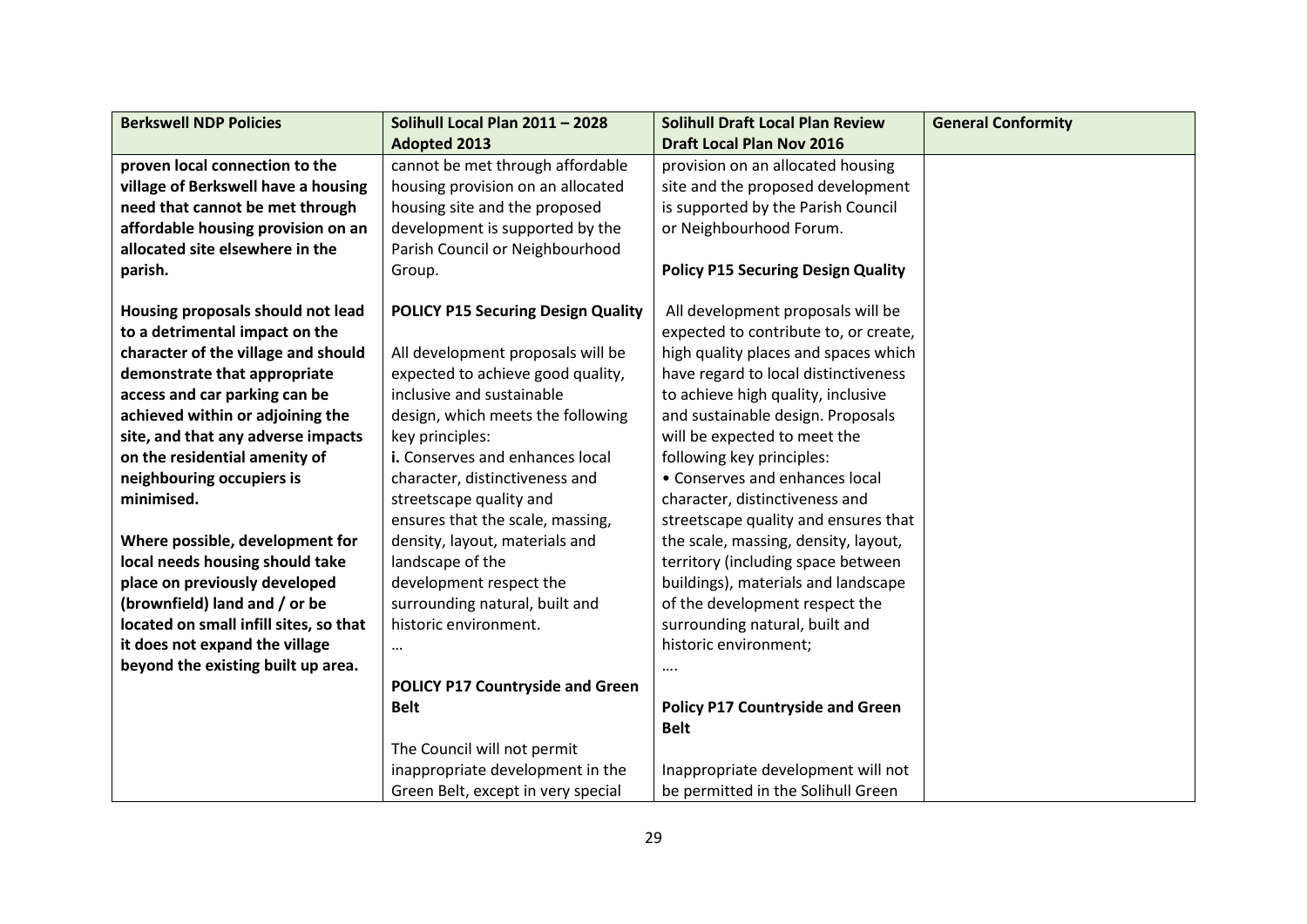| Berkswell NDP Policies | Solihull Local Plan 2011 – 2028 Adopted 2013 | Solihull Draft Local Plan Review Draft Local Plan Nov 2016 | General Conformity |
|---|---|---|---|
| **proven local connection to the village of Berkswell have a housing need that cannot be met through affordable housing provision on an allocated site elsewhere in the parish.**<br><br>**Housing proposals should not lead to a detrimental impact on the character of the village and should demonstrate that appropriate access and car parking can be achieved within or adjoining the site, and that any adverse impacts on the residential amenity of neighbouring occupiers is minimised.**<br><br>**Where possible, development for local needs housing should take place on previously developed (brownfield) land and / or be located on small infill sites, so that it does not expand the village beyond the existing built up area.** | cannot be met through affordable housing provision on an allocated housing site and the proposed development is supported by the Parish Council or Neighbourhood Group.<br><br>**POLICY P15 Securing Design Quality**<br><br>All development proposals will be expected to achieve good quality, inclusive and sustainable design, which meets the following key principles:<br>**i.** Conserves and enhances local character, distinctiveness and streetscape quality and ensures that the scale, massing, density, layout, materials and landscape of the development respect the surrounding natural, built and historic environment.<br>…<br><br>**POLICY P17 Countryside and Green Belt**<br><br>The Council will not permit inappropriate development in the Green Belt, except in very special | provision on an allocated housing site and the proposed development is supported by the Parish Council or Neighbourhood Forum.<br><br>**Policy P15 Securing Design Quality**<br><br>All development proposals will be expected to contribute to, or create, high quality places and spaces which have regard to local distinctiveness to achieve high quality, inclusive and sustainable design. Proposals will be expected to meet the following key principles:<br>• Conserves and enhances local character, distinctiveness and streetscape quality and ensures that the scale, massing, density, layout, territory (including space between buildings), materials and landscape of the development respect the surrounding natural, built and historic environment;<br>….<br><br>**Policy P17 Countryside and Green Belt**<br><br>Inappropriate development will not be permitted in the Solihull Green | |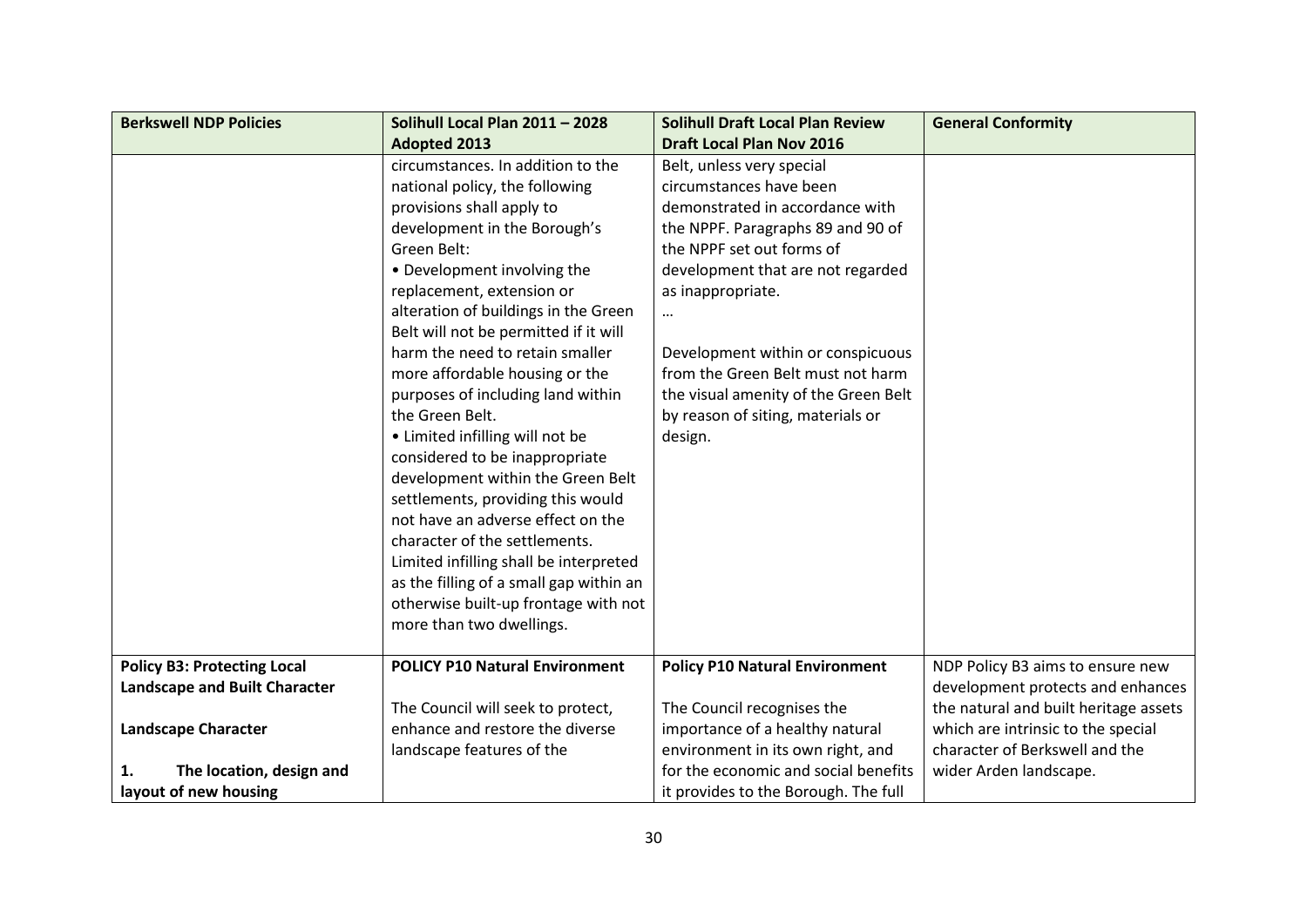| Berkswell NDP Policies | Solihull Local Plan 2011 – 2028 Adopted 2013 | Solihull Draft Local Plan Review Draft Local Plan Nov 2016 | General Conformity |
|---|---|---|---|
| | circumstances. In addition to the national policy, the following provisions shall apply to development in the Borough's Green Belt:<br>• Development involving the replacement, extension or alteration of buildings in the Green Belt will not be permitted if it will harm the need to retain smaller more affordable housing or the purposes of including land within the Green Belt.<br>• Limited infilling will not be considered to be inappropriate development within the Green Belt settlements, providing this would not have an adverse effect on the character of the settlements. Limited infilling shall be interpreted as the filling of a small gap within an otherwise built-up frontage with not more than two dwellings. | Belt, unless very special circumstances have been demonstrated in accordance with the NPPF. Paragraphs 89 and 90 of the NPPF set out forms of development that are not regarded as inappropriate.<br>…<br><br>Development within or conspicuous from the Green Belt must not harm the visual amenity of the Green Belt by reason of siting, materials or design. | |
| **Policy B3: Protecting Local Landscape and Built Character**<br><br>**Landscape Character**<br><br>**1. The location, design and layout of new housing** | **POLICY P10 Natural Environment**<br><br>The Council will seek to protect, enhance and restore the diverse landscape features of the | **Policy P10 Natural Environment**<br><br>The Council recognises the importance of a healthy natural environment in its own right, and for the economic and social benefits it provides to the Borough. The full | NDP Policy B3 aims to ensure new development protects and enhances the natural and built heritage assets which are intrinsic to the special character of Berkswell and the wider Arden landscape. |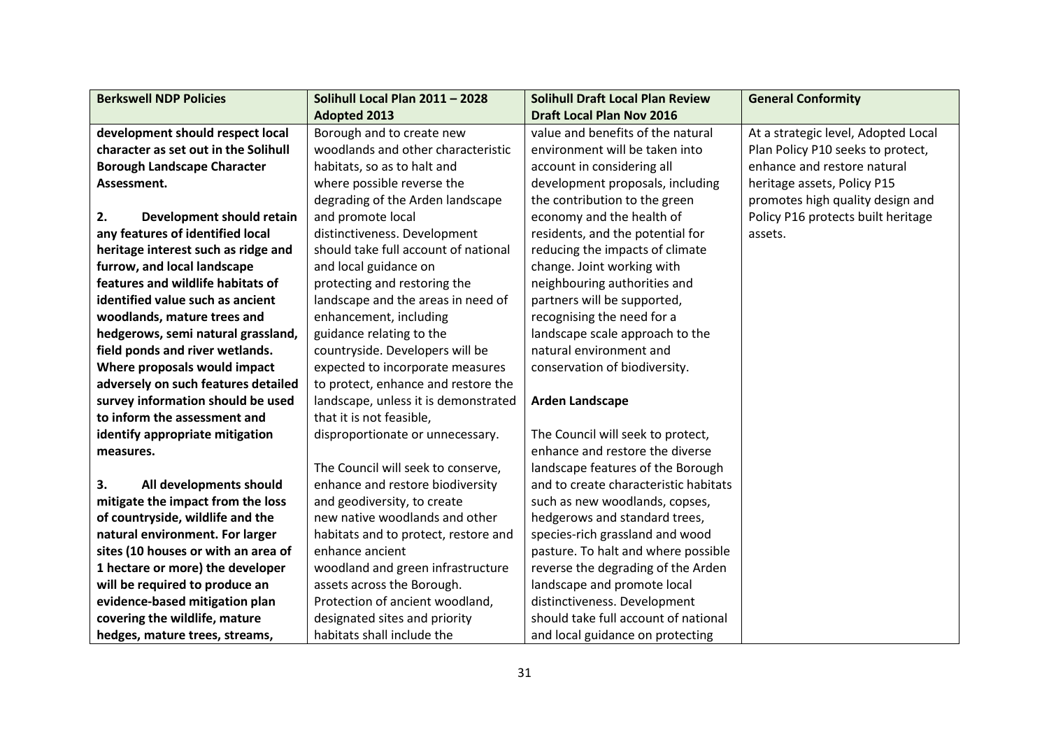| Berkswell NDP Policies | Solihull Local Plan 2011 – 2028 Adopted 2013 | Solihull Draft Local Plan Review Draft Local Plan Nov 2016 | General Conformity |
|---|---|---|---|
| **development should respect local character as set out in the Solihull Borough Landscape Character Assessment.**<br><br>**2. Development should retain any features of identified local heritage interest such as ridge and furrow, and local landscape features and wildlife habitats of identified value such as ancient woodlands, mature trees and hedgerows, semi natural grassland, field ponds and river wetlands. Where proposals would impact adversely on such features detailed survey information should be used to inform the assessment and identify appropriate mitigation measures.**<br><br>**3. All developments should mitigate the impact from the loss of countryside, wildlife and the natural environment. For larger sites (10 houses or with an area of 1 hectare or more) the developer will be required to produce an evidence-based mitigation plan covering the wildlife, mature hedges, mature trees, streams,** | Borough and to create new woodlands and other characteristic habitats, so as to halt and where possible reverse the degrading of the Arden landscape and promote local distinctiveness. Development should take full account of national and local guidance on protecting and restoring the landscape and the areas in need of enhancement, including guidance relating to the countryside. Developers will be expected to incorporate measures to protect, enhance and restore the landscape, unless it is demonstrated that it is not feasible, disproportionate or unnecessary.<br><br>The Council will seek to conserve, enhance and restore biodiversity and geodiversity, to create new native woodlands and other habitats and to protect, restore and enhance ancient woodland and green infrastructure assets across the Borough. Protection of ancient woodland, designated sites and priority habitats shall include the | value and benefits of the natural environment will be taken into account in considering all development proposals, including the contribution to the green economy and the health of residents, and the potential for reducing the impacts of climate change. Joint working with neighbouring authorities and partners will be supported, recognising the need for a landscape scale approach to the natural environment and conservation of biodiversity.<br><br>**Arden Landscape**<br><br>The Council will seek to protect, enhance and restore the diverse landscape features of the Borough and to create characteristic habitats such as new woodlands, copses, hedgerows and standard trees, species-rich grassland and wood pasture. To halt and where possible reverse the degrading of the Arden landscape and promote local distinctiveness. Development should take full account of national and local guidance on protecting | At a strategic level, Adopted Local Plan Policy P10 seeks to protect, enhance and restore natural heritage assets, Policy P15 promotes high quality design and Policy P16 protects built heritage assets. |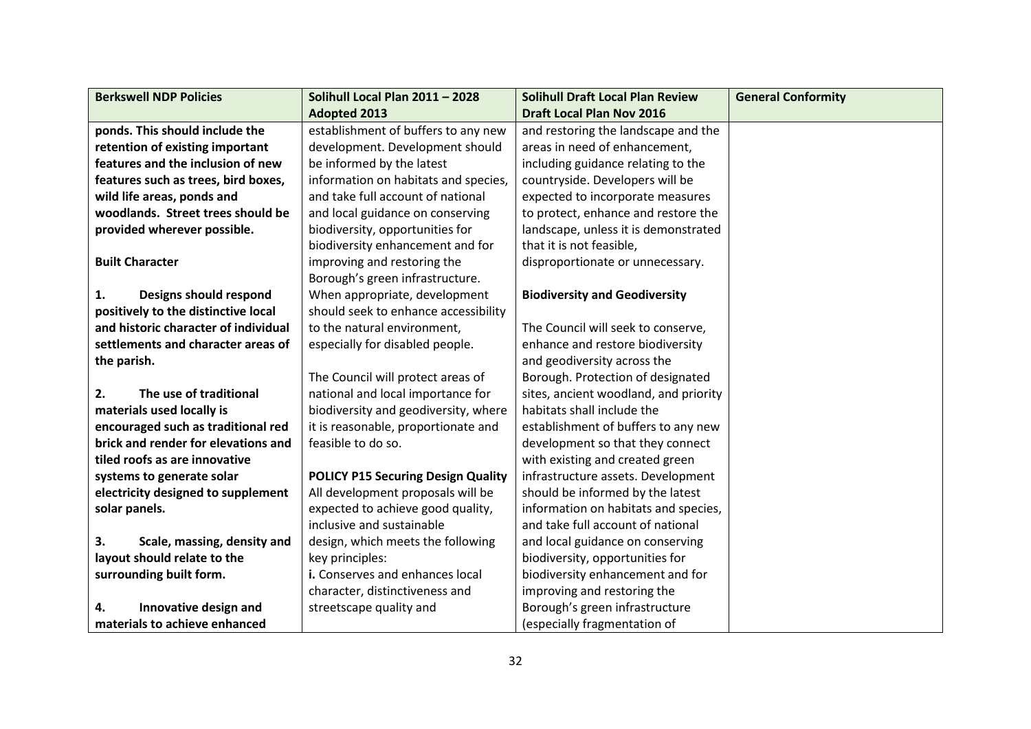| Berkswell NDP Policies | Solihull Local Plan 2011 – 2028 Adopted 2013 | Solihull Draft Local Plan Review Draft Local Plan Nov 2016 | General Conformity |
|---|---|---|---|
| **ponds. This should include the retention of existing important features and the inclusion of new features such as trees, bird boxes, wild life areas, ponds and woodlands. Street trees should be provided wherever possible.**<br><br>**Built Character**<br><br>**1. Designs should respond positively to the distinctive local and historic character of individual settlements and character areas of the parish.**<br><br>**2. The use of traditional materials used locally is encouraged such as traditional red brick and render for elevations and tiled roofs as are innovative systems to generate solar electricity designed to supplement solar panels.**<br><br>**3. Scale, massing, density and layout should relate to the surrounding built form.**<br><br>**4. Innovative design and materials to achieve enhanced** | establishment of buffers to any new development. Development should be informed by the latest information on habitats and species, and take full account of national and local guidance on conserving biodiversity, opportunities for biodiversity enhancement and for improving and restoring the Borough's green infrastructure. When appropriate, development should seek to enhance accessibility to the natural environment, especially for disabled people.<br><br>The Council will protect areas of national and local importance for biodiversity and geodiversity, where it is reasonable, proportionate and feasible to do so.<br><br>**POLICY P15 Securing Design Quality**<br>All development proposals will be expected to achieve good quality, inclusive and sustainable design, which meets the following key principles:<br>**i.** Conserves and enhances local character, distinctiveness and streetscape quality and | and restoring the landscape and the areas in need of enhancement, including guidance relating to the countryside. Developers will be expected to incorporate measures to protect, enhance and restore the landscape, unless it is demonstrated that it is not feasible, disproportionate or unnecessary.<br><br>**Biodiversity and Geodiversity**<br><br>The Council will seek to conserve, enhance and restore biodiversity and geodiversity across the Borough. Protection of designated sites, ancient woodland, and priority habitats shall include the establishment of buffers to any new development so that they connect with existing and created green infrastructure assets. Development should be informed by the latest information on habitats and species, and take full account of national and local guidance on conserving biodiversity, opportunities for biodiversity enhancement and for improving and restoring the Borough's green infrastructure (especially fragmentation of | |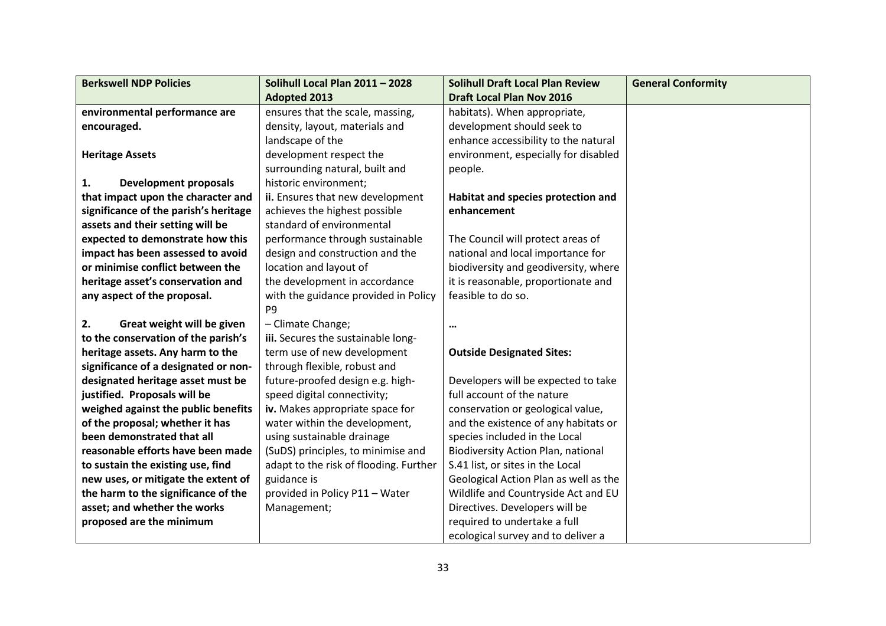| Berkswell NDP Policies | Solihull Local Plan 2011 – 2028 Adopted 2013 | Solihull Draft Local Plan Review Draft Local Plan Nov 2016 | General Conformity |
|---|---|---|---|
| **environmental performance are encouraged.**<br><br>**Heritage Assets**<br><br>**1. Development proposals that impact upon the character and significance of the parish's heritage assets and their setting will be expected to demonstrate how this impact has been assessed to avoid or minimise conflict between the heritage asset's conservation and any aspect of the proposal.**<br><br>**2. Great weight will be given to the conservation of the parish's heritage assets. Any harm to the significance of a designated or non-designated heritage asset must be justified. Proposals will be weighed against the public benefits of the proposal; whether it has been demonstrated that all reasonable efforts have been made to sustain the existing use, find new uses, or mitigate the extent of the harm to the significance of the asset; and whether the works proposed are the minimum** | ensures that the scale, massing, density, layout, materials and landscape of the development respect the surrounding natural, built and historic environment;<br>**ii.** Ensures that new development achieves the highest possible standard of environmental performance through sustainable design and construction and the location and layout of the development in accordance with the guidance provided in Policy P9 – Climate Change;<br>**iii.** Secures the sustainable long-term use of new development through flexible, robust and future-proofed design e.g. high-speed digital connectivity;<br>**iv.** Makes appropriate space for water within the development, using sustainable drainage (SuDS) principles, to minimise and adapt to the risk of flooding. Further guidance is provided in Policy P11 – Water Management; | habitats). When appropriate, development should seek to enhance accessibility to the natural environment, especially for disabled people.<br><br>**Habitat and species protection and enhancement**<br><br>The Council will protect areas of national and local importance for biodiversity and geodiversity, where it is reasonable, proportionate and feasible to do so.<br><br>**…**<br><br>**Outside Designated Sites:**<br><br>Developers will be expected to take full account of the nature conservation or geological value, and the existence of any habitats or species included in the Local Biodiversity Action Plan, national S.41 list, or sites in the Local Geological Action Plan as well as the Wildlife and Countryside Act and EU Directives. Developers will be required to undertake a full ecological survey and to deliver a | |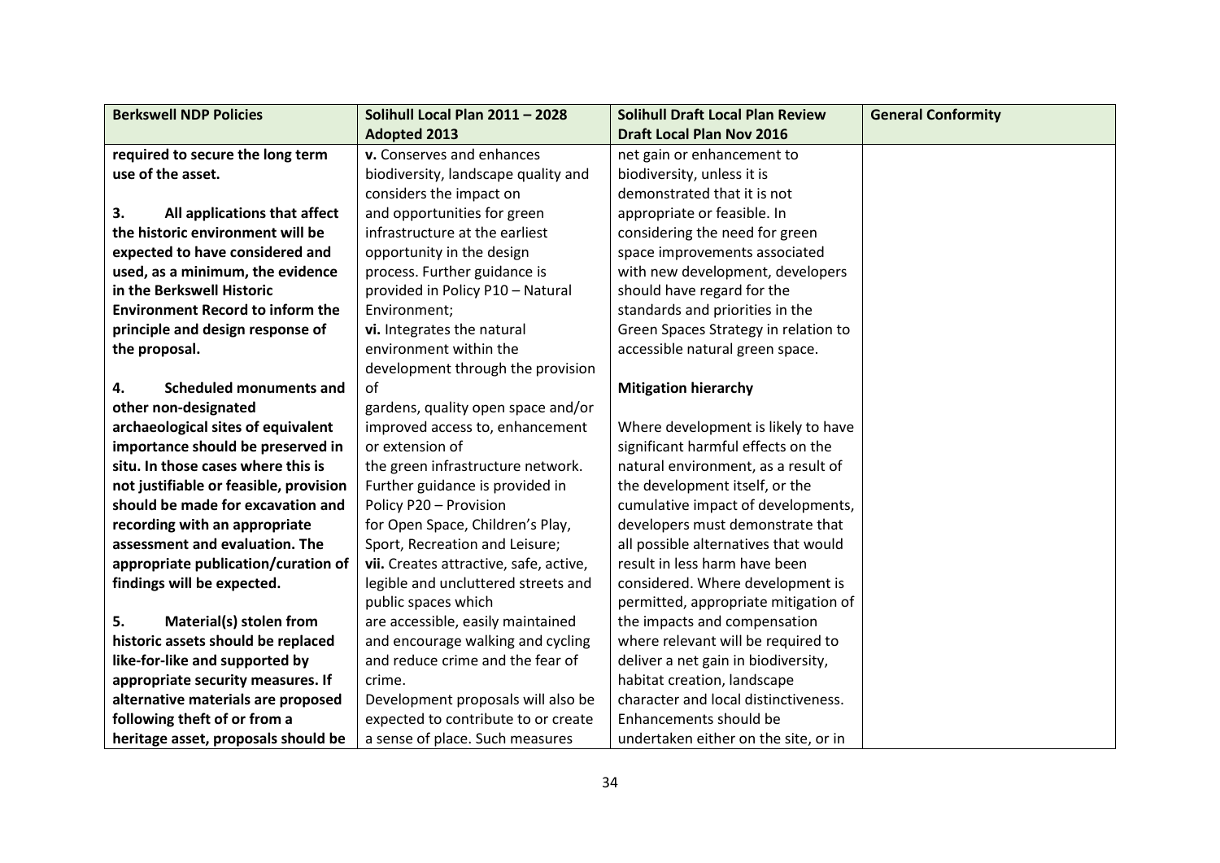| Berkswell NDP Policies | Solihull Local Plan 2011 – 2028 Adopted 2013 | Solihull Draft Local Plan Review Draft Local Plan Nov 2016 | General Conformity |
|---|---|---|---|
| **required to secure the long term use of the asset.**<br><br>**3. All applications that affect the historic environment will be expected to have considered and used, as a minimum, the evidence in the Berkswell Historic Environment Record to inform the principle and design response of the proposal.**<br><br>**4. Scheduled monuments and other non-designated archaeological sites of equivalent importance should be preserved in situ. In those cases where this is not justifiable or feasible, provision should be made for excavation and recording with an appropriate assessment and evaluation. The appropriate publication/curation of findings will be expected.**<br><br>**5. Material(s) stolen from historic assets should be replaced like-for-like and supported by appropriate security measures. If alternative materials are proposed following theft of or from a heritage asset, proposals should be** | **v.** Conserves and enhances biodiversity, landscape quality and considers the impact on and opportunities for green infrastructure at the earliest opportunity in the design process. Further guidance is provided in Policy P10 – Natural Environment;<br>**vi.** Integrates the natural environment within the development through the provision of gardens, quality open space and/or improved access to, enhancement or extension of the green infrastructure network. Further guidance is provided in Policy P20 – Provision for Open Space, Children's Play, Sport, Recreation and Leisure;<br>**vii.** Creates attractive, safe, active, legible and uncluttered streets and public spaces which are accessible, easily maintained and encourage walking and cycling and reduce crime and the fear of crime.<br>Development proposals will also be expected to contribute to or create a sense of place. Such measures | net gain or enhancement to biodiversity, unless it is demonstrated that it is not appropriate or feasible. In considering the need for green space improvements associated with new development, developers should have regard for the standards and priorities in the Green Spaces Strategy in relation to accessible natural green space.<br><br>**Mitigation hierarchy**<br><br>Where development is likely to have significant harmful effects on the natural environment, as a result of the development itself, or the cumulative impact of developments, developers must demonstrate that all possible alternatives that would result in less harm have been considered. Where development is permitted, appropriate mitigation of the impacts and compensation where relevant will be required to deliver a net gain in biodiversity, habitat creation, landscape character and local distinctiveness. Enhancements should be undertaken either on the site, or in | |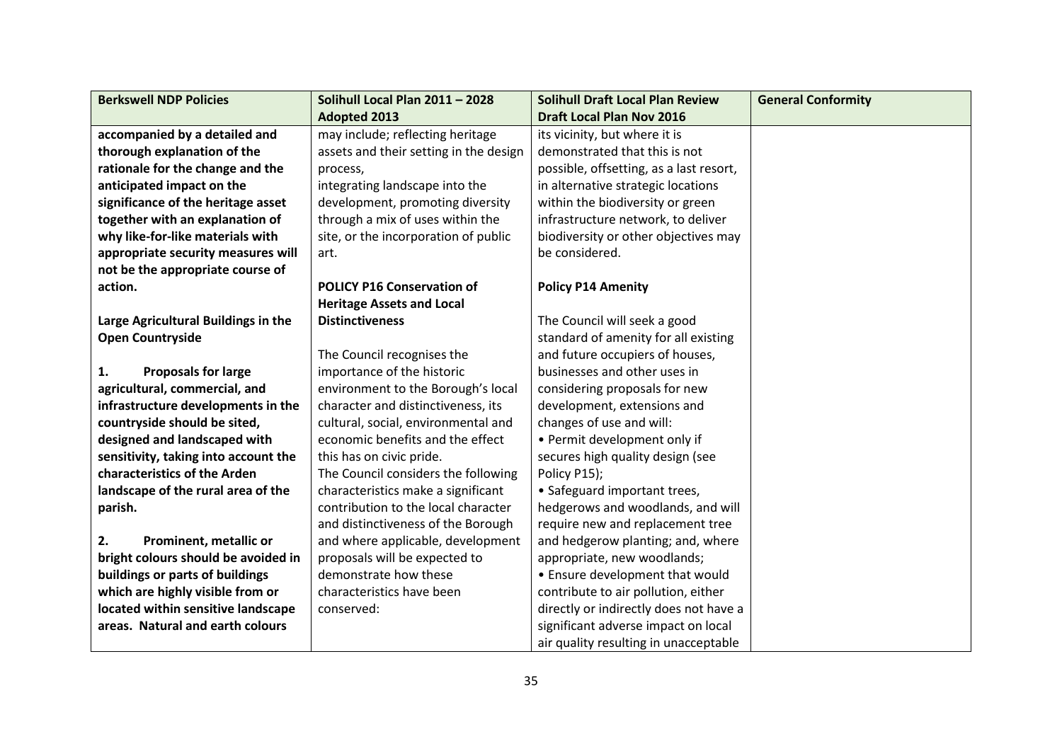| Berkswell NDP Policies | Solihull Local Plan 2011 – 2028 Adopted 2013 | Solihull Draft Local Plan Review Draft Local Plan Nov 2016 | General Conformity |
|---|---|---|---|
| **accompanied by a detailed and thorough explanation of the rationale for the change and the anticipated impact on the significance of the heritage asset together with an explanation of why like-for-like materials with appropriate security measures will not be the appropriate course of action.**<br><br>**Large Agricultural Buildings in the Open Countryside**<br><br>**1. Proposals for large agricultural, commercial, and infrastructure developments in the countryside should be sited, designed and landscaped with sensitivity, taking into account the characteristics of the Arden landscape of the rural area of the parish.**<br><br>**2. Prominent, metallic or bright colours should be avoided in buildings or parts of buildings which are highly visible from or located within sensitive landscape areas. Natural and earth colours** | may include; reflecting heritage assets and their setting in the design process,<br>integrating landscape into the development, promoting diversity through a mix of uses within the site, or the incorporation of public art.<br><br>**POLICY P16 Conservation of Heritage Assets and Local Distinctiveness**<br><br>The Council recognises the importance of the historic environment to the Borough's local character and distinctiveness, its cultural, social, environmental and economic benefits and the effect this has on civic pride.<br>The Council considers the following characteristics make a significant contribution to the local character and distinctiveness of the Borough and where applicable, development proposals will be expected to demonstrate how these characteristics have been conserved: | its vicinity, but where it is demonstrated that this is not possible, offsetting, as a last resort, in alternative strategic locations within the biodiversity or green infrastructure network, to deliver biodiversity or other objectives may be considered.<br><br>**Policy P14 Amenity**<br><br>The Council will seek a good standard of amenity for all existing and future occupiers of houses, businesses and other uses in considering proposals for new development, extensions and changes of use and will:<br>• Permit development only if secures high quality design (see Policy P15);<br>• Safeguard important trees, hedgerows and woodlands, and will require new and replacement tree and hedgerow planting; and, where appropriate, new woodlands;<br>• Ensure development that would contribute to air pollution, either directly or indirectly does not have a significant adverse impact on local air quality resulting in unacceptable | |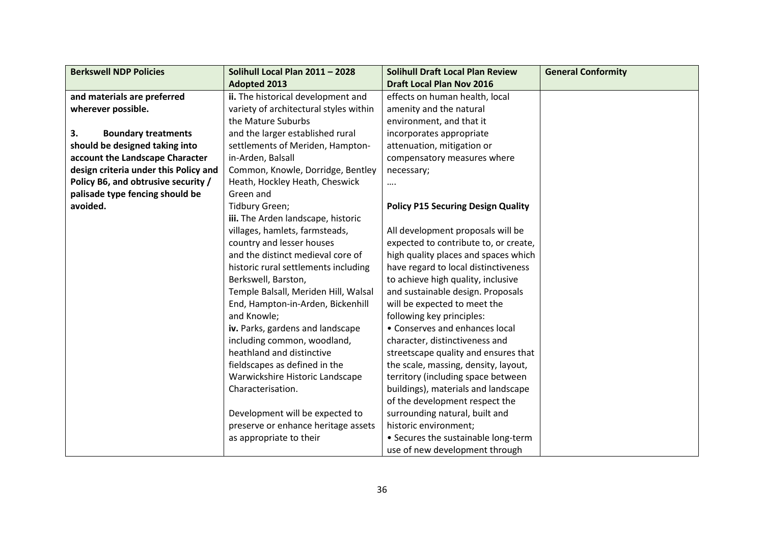| Berkswell NDP Policies | Solihull Local Plan 2011 – 2028 Adopted 2013 | Solihull Draft Local Plan Review Draft Local Plan Nov 2016 | General Conformity |
|---|---|---|---|
| **and materials are preferred wherever possible.**<br><br>**3. Boundary treatments should be designed taking into account the Landscape Character design criteria under this Policy and Policy B6, and obtrusive security / palisade type fencing should be avoided.** | **ii.** The historical development and variety of architectural styles within the Mature Suburbs and the larger established rural settlements of Meriden, Hampton-in-Arden, Balsall Common, Knowle, Dorridge, Bentley Heath, Hockley Heath, Cheswick Green and Tidbury Green;<br>**iii.** The Arden landscape, historic villages, hamlets, farmsteads, country and lesser houses and the distinct medieval core of historic rural settlements including Berkswell, Barston, Temple Balsall, Meriden Hill, Walsal End, Hampton-in-Arden, Bickenhill and Knowle;<br>**iv.** Parks, gardens and landscape including common, woodland, heathland and distinctive fieldscapes as defined in the Warwickshire Historic Landscape Characterisation.<br><br>Development will be expected to preserve or enhance heritage assets as appropriate to their | effects on human health, local amenity and the natural environment, and that it incorporates appropriate attenuation, mitigation or compensatory measures where necessary;<br>….<br><br>**Policy P15 Securing Design Quality**<br><br>All development proposals will be expected to contribute to, or create, high quality places and spaces which have regard to local distinctiveness to achieve high quality, inclusive and sustainable design. Proposals will be expected to meet the following key principles:<br>• Conserves and enhances local character, distinctiveness and streetscape quality and ensures that the scale, massing, density, layout, territory (including space between buildings), materials and landscape of the development respect the surrounding natural, built and historic environment;<br>• Secures the sustainable long-term use of new development through | |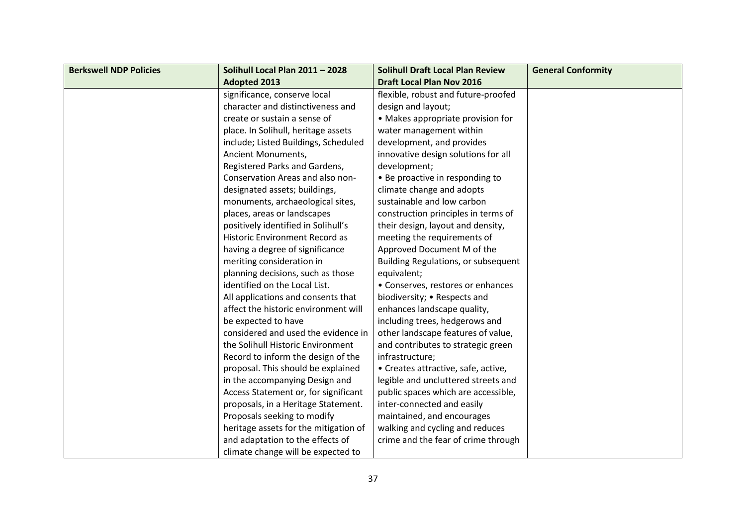| Berkswell NDP Policies | Solihull Local Plan 2011 – 2028 Adopted 2013 | Solihull Draft Local Plan Review Draft Local Plan Nov 2016 | General Conformity |
|---|---|---|---|
| | significance, conserve local character and distinctiveness and create or sustain a sense of place. In Solihull, heritage assets include; Listed Buildings, Scheduled Ancient Monuments, Registered Parks and Gardens, Conservation Areas and also non-designated assets; buildings, monuments, archaeological sites, places, areas or landscapes positively identified in Solihull's Historic Environment Record as having a degree of significance meriting consideration in planning decisions, such as those identified on the Local List. All applications and consents that affect the historic environment will be expected to have considered and used the evidence in the Solihull Historic Environment Record to inform the design of the proposal. This should be explained in the accompanying Design and Access Statement or, for significant proposals, in a Heritage Statement. Proposals seeking to modify heritage assets for the mitigation of and adaptation to the effects of climate change will be expected to | flexible, robust and future-proofed design and layout; • Makes appropriate provision for water management within development, and provides innovative design solutions for all development; • Be proactive in responding to climate change and adopts sustainable and low carbon construction principles in terms of their design, layout and density, meeting the requirements of Approved Document M of the Building Regulations, or subsequent equivalent; • Conserves, restores or enhances biodiversity; • Respects and enhances landscape quality, including trees, hedgerows and other landscape features of value, and contributes to strategic green infrastructure; • Creates attractive, safe, active, legible and uncluttered streets and public spaces which are accessible, inter-connected and easily maintained, and encourages walking and cycling and reduces crime and the fear of crime through | |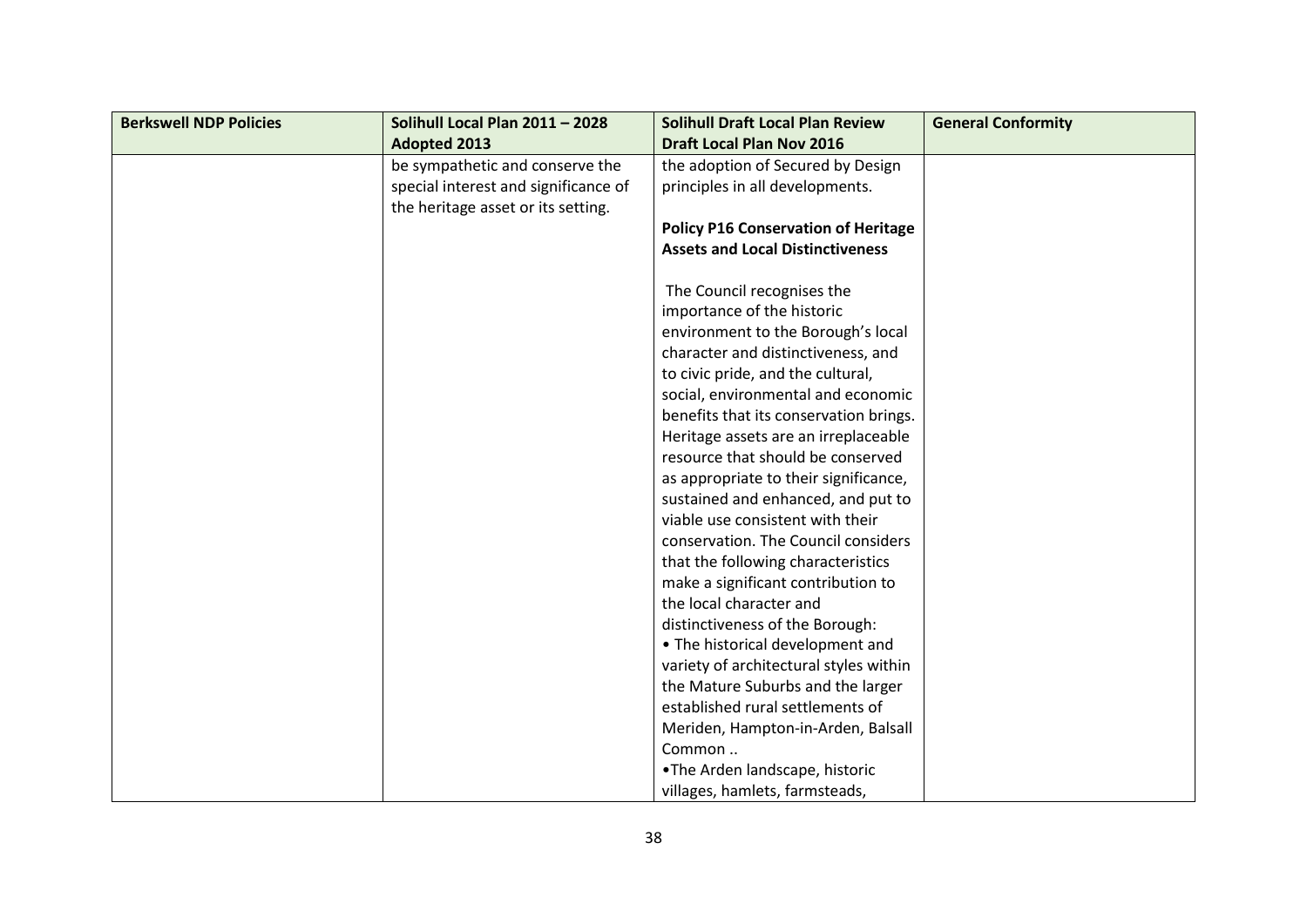| Berkswell NDP Policies | Solihull Local Plan 2011 – 2028 Adopted 2013 | Solihull Draft Local Plan Review Draft Local Plan Nov 2016 | General Conformity |
|---|---|---|---|
| | be sympathetic and conserve the special interest and significance of the heritage asset or its setting. | the adoption of Secured by Design principles in all developments.<br><br>**Policy P16 Conservation of Heritage Assets and Local Distinctiveness**<br><br>The Council recognises the importance of the historic environment to the Borough's local character and distinctiveness, and to civic pride, and the cultural, social, environmental and economic benefits that its conservation brings. Heritage assets are an irreplaceable resource that should be conserved as appropriate to their significance, sustained and enhanced, and put to viable use consistent with their conservation. The Council considers that the following characteristics make a significant contribution to the local character and distinctiveness of the Borough:<br>• The historical development and variety of architectural styles within the Mature Suburbs and the larger established rural settlements of Meriden, Hampton-in-Arden, Balsall Common ..<br>•The Arden landscape, historic villages, hamlets, farmsteads, | |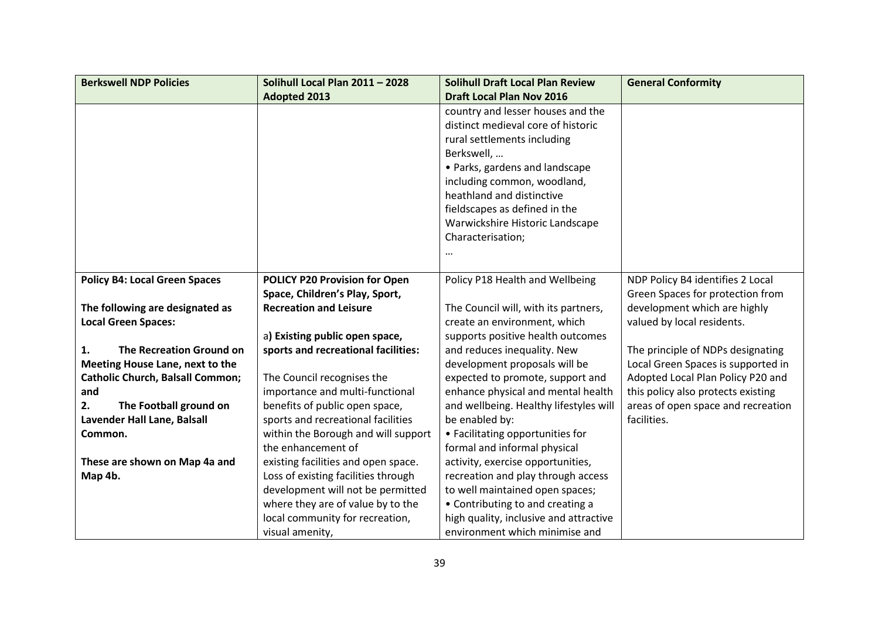| Berkswell NDP Policies | Solihull Local Plan 2011 – 2028 Adopted 2013 | Solihull Draft Local Plan Review Draft Local Plan Nov 2016 | General Conformity |
|---|---|---|---|
| | | country and lesser houses and the distinct medieval core of historic rural settlements including Berkswell, …<br>• Parks, gardens and landscape including common, woodland, heathland and distinctive fieldscapes as defined in the Warwickshire Historic Landscape Characterisation;<br>… | |
| **Policy B4: Local Green Spaces**<br><br>**The following are designated as Local Green Spaces:**<br><br>**1. The Recreation Ground on Meeting House Lane, next to the Catholic Church, Balsall Common; and**<br>**2. The Football ground on Lavender Hall Lane, Balsall Common.**<br><br>**These are shown on Map 4a and Map 4b.** | **POLICY P20 Provision for Open Space, Children's Play, Sport, Recreation and Leisure**<br><br>a**) Existing public open space, sports and recreational facilities:**<br><br>The Council recognises the importance and multi-functional benefits of public open space, sports and recreational facilities within the Borough and will support the enhancement of existing facilities and open space. Loss of existing facilities through development will not be permitted where they are of value by to the local community for recreation, visual amenity, | Policy P18 Health and Wellbeing<br><br>The Council will, with its partners, create an environment, which supports positive health outcomes and reduces inequality. New development proposals will be expected to promote, support and enhance physical and mental health and wellbeing. Healthy lifestyles will be enabled by:<br>• Facilitating opportunities for formal and informal physical activity, exercise opportunities, recreation and play through access to well maintained open spaces;<br>• Contributing to and creating a high quality, inclusive and attractive environment which minimise and | NDP Policy B4 identifies 2 Local Green Spaces for protection from development which are highly valued by local residents.<br><br>The principle of NDPs designating Local Green Spaces is supported in Adopted Local Plan Policy P20 and this policy also protects existing areas of open space and recreation facilities. |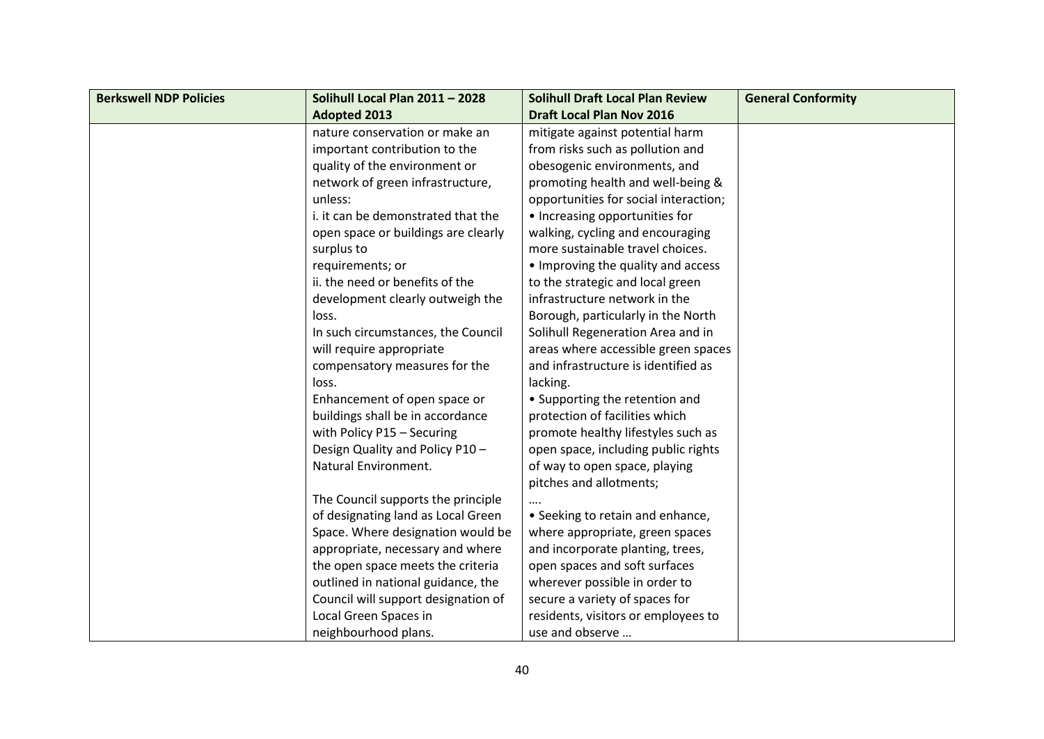| Berkswell NDP Policies | Solihull Local Plan 2011 – 2028 Adopted 2013 | Solihull Draft Local Plan Review Draft Local Plan Nov 2016 | General Conformity |
|---|---|---|---|
| | nature conservation or make an important contribution to the quality of the environment or network of green infrastructure, unless:<br>i. it can be demonstrated that the open space or buildings are clearly surplus to requirements; or<br>ii. the need or benefits of the development clearly outweigh the loss.<br>In such circumstances, the Council will require appropriate compensatory measures for the loss.<br>Enhancement of open space or buildings shall be in accordance with Policy P15 – Securing Design Quality and Policy P10 – Natural Environment.<br><br>The Council supports the principle of designating land as Local Green Space. Where designation would be appropriate, necessary and where the open space meets the criteria outlined in national guidance, the Council will support designation of Local Green Spaces in neighbourhood plans. | mitigate against potential harm from risks such as pollution and obesogenic environments, and promoting health and well-being & opportunities for social interaction;<br>• Increasing opportunities for walking, cycling and encouraging more sustainable travel choices.<br>• Improving the quality and access to the strategic and local green infrastructure network in the Borough, particularly in the North Solihull Regeneration Area and in areas where accessible green spaces and infrastructure is identified as lacking.<br>• Supporting the retention and protection of facilities which promote healthy lifestyles such as open space, including public rights of way to open space, playing pitches and allotments;<br>….<br>• Seeking to retain and enhance, where appropriate, green spaces and incorporate planting, trees, open spaces and soft surfaces wherever possible in order to secure a variety of spaces for residents, visitors or employees to use and observe … | |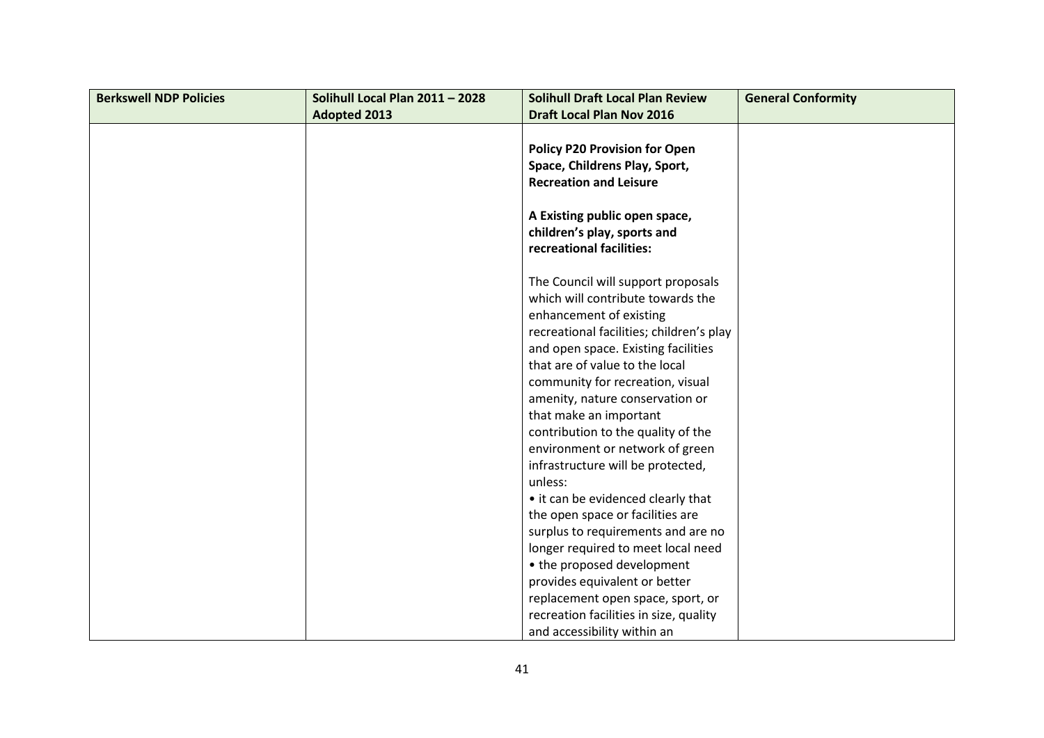| Berkswell NDP Policies | Solihull Local Plan 2011 – 2028 Adopted 2013 | Solihull Draft Local Plan Review Draft Local Plan Nov 2016 | General Conformity |
|---|---|---|---|
| | | **Policy P20 Provision for Open Space, Childrens Play, Sport, Recreation and Leisure**<br><br>**A Existing public open space, children's play, sports and recreational facilities:**<br><br>The Council will support proposals which will contribute towards the enhancement of existing recreational facilities; children's play and open space. Existing facilities that are of value to the local community for recreation, visual amenity, nature conservation or that make an important contribution to the quality of the environment or network of green infrastructure will be protected, unless:<br>• it can be evidenced clearly that the open space or facilities are surplus to requirements and are no longer required to meet local need<br>• the proposed development provides equivalent or better replacement open space, sport, or recreation facilities in size, quality and accessibility within an | |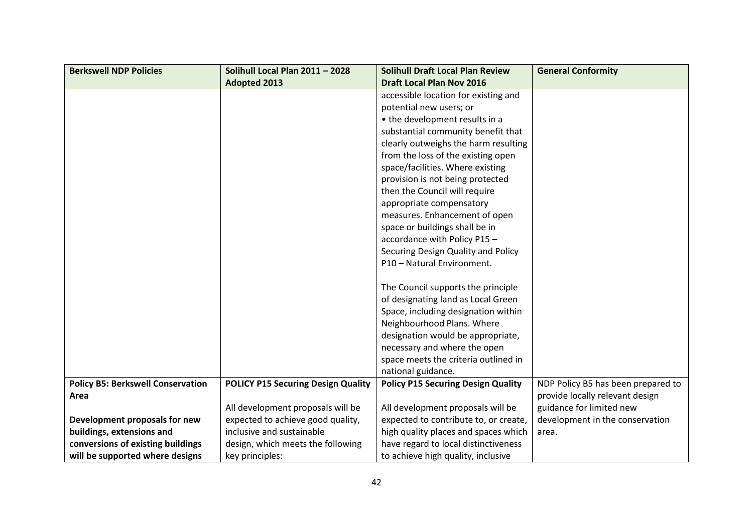| **Berkswell NDP Policies** | **Solihull Local Plan 2011 – 2028 Adopted 2013** | **Solihull Draft Local Plan Review Draft Local Plan Nov 2016** | **General Conformity** |
|---|---|---|---|
| | | accessible location for existing and potential new users; or<br>• the development results in a substantial community benefit that clearly outweighs the harm resulting from the loss of the existing open space/facilities. Where existing provision is not being protected then the Council will require appropriate compensatory measures. Enhancement of open space or buildings shall be in accordance with Policy P15 – Securing Design Quality and Policy P10 – Natural Environment.<br><br>The Council supports the principle of designating land as Local Green Space, including designation within Neighbourhood Plans. Where designation would be appropriate, necessary and where the open space meets the criteria outlined in national guidance. | |
| **Policy B5: Berkswell Conservation Area**<br><br>**Development proposals for new buildings, extensions and conversions of existing buildings will be supported where designs** | **POLICY P15 Securing Design Quality**<br><br>All development proposals will be expected to achieve good quality, inclusive and sustainable design, which meets the following key principles: | **Policy P15 Securing Design Quality**<br><br>All development proposals will be expected to contribute to, or create, high quality places and spaces which have regard to local distinctiveness to achieve high quality, inclusive | NDP Policy B5 has been prepared to provide locally relevant design guidance for limited new development in the conservation area. |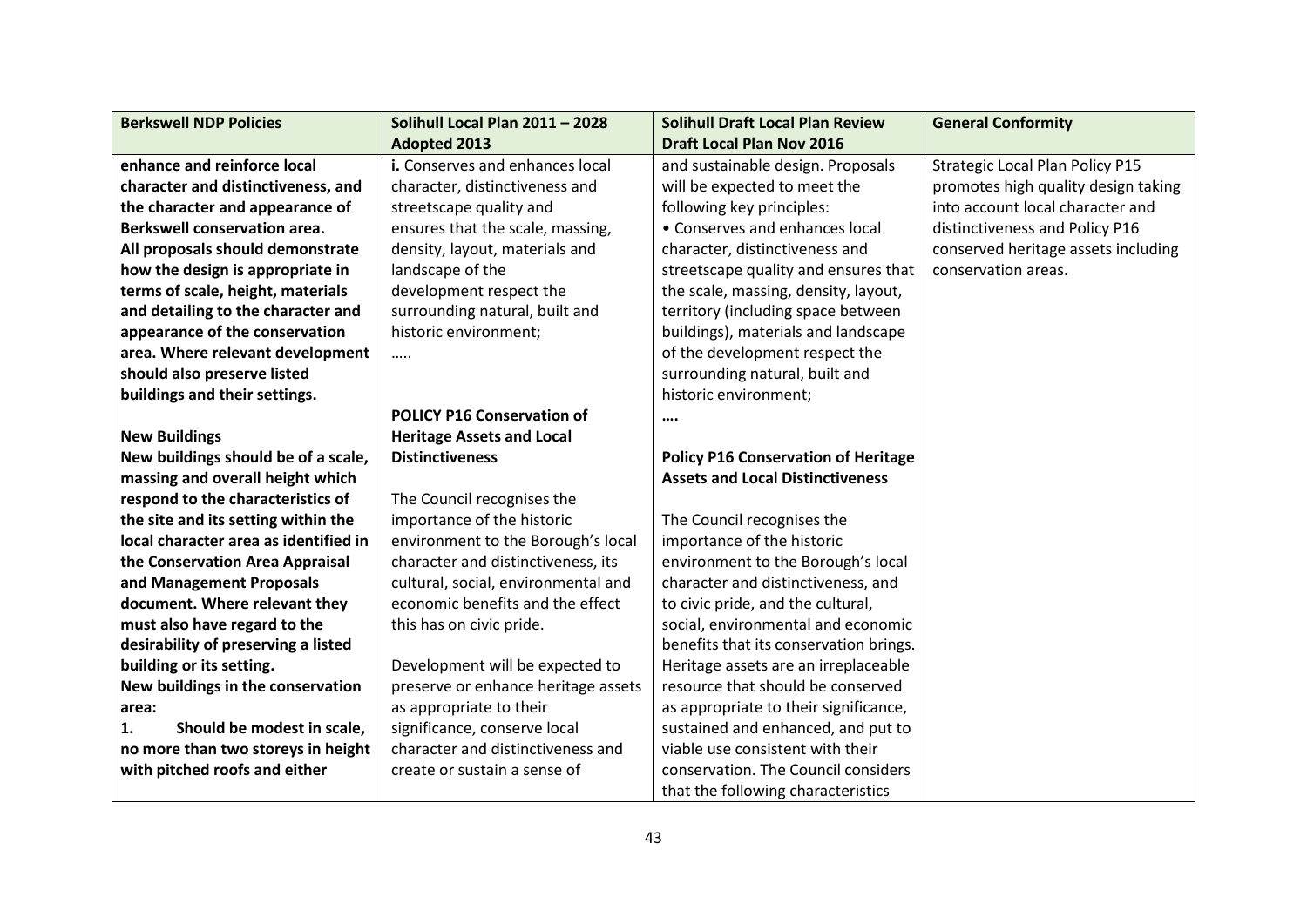| Berkswell NDP Policies | Solihull Local Plan 2011 – 2028 Adopted 2013 | Solihull Draft Local Plan Review Draft Local Plan Nov 2016 | General Conformity |
|---|---|---|---|
| **enhance and reinforce local character and distinctiveness, and the character and appearance of Berkswell conservation area. All proposals should demonstrate how the design is appropriate in terms of scale, height, materials and detailing to the character and appearance of the conservation area. Where relevant development should also preserve listed buildings and their settings.**<br><br>**New Buildings**<br>**New buildings should be of a scale, massing and overall height which respond to the characteristics of the site and its setting within the local character area as identified in the Conservation Area Appraisal and Management Proposals document. Where relevant they must also have regard to the desirability of preserving a listed building or its setting.**<br>**New buildings in the conservation area:**<br>**1. Should be modest in scale, no more than two storeys in height with pitched roofs and either** | **i.** Conserves and enhances local character, distinctiveness and streetscape quality and ensures that the scale, massing, density, layout, materials and landscape of the development respect the surrounding natural, built and historic environment;<br>…..<br><br>**POLICY P16 Conservation of Heritage Assets and Local Distinctiveness**<br><br>The Council recognises the importance of the historic environment to the Borough's local character and distinctiveness, its cultural, social, environmental and economic benefits and the effect this has on civic pride.<br><br>Development will be expected to preserve or enhance heritage assets as appropriate to their significance, conserve local character and distinctiveness and create or sustain a sense of | and sustainable design. Proposals will be expected to meet the following key principles:<br>• Conserves and enhances local character, distinctiveness and streetscape quality and ensures that the scale, massing, density, layout, territory (including space between buildings), materials and landscape of the development respect the surrounding natural, built and historic environment;<br>**….**<br><br>**Policy P16 Conservation of Heritage Assets and Local Distinctiveness**<br><br>The Council recognises the importance of the historic environment to the Borough's local character and distinctiveness, and to civic pride, and the cultural, social, environmental and economic benefits that its conservation brings. Heritage assets are an irreplaceable resource that should be conserved as appropriate to their significance, sustained and enhanced, and put to viable use consistent with their conservation. The Council considers that the following characteristics | Strategic Local Plan Policy P15 promotes high quality design taking into account local character and distinctiveness and Policy P16 conserved heritage assets including conservation areas. |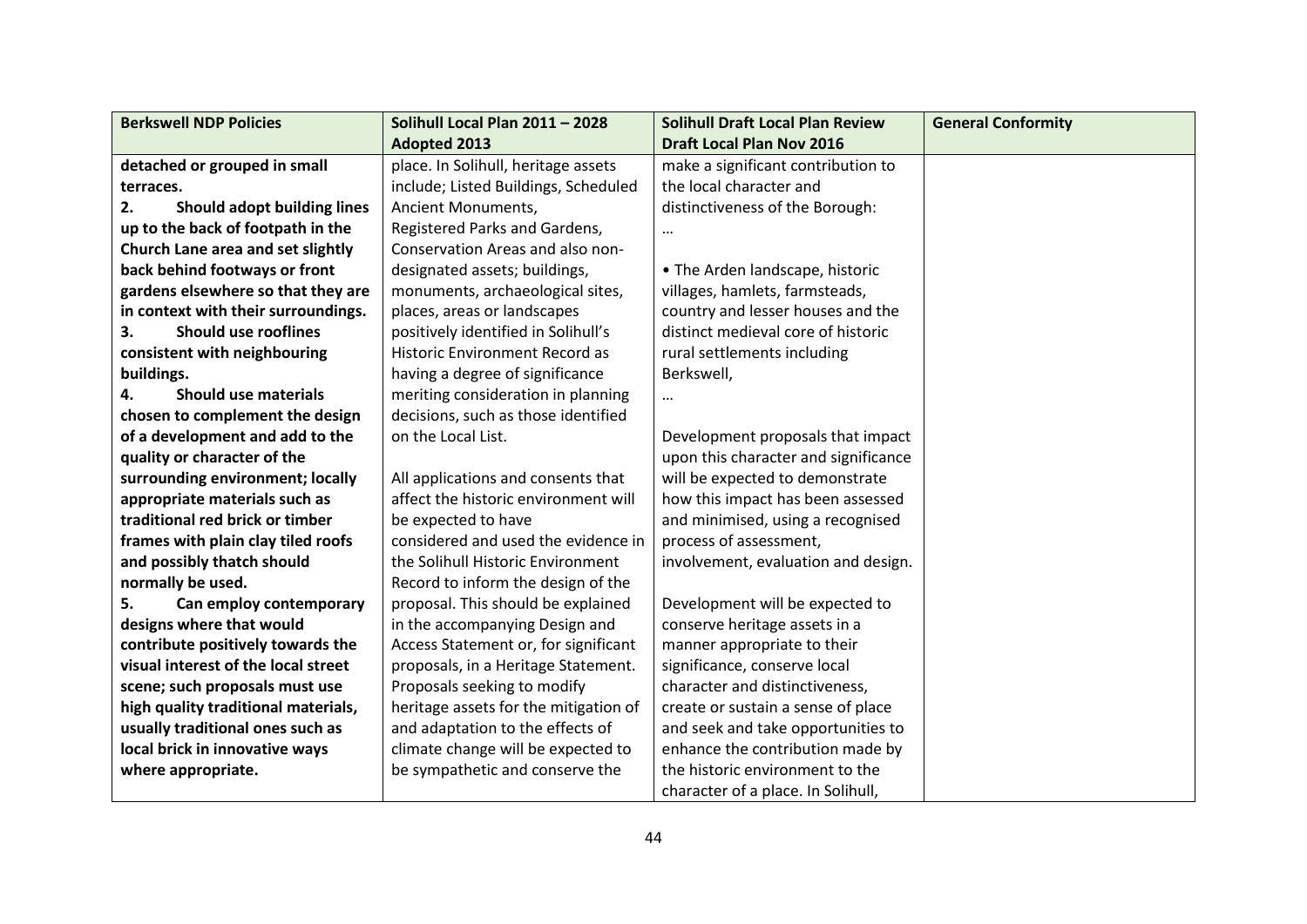| Berkswell NDP Policies | Solihull Local Plan 2011 – 2028 Adopted 2013 | Solihull Draft Local Plan Review Draft Local Plan Nov 2016 | General Conformity |
|---|---|---|---|
| **detached or grouped in small terraces.**<br>**2. Should adopt building lines up to the back of footpath in the Church Lane area and set slightly back behind footways or front gardens elsewhere so that they are in context with their surroundings.**<br>**3. Should use rooflines consistent with neighbouring buildings.**<br>**4. Should use materials chosen to complement the design of a development and add to the quality or character of the surrounding environment; locally appropriate materials such as traditional red brick or timber frames with plain clay tiled roofs and possibly thatch should normally be used.**<br>**5. Can employ contemporary designs where that would contribute positively towards the visual interest of the local street scene; such proposals must use high quality traditional materials, usually traditional ones such as local brick in innovative ways where appropriate.** | place. In Solihull, heritage assets include; Listed Buildings, Scheduled Ancient Monuments, Registered Parks and Gardens, Conservation Areas and also non-designated assets; buildings, monuments, archaeological sites, places, areas or landscapes positively identified in Solihull's Historic Environment Record as having a degree of significance meriting consideration in planning decisions, such as those identified on the Local List.<br><br>All applications and consents that affect the historic environment will be expected to have considered and used the evidence in the Solihull Historic Environment Record to inform the design of the proposal. This should be explained in the accompanying Design and Access Statement or, for significant proposals, in a Heritage Statement. Proposals seeking to modify heritage assets for the mitigation of and adaptation to the effects of climate change will be expected to be sympathetic and conserve the | make a significant contribution to the local character and distinctiveness of the Borough:<br>…<br><br>• The Arden landscape, historic villages, hamlets, farmsteads, country and lesser houses and the distinct medieval core of historic rural settlements including Berkswell,<br>…<br><br>Development proposals that impact upon this character and significance will be expected to demonstrate how this impact has been assessed and minimised, using a recognised process of assessment, involvement, evaluation and design.<br><br>Development will be expected to conserve heritage assets in a manner appropriate to their significance, conserve local character and distinctiveness, create or sustain a sense of place and seek and take opportunities to enhance the contribution made by the historic environment to the character of a place. In Solihull, | |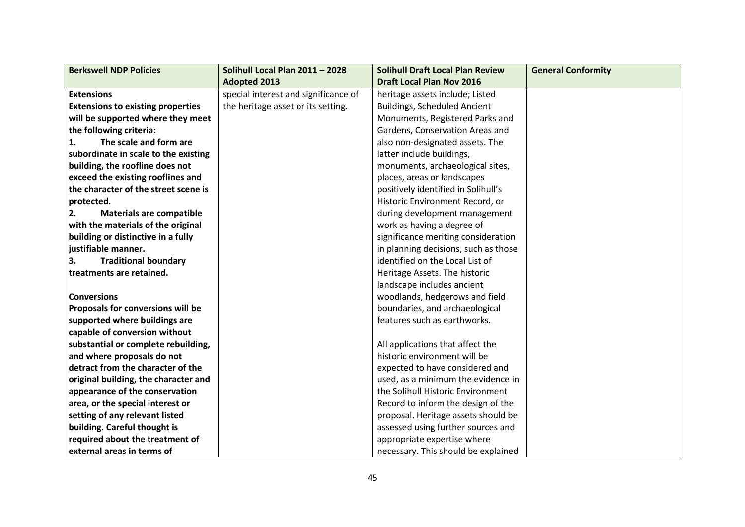| Berkswell NDP Policies | Solihull Local Plan 2011 – 2028 Adopted 2013 | Solihull Draft Local Plan Review Draft Local Plan Nov 2016 | General Conformity |
|---|---|---|---|
| **Extensions**<br>**Extensions to existing properties will be supported where they meet the following criteria:**<br>**1. The scale and form are subordinate in scale to the existing building, the roofline does not exceed the existing rooflines and the character of the street scene is protected.**<br>**2. Materials are compatible with the materials of the original building or distinctive in a fully justifiable manner.**<br>**3. Traditional boundary treatments are retained.**<br><br>**Conversions**<br>**Proposals for conversions will be supported where buildings are capable of conversion without substantial or complete rebuilding, and where proposals do not detract from the character of the original building, the character and appearance of the conservation area, or the special interest or setting of any relevant listed building. Careful thought is required about the treatment of external areas in terms of** | special interest and significance of the heritage asset or its setting. | heritage assets include; Listed Buildings, Scheduled Ancient Monuments, Registered Parks and Gardens, Conservation Areas and also non-designated assets. The latter include buildings, monuments, archaeological sites, places, areas or landscapes positively identified in Solihull's Historic Environment Record, or during development management work as having a degree of significance meriting consideration in planning decisions, such as those identified on the Local List of Heritage Assets. The historic landscape includes ancient woodlands, hedgerows and field boundaries, and archaeological features such as earthworks.<br><br>All applications that affect the historic environment will be expected to have considered and used, as a minimum the evidence in the Solihull Historic Environment Record to inform the design of the proposal. Heritage assets should be assessed using further sources and appropriate expertise where necessary. This should be explained | |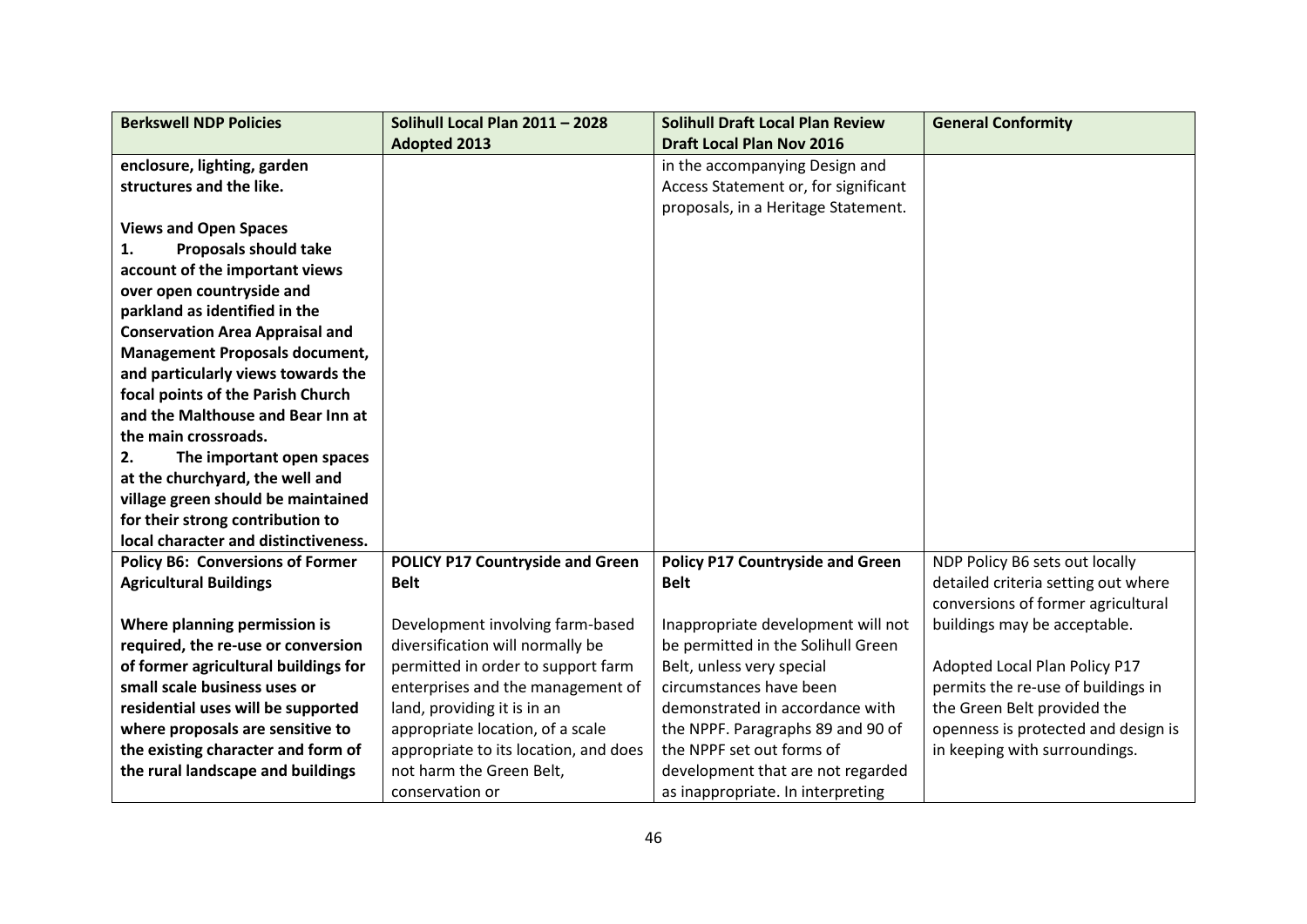| Berkswell NDP Policies | Solihull Local Plan 2011 – 2028 Adopted 2013 | Solihull Draft Local Plan Review Draft Local Plan Nov 2016 | General Conformity |
|---|---|---|---|
| **enclosure, lighting, garden structures and the like.**<br><br>**Views and Open Spaces**<br>**1. Proposals should take account of the important views over open countryside and parkland as identified in the Conservation Area Appraisal and Management Proposals document, and particularly views towards the focal points of the Parish Church and the Malthouse and Bear Inn at the main crossroads.**<br>**2. The important open spaces at the churchyard, the well and village green should be maintained for their strong contribution to local character and distinctiveness.** | | in the accompanying Design and Access Statement or, for significant proposals, in a Heritage Statement. | |
| **Policy B6: Conversions of Former Agricultural Buildings**<br><br>**Where planning permission is required, the re-use or conversion of former agricultural buildings for small scale business uses or residential uses will be supported where proposals are sensitive to the existing character and form of the rural landscape and buildings** | **POLICY P17 Countryside and Green Belt**<br><br>Development involving farm-based diversification will normally be permitted in order to support farm enterprises and the management of land, providing it is in an appropriate location, of a scale appropriate to its location, and does not harm the Green Belt, conservation or | **Policy P17 Countryside and Green Belt**<br><br>Inappropriate development will not be permitted in the Solihull Green Belt, unless very special circumstances have been demonstrated in accordance with the NPPF. Paragraphs 89 and 90 of the NPPF set out forms of development that are not regarded as inappropriate. In interpreting | NDP Policy B6 sets out locally detailed criteria setting out where conversions of former agricultural buildings may be acceptable.<br><br>Adopted Local Plan Policy P17 permits the re-use of buildings in the Green Belt provided the openness is protected and design is in keeping with surroundings. |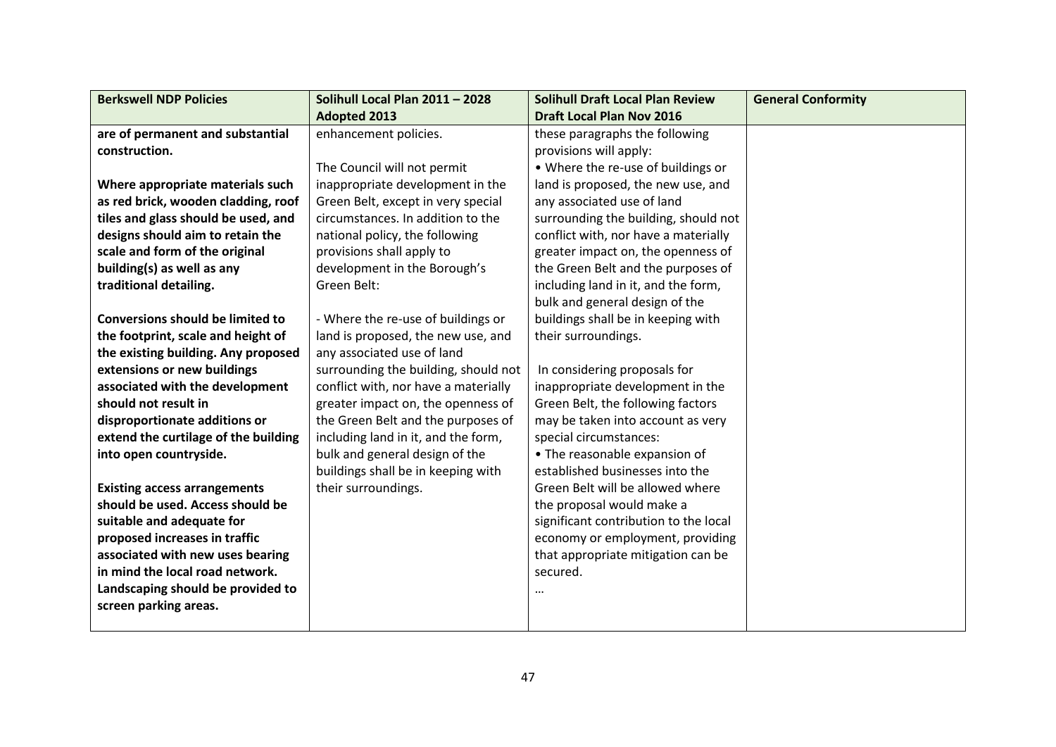| Berkswell NDP Policies | Solihull Local Plan 2011 – 2028 Adopted 2013 | Solihull Draft Local Plan Review Draft Local Plan Nov 2016 | General Conformity |
|---|---|---|---|
| **are of permanent and substantial construction.**<br><br>**Where appropriate materials such as red brick, wooden cladding, roof tiles and glass should be used, and designs should aim to retain the scale and form of the original building(s) as well as any traditional detailing.**<br><br>**Conversions should be limited to the footprint, scale and height of the existing building. Any proposed extensions or new buildings associated with the development should not result in disproportionate additions or extend the curtilage of the building into open countryside.**<br><br>**Existing access arrangements should be used. Access should be suitable and adequate for proposed increases in traffic associated with new uses bearing in mind the local road network. Landscaping should be provided to screen parking areas.** | enhancement policies.<br><br>The Council will not permit inappropriate development in the Green Belt, except in very special circumstances. In addition to the national policy, the following provisions shall apply to development in the Borough's Green Belt:<br><br>- Where the re-use of buildings or land is proposed, the new use, and any associated use of land surrounding the building, should not conflict with, nor have a materially greater impact on, the openness of the Green Belt and the purposes of including land in it, and the form, bulk and general design of the buildings shall be in keeping with their surroundings. | these paragraphs the following provisions will apply:<br>• Where the re-use of buildings or land is proposed, the new use, and any associated use of land surrounding the building, should not conflict with, nor have a materially greater impact on, the openness of the Green Belt and the purposes of including land in it, and the form, bulk and general design of the buildings shall be in keeping with their surroundings.<br><br>In considering proposals for inappropriate development in the Green Belt, the following factors may be taken into account as very special circumstances:<br>• The reasonable expansion of established businesses into the Green Belt will be allowed where the proposal would make a significant contribution to the local economy or employment, providing that appropriate mitigation can be secured.<br>… | |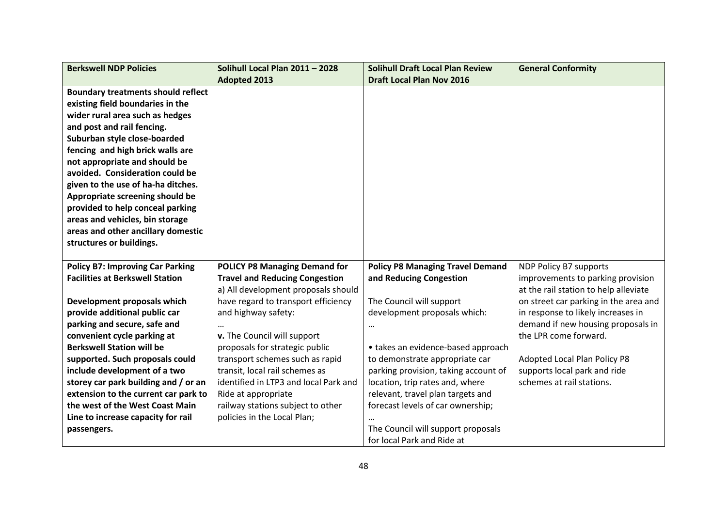| Berkswell NDP Policies | Solihull Local Plan 2011 – 2028 Adopted 2013 | Solihull Draft Local Plan Review Draft Local Plan Nov 2016 | General Conformity |
|---|---|---|---|
| **Boundary treatments should reflect existing field boundaries in the wider rural area such as hedges and post and rail fencing. Suburban style close-boarded fencing and high brick walls are not appropriate and should be avoided. Consideration could be given to the use of ha-ha ditches. Appropriate screening should be provided to help conceal parking areas and vehicles, bin storage areas and other ancillary domestic structures or buildings.** | | | |
| **Policy B7: Improving Car Parking Facilities at Berkswell Station**<br><br>**Development proposals which provide additional public car parking and secure, safe and convenient cycle parking at Berkswell Station will be supported. Such proposals could include development of a two storey car park building and / or an extension to the current car park to the west of the West Coast Main Line to increase capacity for rail passengers.** | **POLICY P8 Managing Demand for Travel and Reducing Congestion**<br>a) All development proposals should have regard to transport efficiency and highway safety:<br>…<br>**v.** The Council will support proposals for strategic public transport schemes such as rapid transit, local rail schemes as identified in LTP3 and local Park and Ride at appropriate railway stations subject to other policies in the Local Plan; | **Policy P8 Managing Travel Demand and Reducing Congestion**<br><br>The Council will support development proposals which:<br>…<br><br>• takes an evidence-based approach to demonstrate appropriate car parking provision, taking account of location, trip rates and, where relevant, travel plan targets and forecast levels of car ownership;<br>…<br>The Council will support proposals for local Park and Ride at | NDP Policy B7 supports improvements to parking provision at the rail station to help alleviate on street car parking in the area and in response to likely increases in demand if new housing proposals in the LPR come forward.<br><br>Adopted Local Plan Policy P8 supports local park and ride schemes at rail stations. |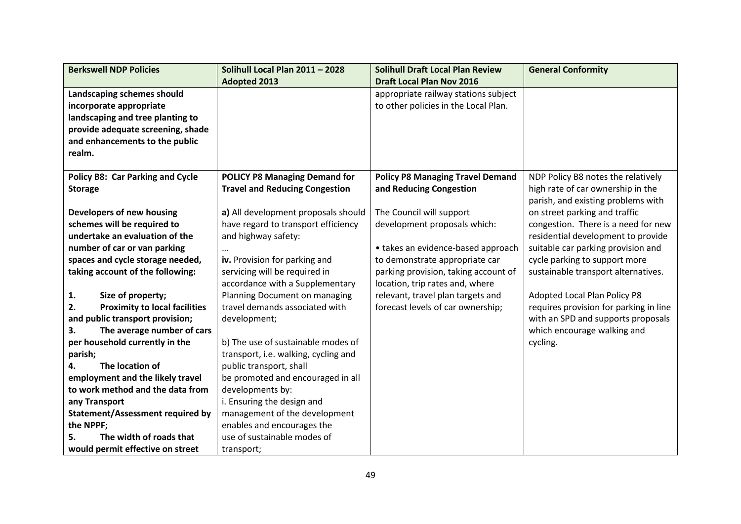| Berkswell NDP Policies | Solihull Local Plan 2011 – 2028 Adopted 2013 | Solihull Draft Local Plan Review Draft Local Plan Nov 2016 | General Conformity |
|---|---|---|---|
| **Landscaping schemes should incorporate appropriate landscaping and tree planting to provide adequate screening, shade and enhancements to the public realm.** | | appropriate railway stations subject to other policies in the Local Plan. | |
| **Policy B8: Car Parking and Cycle Storage**<br><br>**Developers of new housing schemes will be required to undertake an evaluation of the number of car or van parking spaces and cycle storage needed, taking account of the following:**<br><br>**1. Size of property;**<br>**2. Proximity to local facilities and public transport provision;**<br>**3. The average number of cars per household currently in the parish;**<br>**4. The location of employment and the likely travel to work method and the data from any Transport Statement/Assessment required by the NPPF;**<br>**5. The width of roads that would permit effective on street** | **POLICY P8 Managing Demand for Travel and Reducing Congestion**<br><br>**a)** All development proposals should have regard to transport efficiency and highway safety:<br>…<br>**iv.** Provision for parking and servicing will be required in accordance with a Supplementary Planning Document on managing travel demands associated with development;<br><br>b) The use of sustainable modes of transport, i.e. walking, cycling and public transport, shall be promoted and encouraged in all developments by:<br>i. Ensuring the design and management of the development enables and encourages the use of sustainable modes of transport; | **Policy P8 Managing Travel Demand and Reducing Congestion**<br><br>The Council will support development proposals which:<br><br>• takes an evidence-based approach to demonstrate appropriate car parking provision, taking account of location, trip rates and, where relevant, travel plan targets and forecast levels of car ownership; | NDP Policy B8 notes the relatively high rate of car ownership in the parish, and existing problems with on street parking and traffic congestion. There is a need for new residential development to provide suitable car parking provision and cycle parking to support more sustainable transport alternatives.<br><br>Adopted Local Plan Policy P8 requires provision for parking in line with an SPD and supports proposals which encourage walking and cycling. |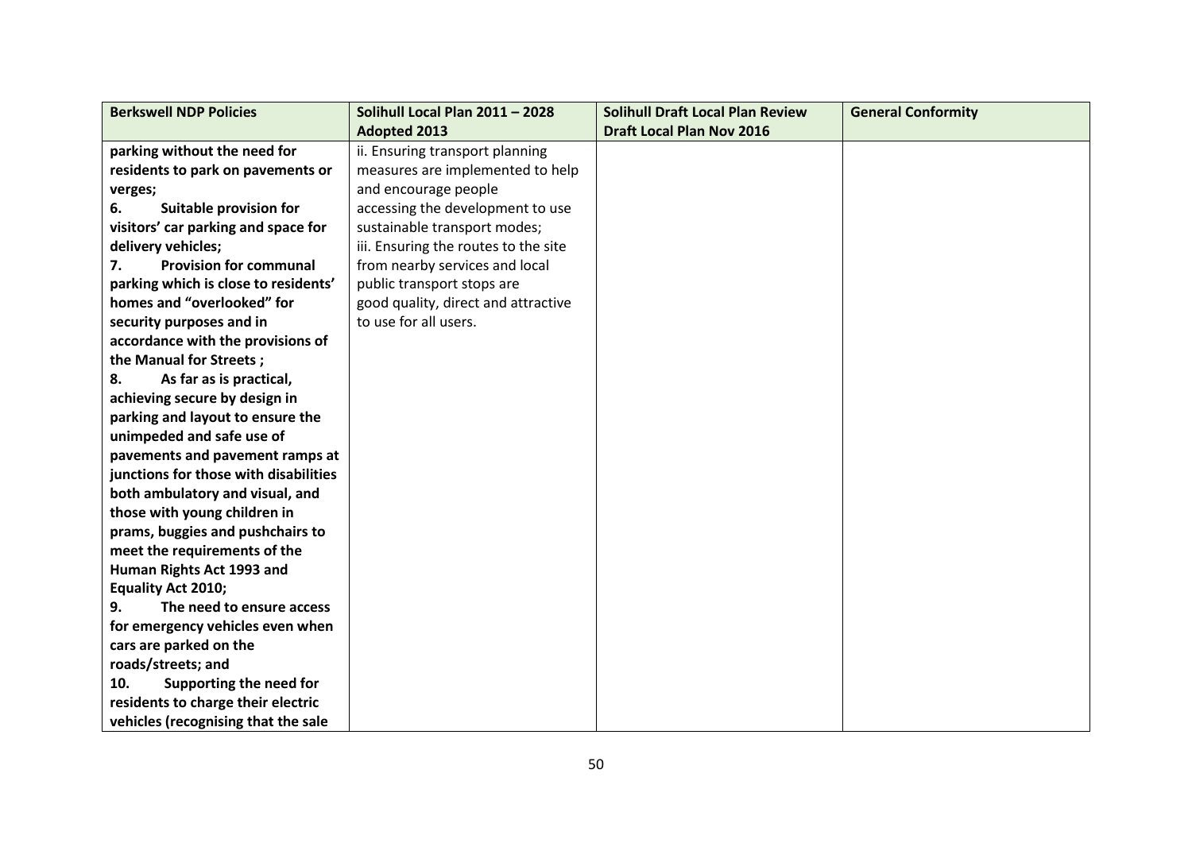| Berkswell NDP Policies | Solihull Local Plan 2011 – 2028 Adopted 2013 | Solihull Draft Local Plan Review Draft Local Plan Nov 2016 | General Conformity |
|---|---|---|---|
| **parking without the need for residents to park on pavements or verges;**<br>**6. Suitable provision for visitors' car parking and space for delivery vehicles;**<br>**7. Provision for communal parking which is close to residents' homes and "overlooked" for security purposes and in accordance with the provisions of the Manual for Streets ;**<br>**8. As far as is practical, achieving secure by design in parking and layout to ensure the unimpeded and safe use of pavements and pavement ramps at junctions for those with disabilities both ambulatory and visual, and those with young children in prams, buggies and pushchairs to meet the requirements of the Human Rights Act 1993 and Equality Act 2010;**<br>**9. The need to ensure access for emergency vehicles even when cars are parked on the roads/streets; and**<br>**10. Supporting the need for residents to charge their electric vehicles (recognising that the sale** | ii. Ensuring transport planning measures are implemented to help and encourage people accessing the development to use sustainable transport modes;<br>iii. Ensuring the routes to the site from nearby services and local public transport stops are good quality, direct and attractive to use for all users. | | |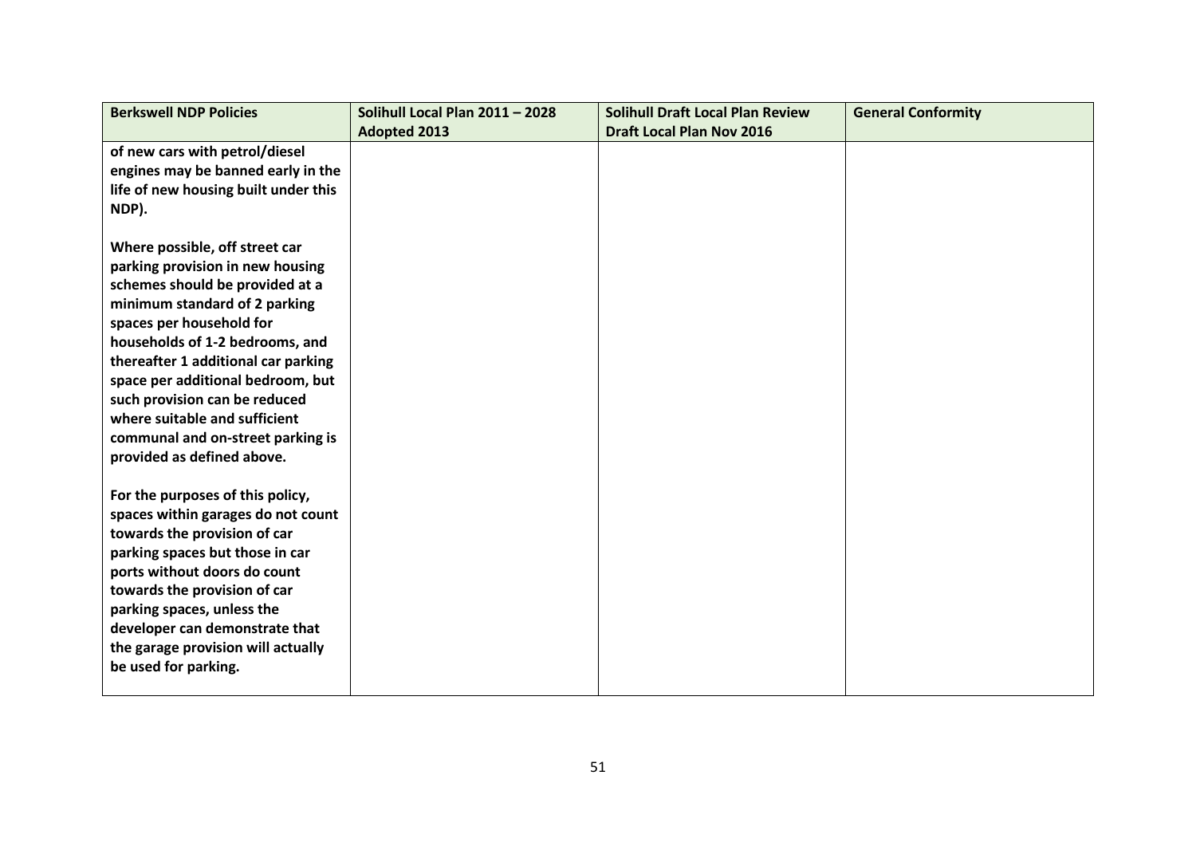| Berkswell NDP Policies | Solihull Local Plan 2011 – 2028 Adopted 2013 | Solihull Draft Local Plan Review Draft Local Plan Nov 2016 | General Conformity |
|---|---|---|---|
| **of new cars with petrol/diesel engines may be banned early in the life of new housing built under this NDP).**<br><br>**Where possible, off street car parking provision in new housing schemes should be provided at a minimum standard of 2 parking spaces per household for households of 1-2 bedrooms, and thereafter 1 additional car parking space per additional bedroom, but such provision can be reduced where suitable and sufficient communal and on-street parking is provided as defined above.**<br><br>**For the purposes of this policy, spaces within garages do not count towards the provision of car parking spaces but those in car ports without doors do count towards the provision of car parking spaces, unless the developer can demonstrate that the garage provision will actually be used for parking.** | | | |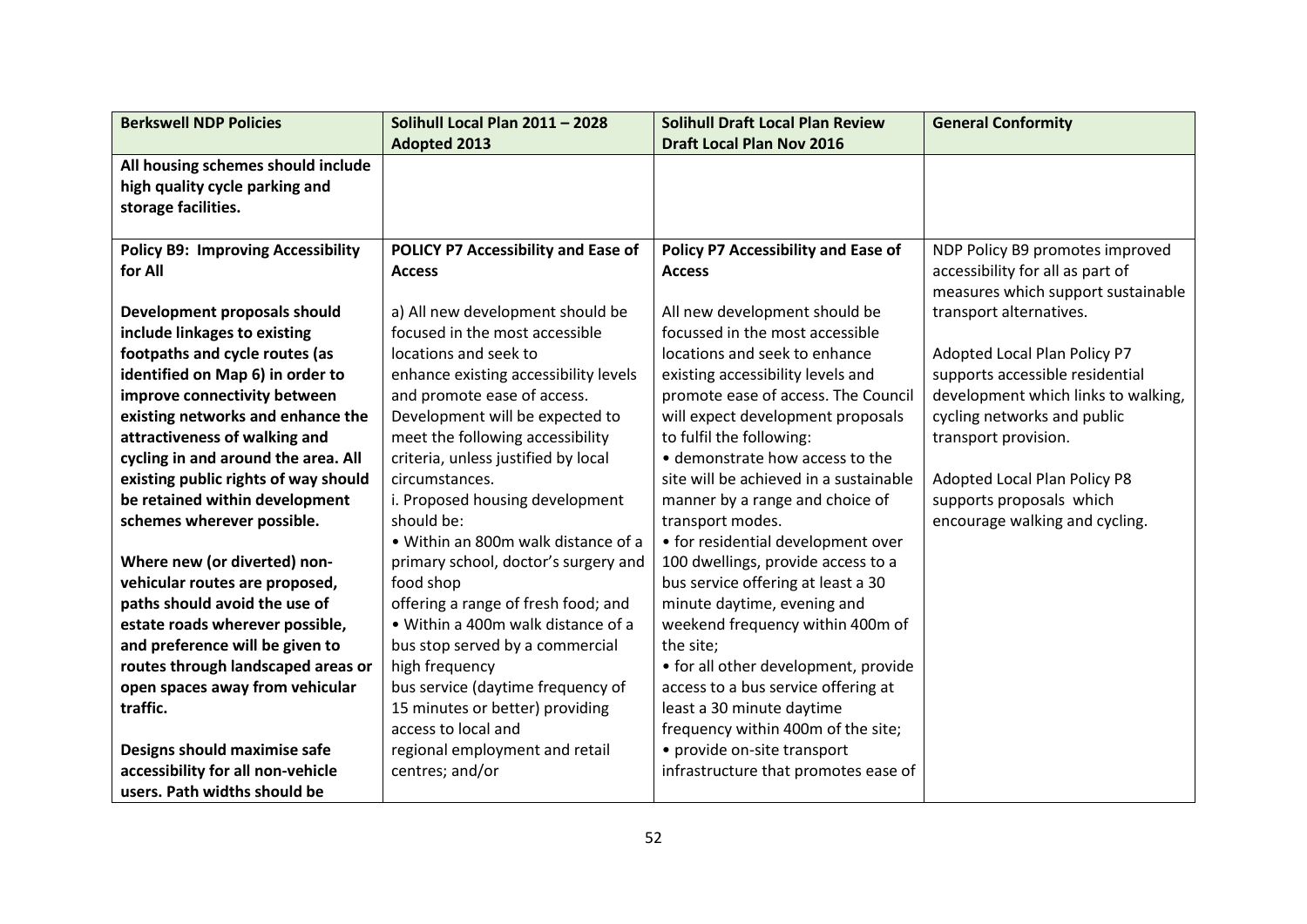| Berkswell NDP Policies | Solihull Local Plan 2011 – 2028 Adopted 2013 | Solihull Draft Local Plan Review Draft Local Plan Nov 2016 | General Conformity |
|---|---|---|---|
| **All housing schemes should include high quality cycle parking and storage facilities.** | | | |
| **Policy B9: Improving Accessibility for All**<br><br>**Development proposals should include linkages to existing footpaths and cycle routes (as identified on Map 6) in order to improve connectivity between existing networks and enhance the attractiveness of walking and cycling in and around the area. All existing public rights of way should be retained within development schemes wherever possible.**<br><br>**Where new (or diverted) non-vehicular routes are proposed, paths should avoid the use of estate roads wherever possible, and preference will be given to routes through landscaped areas or open spaces away from vehicular traffic.**<br><br>**Designs should maximise safe accessibility for all non-vehicle users. Path widths should be** | **POLICY P7 Accessibility and Ease of Access**<br><br>a) All new development should be focused in the most accessible locations and seek to enhance existing accessibility levels and promote ease of access. Development will be expected to meet the following accessibility criteria, unless justified by local circumstances.<br>i. Proposed housing development should be:<br>• Within an 800m walk distance of a primary school, doctor's surgery and food shop offering a range of fresh food; and<br>• Within a 400m walk distance of a bus stop served by a commercial high frequency bus service (daytime frequency of 15 minutes or better) providing access to local and regional employment and retail centres; and/or | **Policy P7 Accessibility and Ease of Access**<br><br>All new development should be focussed in the most accessible locations and seek to enhance existing accessibility levels and promote ease of access. The Council will expect development proposals to fulfil the following:<br>• demonstrate how access to the site will be achieved in a sustainable manner by a range and choice of transport modes.<br>• for residential development over 100 dwellings, provide access to a bus service offering at least a 30 minute daytime, evening and weekend frequency within 400m of the site;<br>• for all other development, provide access to a bus service offering at least a 30 minute daytime frequency within 400m of the site;<br>• provide on-site transport infrastructure that promotes ease of | NDP Policy B9 promotes improved accessibility for all as part of measures which support sustainable transport alternatives.<br><br>Adopted Local Plan Policy P7 supports accessible residential development which links to walking, cycling networks and public transport provision.<br><br>Adopted Local Plan Policy P8 supports proposals which encourage walking and cycling. |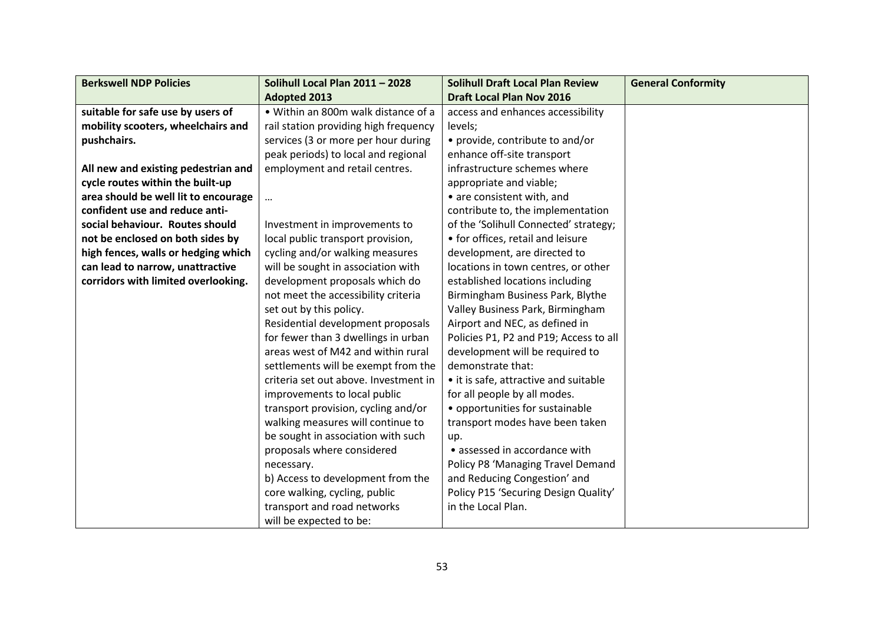| Berkswell NDP Policies | Solihull Local Plan 2011 – 2028 Adopted 2013 | Solihull Draft Local Plan Review Draft Local Plan Nov 2016 | General Conformity |
|---|---|---|---|
| **suitable for safe use by users of mobility scooters, wheelchairs and pushchairs.**<br><br>**All new and existing pedestrian and cycle routes within the built-up area should be well lit to encourage confident use and reduce anti-social behaviour. Routes should not be enclosed on both sides by high fences, walls or hedging which can lead to narrow, unattractive corridors with limited overlooking.** | • Within an 800m walk distance of a rail station providing high frequency services (3 or more per hour during peak periods) to local and regional employment and retail centres.<br><br>…<br><br>Investment in improvements to local public transport provision, cycling and/or walking measures will be sought in association with development proposals which do not meet the accessibility criteria set out by this policy.<br>Residential development proposals for fewer than 3 dwellings in urban areas west of M42 and within rural settlements will be exempt from the criteria set out above. Investment in improvements to local public transport provision, cycling and/or walking measures will continue to be sought in association with such proposals where considered necessary.<br>b) Access to development from the core walking, cycling, public transport and road networks will be expected to be: | access and enhances accessibility levels;<br>• provide, contribute to and/or enhance off-site transport infrastructure schemes where appropriate and viable;<br>• are consistent with, and contribute to, the implementation of the 'Solihull Connected' strategy;<br>• for offices, retail and leisure development, are directed to locations in town centres, or other established locations including Birmingham Business Park, Blythe Valley Business Park, Birmingham Airport and NEC, as defined in Policies P1, P2 and P19; Access to all development will be required to demonstrate that:<br>• it is safe, attractive and suitable for all people by all modes.<br>• opportunities for sustainable transport modes have been taken up.<br>• assessed in accordance with Policy P8 'Managing Travel Demand and Reducing Congestion' and Policy P15 'Securing Design Quality' in the Local Plan. | |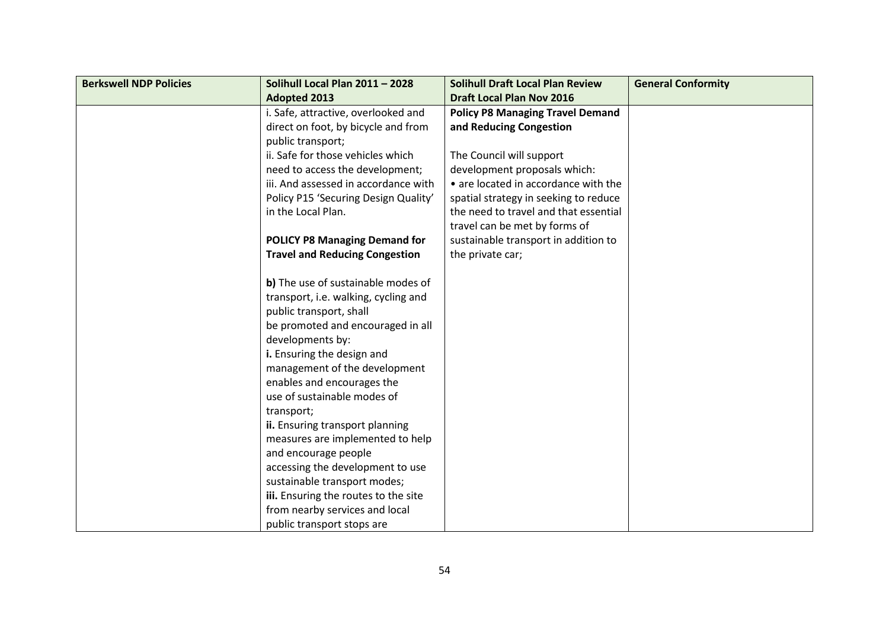| Berkswell NDP Policies | Solihull Local Plan 2011 – 2028 Adopted 2013 | Solihull Draft Local Plan Review Draft Local Plan Nov 2016 | General Conformity |
|---|---|---|---|
| | i. Safe, attractive, overlooked and direct on foot, by bicycle and from public transport;<br>ii. Safe for those vehicles which need to access the development;<br>iii. And assessed in accordance with Policy P15 'Securing Design Quality' in the Local Plan.<br><br>**POLICY P8 Managing Demand for Travel and Reducing Congestion**<br><br>**b)** The use of sustainable modes of transport, i.e. walking, cycling and public transport, shall be promoted and encouraged in all developments by:<br>**i.** Ensuring the design and management of the development enables and encourages the use of sustainable modes of transport;<br>**ii.** Ensuring transport planning measures are implemented to help and encourage people accessing the development to use sustainable transport modes;<br>**iii.** Ensuring the routes to the site from nearby services and local public transport stops are | **Policy P8 Managing Travel Demand and Reducing Congestion**<br><br>The Council will support development proposals which:<br>• are located in accordance with the spatial strategy in seeking to reduce the need to travel and that essential travel can be met by forms of sustainable transport in addition to the private car; | |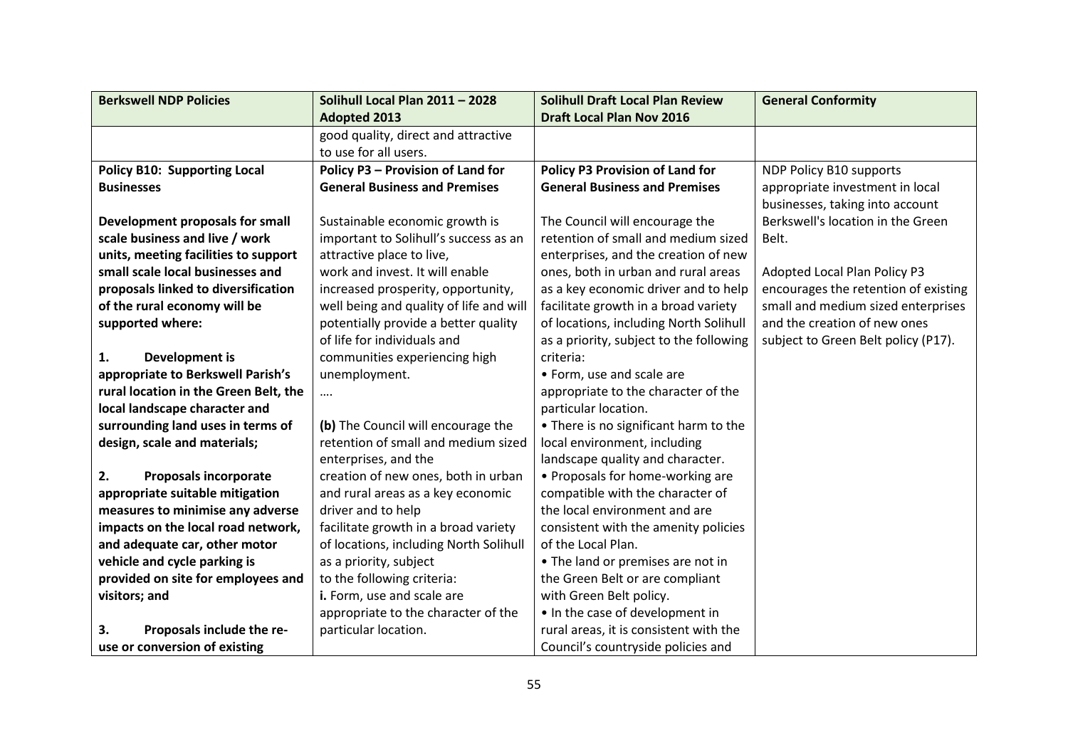| Berkswell NDP Policies | Solihull Local Plan 2011 – 2028 Adopted 2013 | Solihull Draft Local Plan Review Draft Local Plan Nov 2016 | General Conformity |
|---|---|---|---|
| | good quality, direct and attractive to use for all users. | | |
| **Policy B10: Supporting Local Businesses**<br><br>**Development proposals for small scale business and live / work units, meeting facilities to support small scale local businesses and proposals linked to diversification of the rural economy will be supported where:**<br><br>**1. Development is appropriate to Berkswell Parish's rural location in the Green Belt, the local landscape character and surrounding land uses in terms of design, scale and materials;**<br><br>**2. Proposals incorporate appropriate suitable mitigation measures to minimise any adverse impacts on the local road network, and adequate car, other motor vehicle and cycle parking is provided on site for employees and visitors; and**<br><br>**3. Proposals include the re-use or conversion of existing** | **Policy P3 – Provision of Land for General Business and Premises**<br><br>Sustainable economic growth is important to Solihull's success as an attractive place to live, work and invest. It will enable increased prosperity, opportunity, well being and quality of life and will potentially provide a better quality of life for individuals and communities experiencing high unemployment.<br>….<br><br>**(b)** The Council will encourage the retention of small and medium sized enterprises, and the creation of new ones, both in urban and rural areas as a key economic driver and to help facilitate growth in a broad variety of locations, including North Solihull as a priority, subject to the following criteria:<br>**i.** Form, use and scale are appropriate to the character of the particular location. | **Policy P3 Provision of Land for General Business and Premises**<br><br>The Council will encourage the retention of small and medium sized enterprises, and the creation of new ones, both in urban and rural areas as a key economic driver and to help facilitate growth in a broad variety of locations, including North Solihull as a priority, subject to the following criteria:<br>• Form, use and scale are appropriate to the character of the particular location.<br>• There is no significant harm to the local environment, including landscape quality and character.<br>• Proposals for home-working are compatible with the character of the local environment and are consistent with the amenity policies of the Local Plan.<br>• The land or premises are not in the Green Belt or are compliant with Green Belt policy.<br>• In the case of development in rural areas, it is consistent with the Council's countryside policies and | NDP Policy B10 supports appropriate investment in local businesses, taking into account Berkswell's location in the Green Belt.<br><br>Adopted Local Plan Policy P3 encourages the retention of existing small and medium sized enterprises and the creation of new ones subject to Green Belt policy (P17). |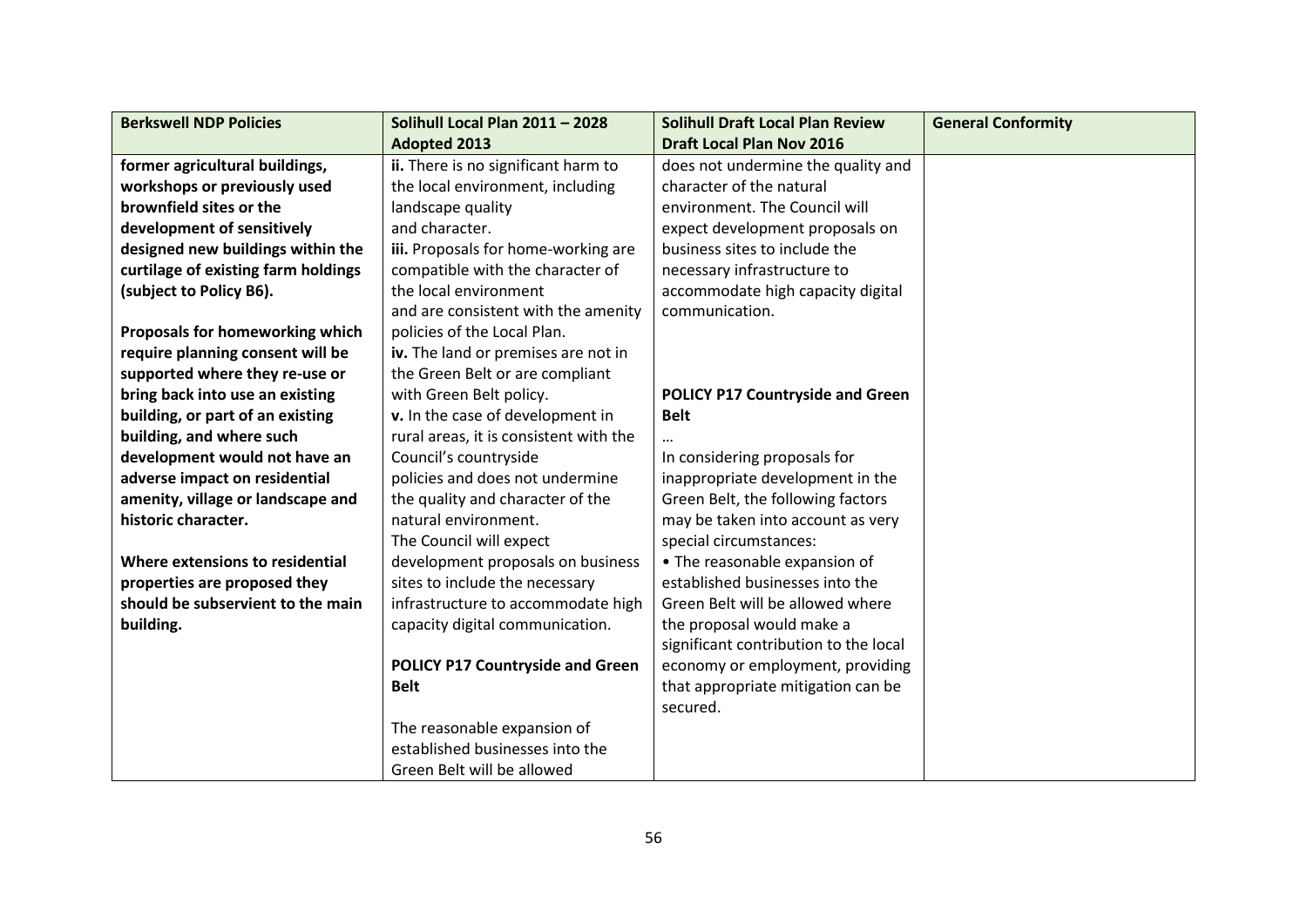| Berkswell NDP Policies | Solihull Local Plan 2011 – 2028 Adopted 2013 | Solihull Draft Local Plan Review Draft Local Plan Nov 2016 | General Conformity |
|---|---|---|---|
| **former agricultural buildings, workshops or previously used brownfield sites or the development of sensitively designed new buildings within the curtilage of existing farm holdings (subject to Policy B6).**<br><br>**Proposals for homeworking which require planning consent will be supported where they re-use or bring back into use an existing building, or part of an existing building, and where such development would not have an adverse impact on residential amenity, village or landscape and historic character.**<br><br>**Where extensions to residential properties are proposed they should be subservient to the main building.** | **ii.** There is no significant harm to the local environment, including landscape quality and character.<br>**iii.** Proposals for home-working are compatible with the character of the local environment and are consistent with the amenity policies of the Local Plan.<br>**iv.** The land or premises are not in the Green Belt or are compliant with Green Belt policy.<br>**v.** In the case of development in rural areas, it is consistent with the Council's countryside policies and does not undermine the quality and character of the natural environment.<br>The Council will expect development proposals on business sites to include the necessary infrastructure to accommodate high capacity digital communication.<br><br>**POLICY P17 Countryside and Green Belt**<br><br>The reasonable expansion of established businesses into the Green Belt will be allowed | does not undermine the quality and character of the natural environment. The Council will expect development proposals on business sites to include the necessary infrastructure to accommodate high capacity digital communication.<br><br>**POLICY P17 Countryside and Green Belt**<br>…<br>In considering proposals for inappropriate development in the Green Belt, the following factors may be taken into account as very special circumstances:<br>• The reasonable expansion of established businesses into the Green Belt will be allowed where the proposal would make a significant contribution to the local economy or employment, providing that appropriate mitigation can be secured. | |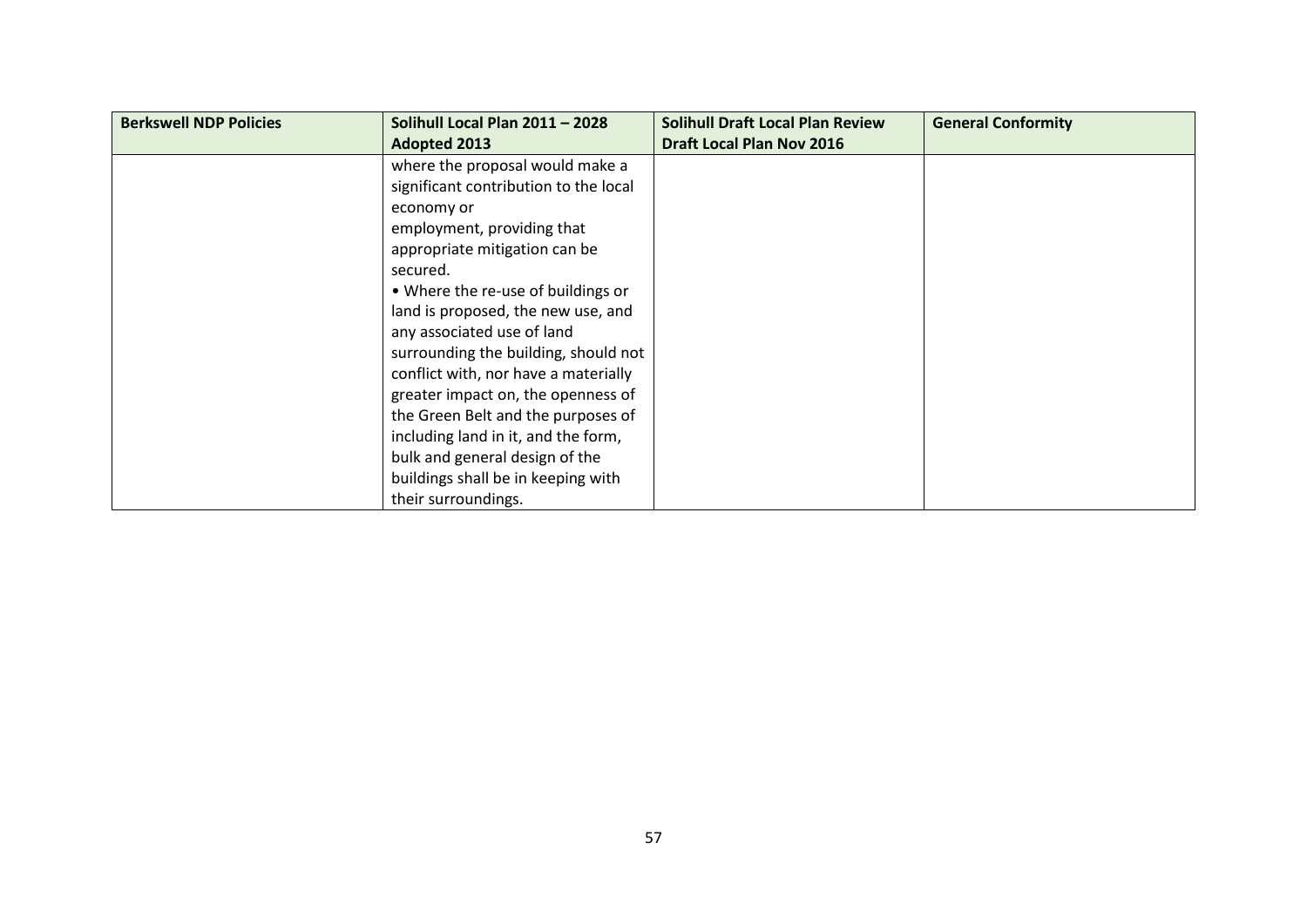| Berkswell NDP Policies | Solihull Local Plan 2011 – 2028 Adopted 2013 | Solihull Draft Local Plan Review Draft Local Plan Nov 2016 | General Conformity |
|---|---|---|---|
| | where the proposal would make a significant contribution to the local economy or employment, providing that appropriate mitigation can be secured.<br>• Where the re-use of buildings or land is proposed, the new use, and any associated use of land surrounding the building, should not conflict with, nor have a materially greater impact on, the openness of the Green Belt and the purposes of including land in it, and the form, bulk and general design of the buildings shall be in keeping with their surroundings. | | |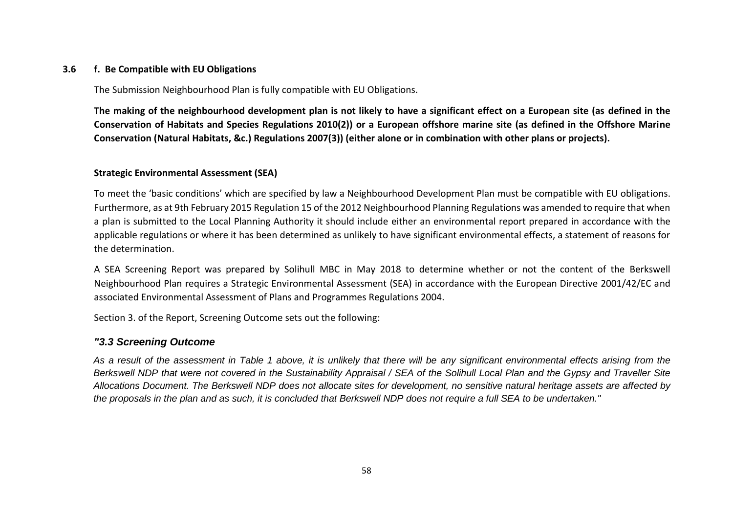### 3.6 f. Be Compatible with EU Obligations

The Submission Neighbourhood Plan is fully compatible with EU Obligations.

**The making of the neighbourhood development plan is not likely to have a significant effect on a European site (as defined in the Conservation of Habitats and Species Regulations 2010(2)) or a European offshore marine site (as defined in the Offshore Marine Conservation (Natural Habitats, &c.) Regulations 2007(3)) (either alone or in combination with other plans or projects).**

**Strategic Environmental Assessment (SEA)**

To meet the 'basic conditions' which are specified by law a Neighbourhood Development Plan must be compatible with EU obligations. Furthermore, as at 9th February 2015 Regulation 15 of the 2012 Neighbourhood Planning Regulations was amended to require that when a plan is submitted to the Local Planning Authority it should include either an environmental report prepared in accordance with the applicable regulations or where it has been determined as unlikely to have significant environmental effects, a statement of reasons for the determination.

A SEA Screening Report was prepared by Solihull MBC in May 2018 to determine whether or not the content of the Berkswell Neighbourhood Plan requires a Strategic Environmental Assessment (SEA) in accordance with the European Directive 2001/42/EC and associated Environmental Assessment of Plans and Programmes Regulations 2004.

Section 3. of the Report, Screening Outcome sets out the following:

***"3.3 Screening Outcome***

*As a result of the assessment in Table 1 above, it is unlikely that there will be any significant environmental effects arising from the Berkswell NDP that were not covered in the Sustainability Appraisal / SEA of the Solihull Local Plan and the Gypsy and Traveller Site Allocations Document. The Berkswell NDP does not allocate sites for development, no sensitive natural heritage assets are affected by the proposals in the plan and as such, it is concluded that Berkswell NDP does not require a full SEA to be undertaken."*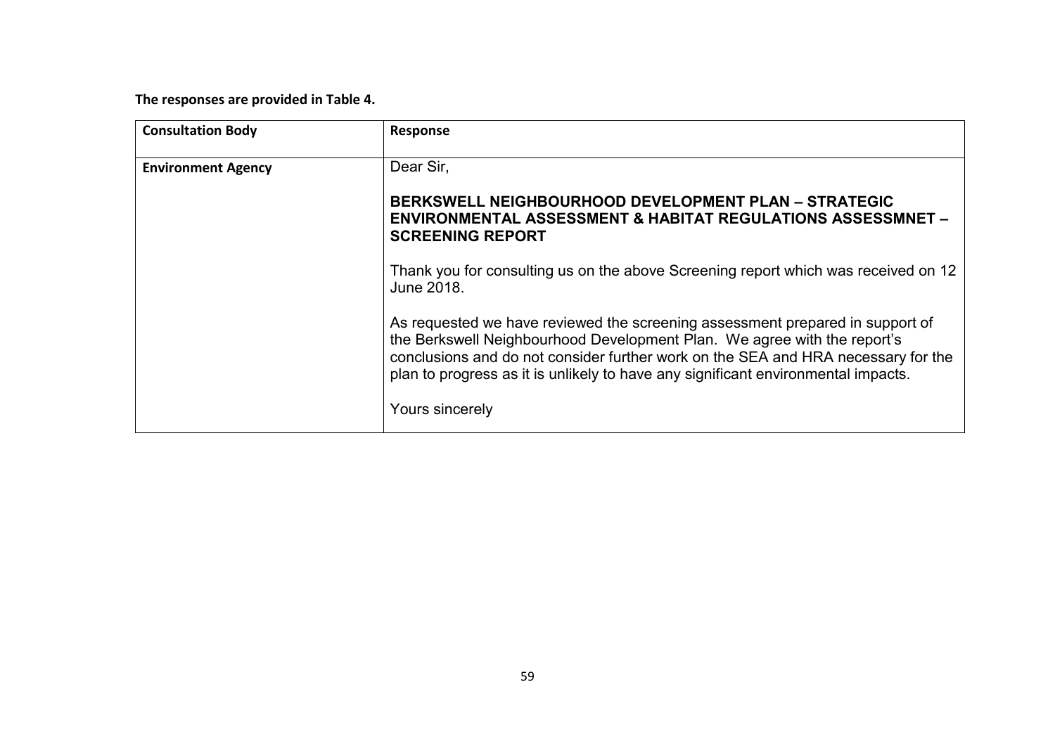**The responses are provided in Table 4.**

| Consultation Body | Response |
|---|---|
| **Environment Agency** | Dear Sir,<br><br>**BERKSWELL NEIGHBOURHOOD DEVELOPMENT PLAN – STRATEGIC ENVIRONMENTAL ASSESSMENT & HABITAT REGULATIONS ASSESSMNET – SCREENING REPORT**<br><br>Thank you for consulting us on the above Screening report which was received on 12 June 2018.<br><br>As requested we have reviewed the screening assessment prepared in support of the Berkswell Neighbourhood Development Plan. We agree with the report's conclusions and do not consider further work on the SEA and HRA necessary for the plan to progress as it is unlikely to have any significant environmental impacts.<br><br>Yours sincerely |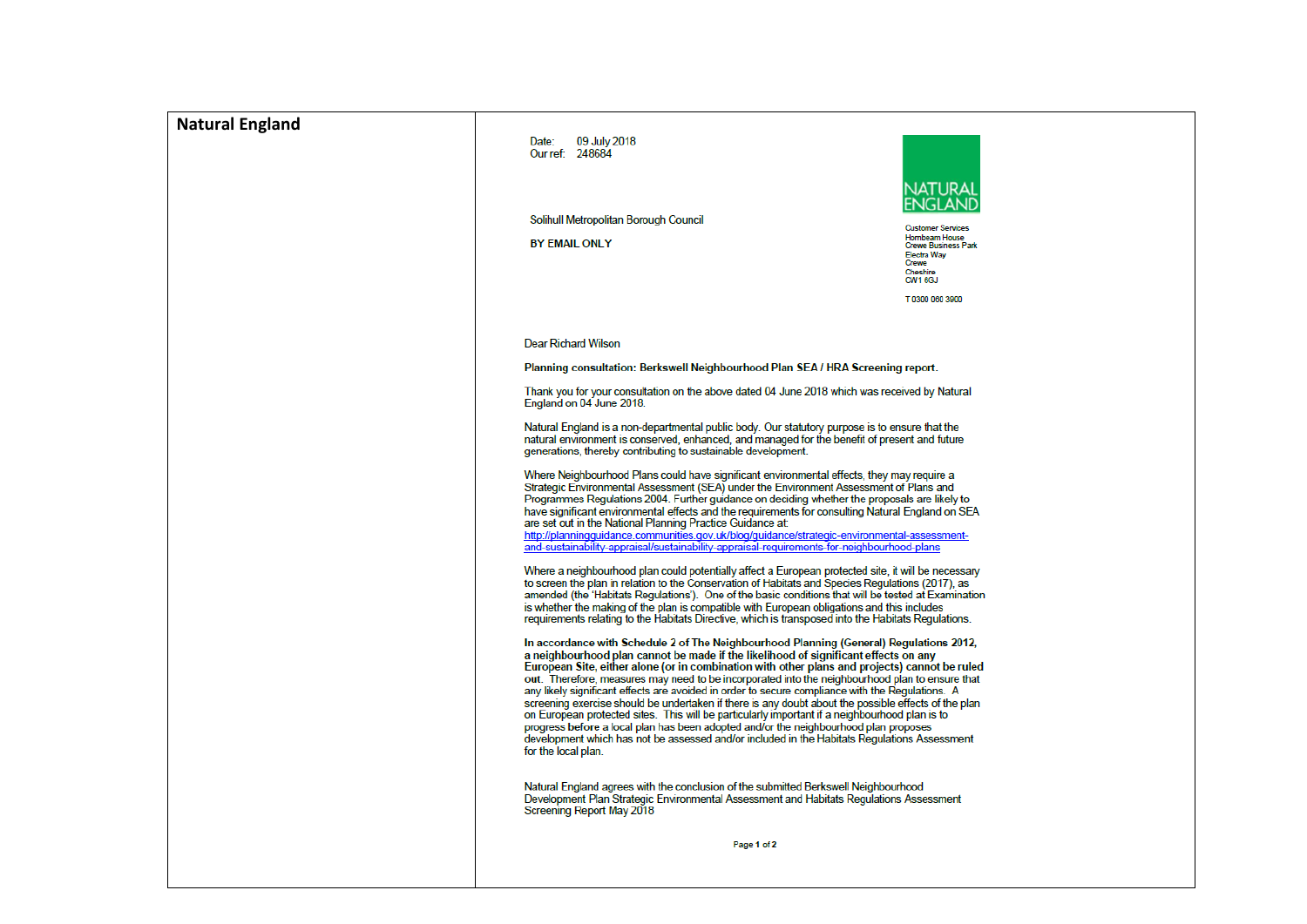| Natural England | Date: 09 July 2018<br>Our ref: 248684<br><br>Solihull Metropolitan Borough Council<br><br>**BY EMAIL ONLY**<br><br>NATURAL ENGLAND<br><br>Customer Services<br>Hornbeam House<br>Crewe Business Park<br>Electra Way<br>Crewe<br>Cheshire<br>CW1 6GJ<br><br>T 0300 060 3900<br><br>Dear Richard Wilson<br><br>**Planning consultation: Berkswell Neighbourhood Plan SEA / HRA Screening report.**<br><br>Thank you for your consultation on the above dated 04 June 2018 which was received by Natural England on 04 June 2018.<br><br>Natural England is a non-departmental public body. Our statutory purpose is to ensure that the natural environment is conserved, enhanced, and managed for the benefit of present and future generations, thereby contributing to sustainable development.<br><br>Where Neighbourhood Plans could have significant environmental effects, they may require a Strategic Environmental Assessment (SEA) under the Environment Assessment of Plans and Programmes Regulations 2004. Further guidance on deciding whether the proposals are likely to have significant environmental effects and the requirements for consulting Natural England on SEA are set out in the National Planning Practice Guidance at: http://planningguidance.communities.gov.uk/blog/guidance/strategic-environmental-assessment-and-sustainability-appraisal/sustainability-appraisal-requirements-for-neighbourhood-plans<br><br>Where a neighbourhood plan could potentially affect a European protected site, it will be necessary to screen the plan in relation to the Conservation of Habitats and Species Regulations (2017), as amended (the 'Habitats Regulations'). One of the basic conditions that will be tested at Examination is whether the making of the plan is compatible with European obligations and this includes requirements relating to the Habitats Directive, which is transposed into the Habitats Regulations.<br><br>**In accordance with Schedule 2 of The Neighbourhood Planning (General) Regulations 2012, a neighbourhood plan cannot be made if the likelihood of significant effects on any European Site, either alone (or in combination with other plans and projects) cannot be ruled out.** Therefore, measures may need to be incorporated into the neighbourhood plan to ensure that any likely significant effects are avoided in order to secure compliance with the Regulations. A screening exercise should be undertaken if there is any doubt about the possible effects of the plan on European protected sites. This will be particularly important if a neighbourhood plan is to progress before a local plan has been adopted and/or the neighbourhood plan proposes development which has not be assessed and/or included in the Habitats Regulations Assessment for the local plan.<br><br>Natural England agrees with the conclusion of the submitted Berkswell Neighbourhood Development Plan Strategic Environmental Assessment and Habitats Regulations Assessment Screening Report May 2018 |
|---|---|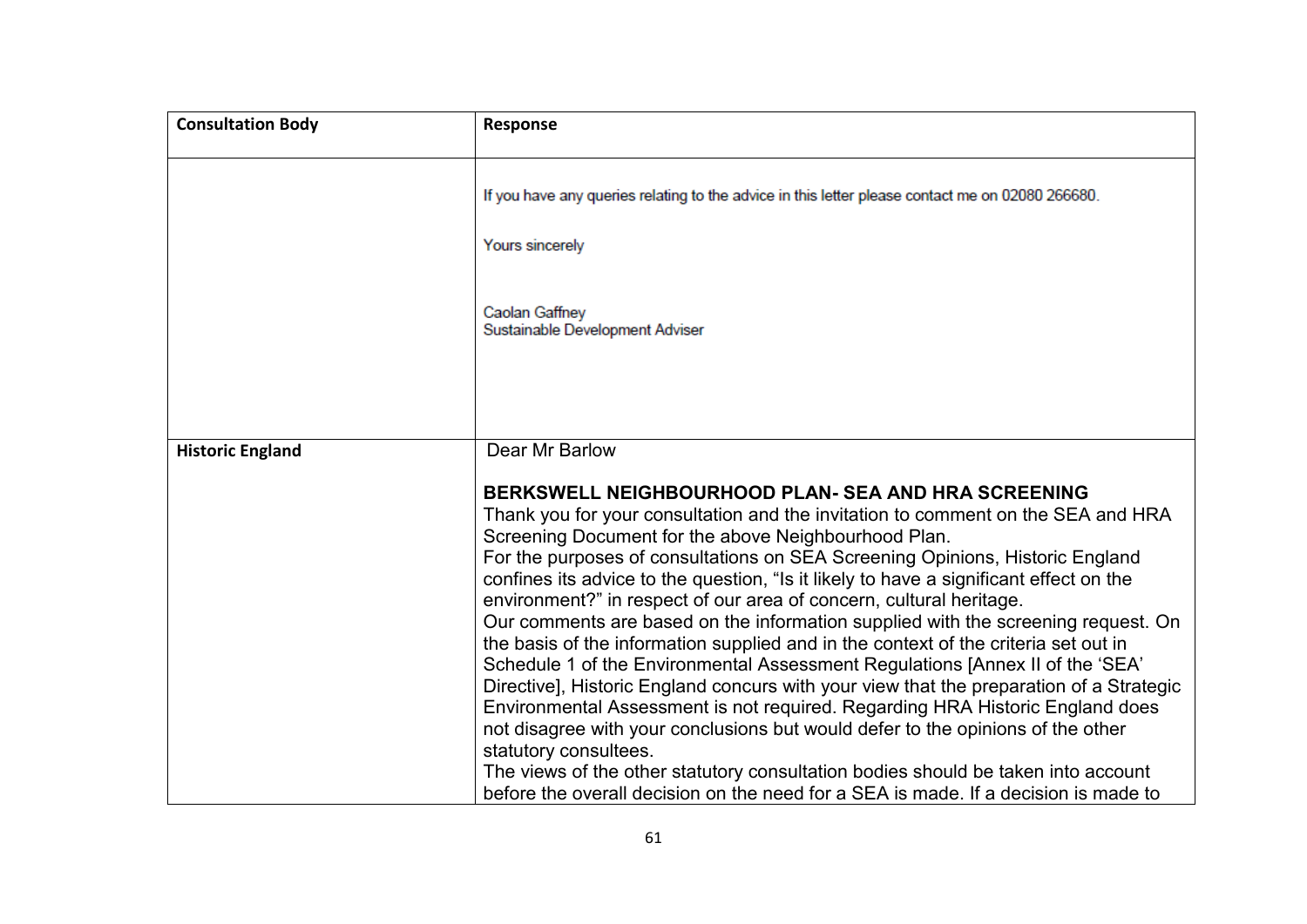| Consultation Body | Response |
| --- | --- |
| | If you have any queries relating to the advice in this letter please contact me on 02080 266680.<br><br>Yours sincerely<br><br>Caolan Gaffney<br>Sustainable Development Adviser |
| **Historic England** | Dear Mr Barlow<br><br>**BERKSWELL NEIGHBOURHOOD PLAN- SEA AND HRA SCREENING**<br>Thank you for your consultation and the invitation to comment on the SEA and HRA Screening Document for the above Neighbourhood Plan.<br>For the purposes of consultations on SEA Screening Opinions, Historic England confines its advice to the question, "Is it likely to have a significant effect on the environment?" in respect of our area of concern, cultural heritage.<br>Our comments are based on the information supplied with the screening request. On the basis of the information supplied and in the context of the criteria set out in Schedule 1 of the Environmental Assessment Regulations [Annex II of the 'SEA' Directive], Historic England concurs with your view that the preparation of a Strategic Environmental Assessment is not required. Regarding HRA Historic England does not disagree with your conclusions but would defer to the opinions of the other statutory consultees.<br>The views of the other statutory consultation bodies should be taken into account before the overall decision on the need for a SEA is made. If a decision is made to |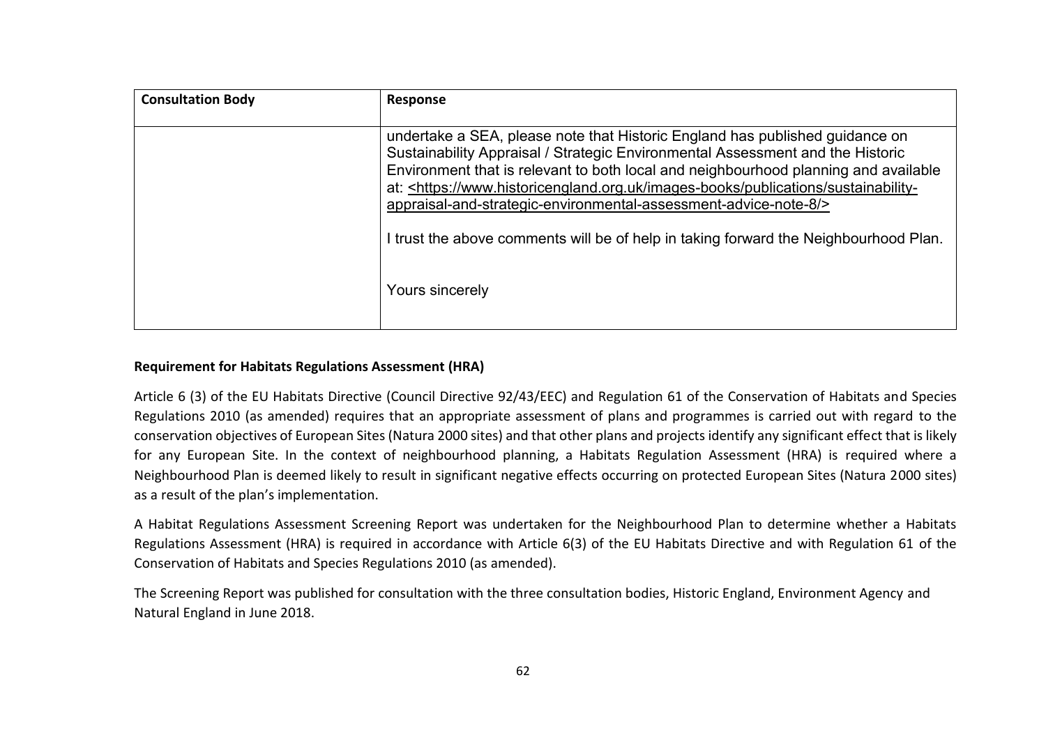| Consultation Body | Response |
| --- | --- |
| | undertake a SEA, please note that Historic England has published guidance on Sustainability Appraisal / Strategic Environmental Assessment and the Historic Environment that is relevant to both local and neighbourhood planning and available at: <https://www.historicengland.org.uk/images-books/publications/sustainability-appraisal-and-strategic-environmental-assessment-advice-note-8/><br><br>I trust the above comments will be of help in taking forward the Neighbourhood Plan.<br><br>Yours sincerely |

**Requirement for Habitats Regulations Assessment (HRA)**

Article 6 (3) of the EU Habitats Directive (Council Directive 92/43/EEC) and Regulation 61 of the Conservation of Habitats and Species Regulations 2010 (as amended) requires that an appropriate assessment of plans and programmes is carried out with regard to the conservation objectives of European Sites (Natura 2000 sites) and that other plans and projects identify any significant effect that is likely for any European Site. In the context of neighbourhood planning, a Habitats Regulation Assessment (HRA) is required where a Neighbourhood Plan is deemed likely to result in significant negative effects occurring on protected European Sites (Natura 2000 sites) as a result of the plan's implementation.

A Habitat Regulations Assessment Screening Report was undertaken for the Neighbourhood Plan to determine whether a Habitats Regulations Assessment (HRA) is required in accordance with Article 6(3) of the EU Habitats Directive and with Regulation 61 of the Conservation of Habitats and Species Regulations 2010 (as amended).

The Screening Report was published for consultation with the three consultation bodies, Historic England, Environment Agency and Natural England in June 2018.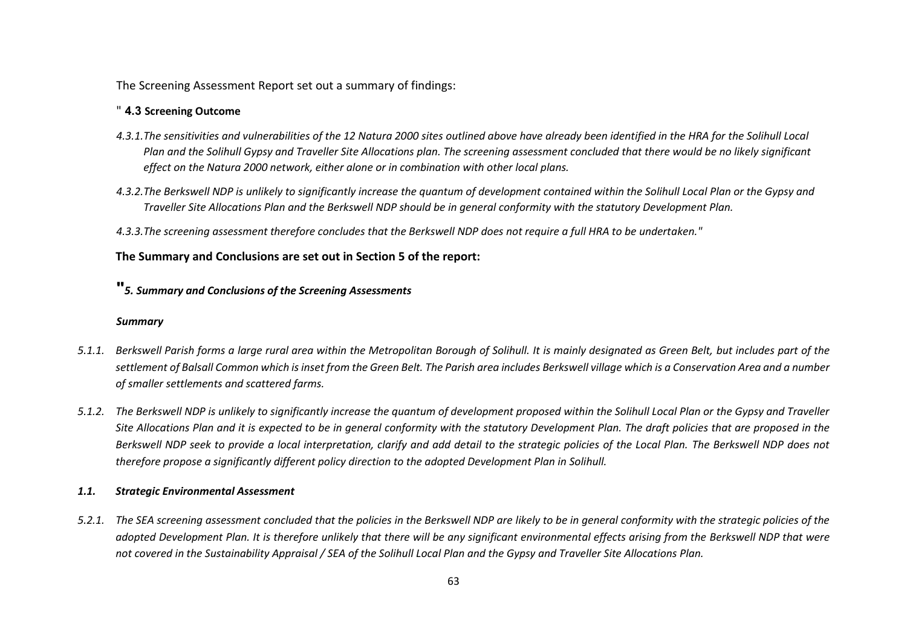The Screening Assessment Report set out a summary of findings:

" **4.3 Screening Outcome**

*4.3.1.The sensitivities and vulnerabilities of the 12 Natura 2000 sites outlined above have already been identified in the HRA for the Solihull Local Plan and the Solihull Gypsy and Traveller Site Allocations plan. The screening assessment concluded that there would be no likely significant effect on the Natura 2000 network, either alone or in combination with other local plans.*

*4.3.2.The Berkswell NDP is unlikely to significantly increase the quantum of development contained within the Solihull Local Plan or the Gypsy and Traveller Site Allocations Plan and the Berkswell NDP should be in general conformity with the statutory Development Plan.*

*4.3.3.The screening assessment therefore concludes that the Berkswell NDP does not require a full HRA to be undertaken."*

**The Summary and Conclusions are set out in Section 5 of the report:**

**"*5. Summary and Conclusions of the Screening Assessments***

***Summary***

*5.1.1. Berkswell Parish forms a large rural area within the Metropolitan Borough of Solihull. It is mainly designated as Green Belt, but includes part of the settlement of Balsall Common which is inset from the Green Belt. The Parish area includes Berkswell village which is a Conservation Area and a number of smaller settlements and scattered farms.*

*5.1.2. The Berkswell NDP is unlikely to significantly increase the quantum of development proposed within the Solihull Local Plan or the Gypsy and Traveller Site Allocations Plan and it is expected to be in general conformity with the statutory Development Plan. The draft policies that are proposed in the Berkswell NDP seek to provide a local interpretation, clarify and add detail to the strategic policies of the Local Plan. The Berkswell NDP does not therefore propose a significantly different policy direction to the adopted Development Plan in Solihull.*

***1.1. Strategic Environmental Assessment***

*5.2.1. The SEA screening assessment concluded that the policies in the Berkswell NDP are likely to be in general conformity with the strategic policies of the adopted Development Plan. It is therefore unlikely that there will be any significant environmental effects arising from the Berkswell NDP that were not covered in the Sustainability Appraisal / SEA of the Solihull Local Plan and the Gypsy and Traveller Site Allocations Plan.*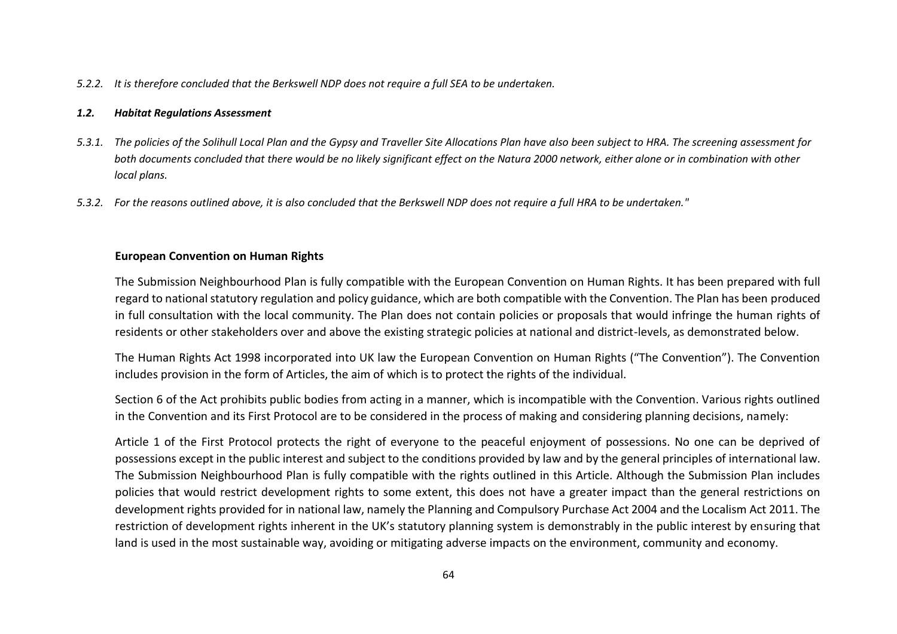*5.2.2. It is therefore concluded that the Berkswell NDP does not require a full SEA to be undertaken.*

***1.2. Habitat Regulations Assessment***

*5.3.1. The policies of the Solihull Local Plan and the Gypsy and Traveller Site Allocations Plan have also been subject to HRA. The screening assessment for both documents concluded that there would be no likely significant effect on the Natura 2000 network, either alone or in combination with other local plans.*

*5.3.2. For the reasons outlined above, it is also concluded that the Berkswell NDP does not require a full HRA to be undertaken."*

**European Convention on Human Rights**

The Submission Neighbourhood Plan is fully compatible with the European Convention on Human Rights. It has been prepared with full regard to national statutory regulation and policy guidance, which are both compatible with the Convention. The Plan has been produced in full consultation with the local community. The Plan does not contain policies or proposals that would infringe the human rights of residents or other stakeholders over and above the existing strategic policies at national and district-levels, as demonstrated below.

The Human Rights Act 1998 incorporated into UK law the European Convention on Human Rights ("The Convention"). The Convention includes provision in the form of Articles, the aim of which is to protect the rights of the individual.

Section 6 of the Act prohibits public bodies from acting in a manner, which is incompatible with the Convention. Various rights outlined in the Convention and its First Protocol are to be considered in the process of making and considering planning decisions, namely:

Article 1 of the First Protocol protects the right of everyone to the peaceful enjoyment of possessions. No one can be deprived of possessions except in the public interest and subject to the conditions provided by law and by the general principles of international law. The Submission Neighbourhood Plan is fully compatible with the rights outlined in this Article. Although the Submission Plan includes policies that would restrict development rights to some extent, this does not have a greater impact than the general restrictions on development rights provided for in national law, namely the Planning and Compulsory Purchase Act 2004 and the Localism Act 2011. The restriction of development rights inherent in the UK's statutory planning system is demonstrably in the public interest by ensuring that land is used in the most sustainable way, avoiding or mitigating adverse impacts on the environment, community and economy.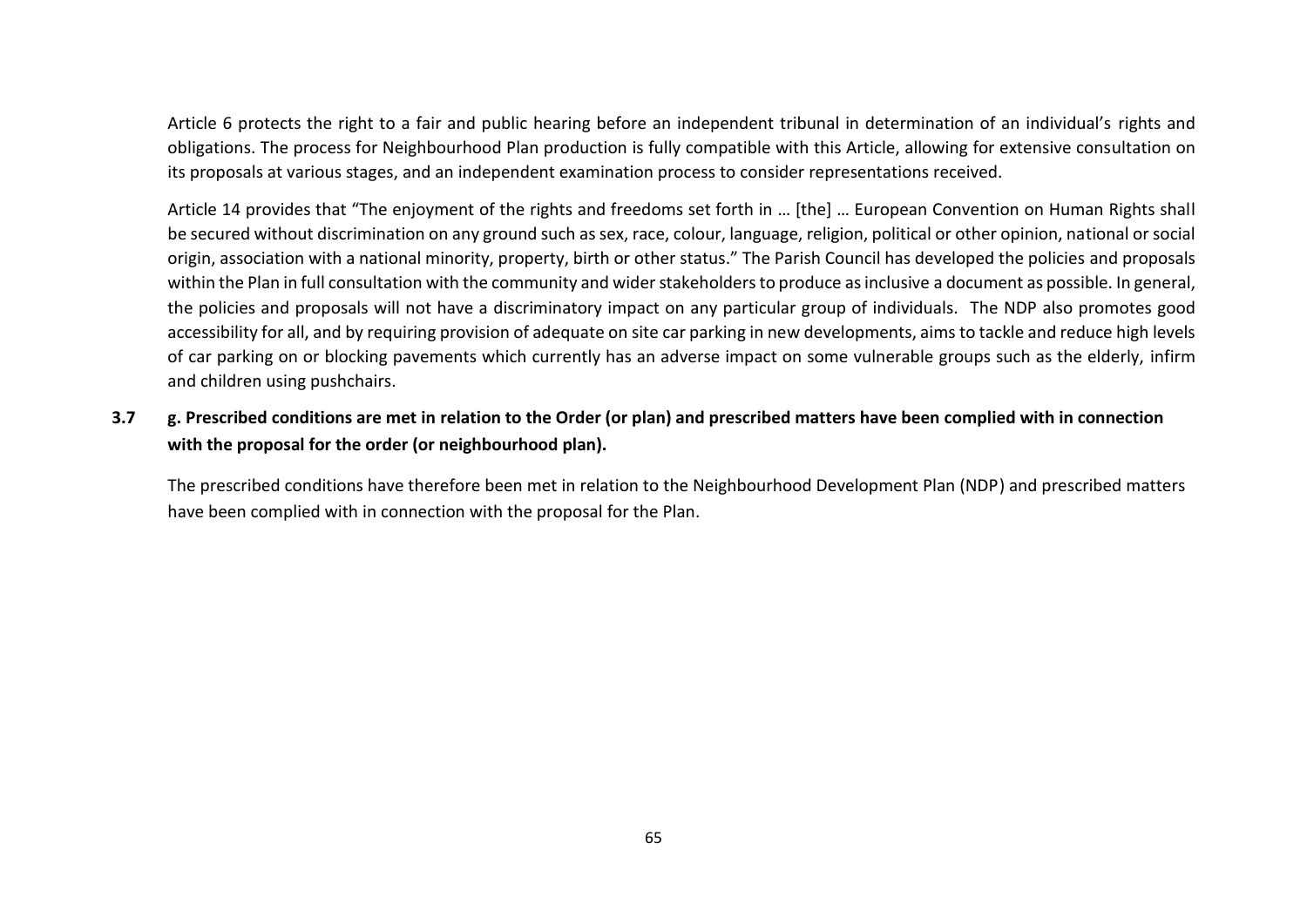Article 6 protects the right to a fair and public hearing before an independent tribunal in determination of an individual's rights and obligations. The process for Neighbourhood Plan production is fully compatible with this Article, allowing for extensive consultation on its proposals at various stages, and an independent examination process to consider representations received.

Article 14 provides that "The enjoyment of the rights and freedoms set forth in … [the] … European Convention on Human Rights shall be secured without discrimination on any ground such as sex, race, colour, language, religion, political or other opinion, national or social origin, association with a national minority, property, birth or other status." The Parish Council has developed the policies and proposals within the Plan in full consultation with the community and wider stakeholders to produce as inclusive a document as possible. In general, the policies and proposals will not have a discriminatory impact on any particular group of individuals. The NDP also promotes good accessibility for all, and by requiring provision of adequate on site car parking in new developments, aims to tackle and reduce high levels of car parking on or blocking pavements which currently has an adverse impact on some vulnerable groups such as the elderly, infirm and children using pushchairs.

**3.7 g. Prescribed conditions are met in relation to the Order (or plan) and prescribed matters have been complied with in connection with the proposal for the order (or neighbourhood plan).**

The prescribed conditions have therefore been met in relation to the Neighbourhood Development Plan (NDP) and prescribed matters have been complied with in connection with the proposal for the Plan.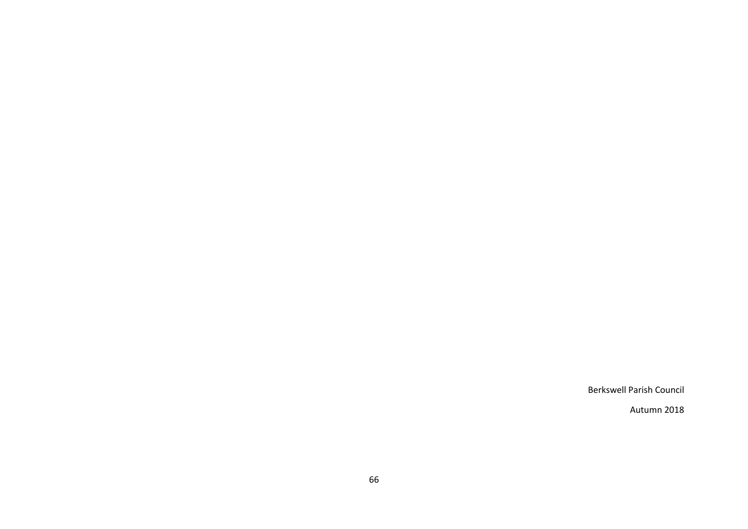Berkswell Parish Council

Autumn 2018